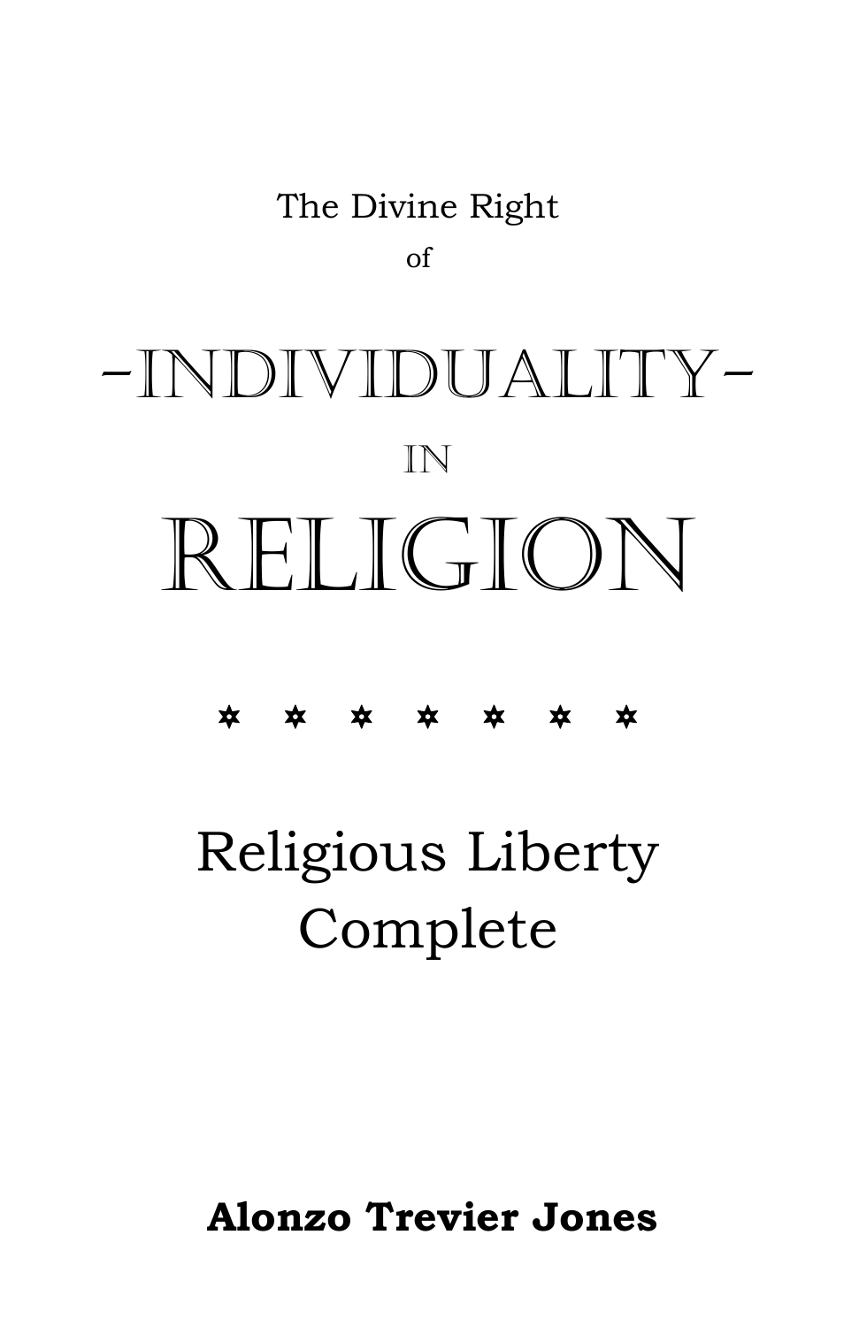The Divine Right

of

# -INDIVIDUALITY-

IN

# RELIGION

✡ ✡ ✡ ✡ ✡ ✡ ✡

## Religious Liberty Complete

**Alonzo Trevier Jones**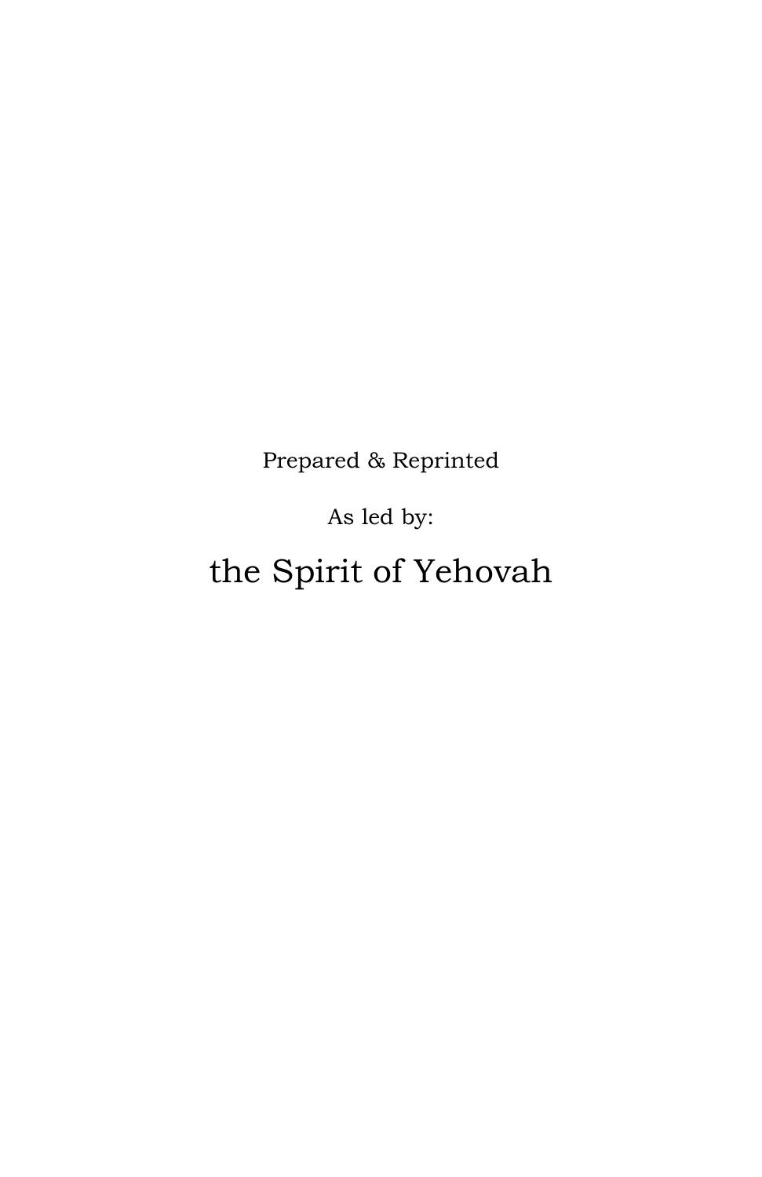Prepared & Reprinted

As led by:

the Spirit of Yehovah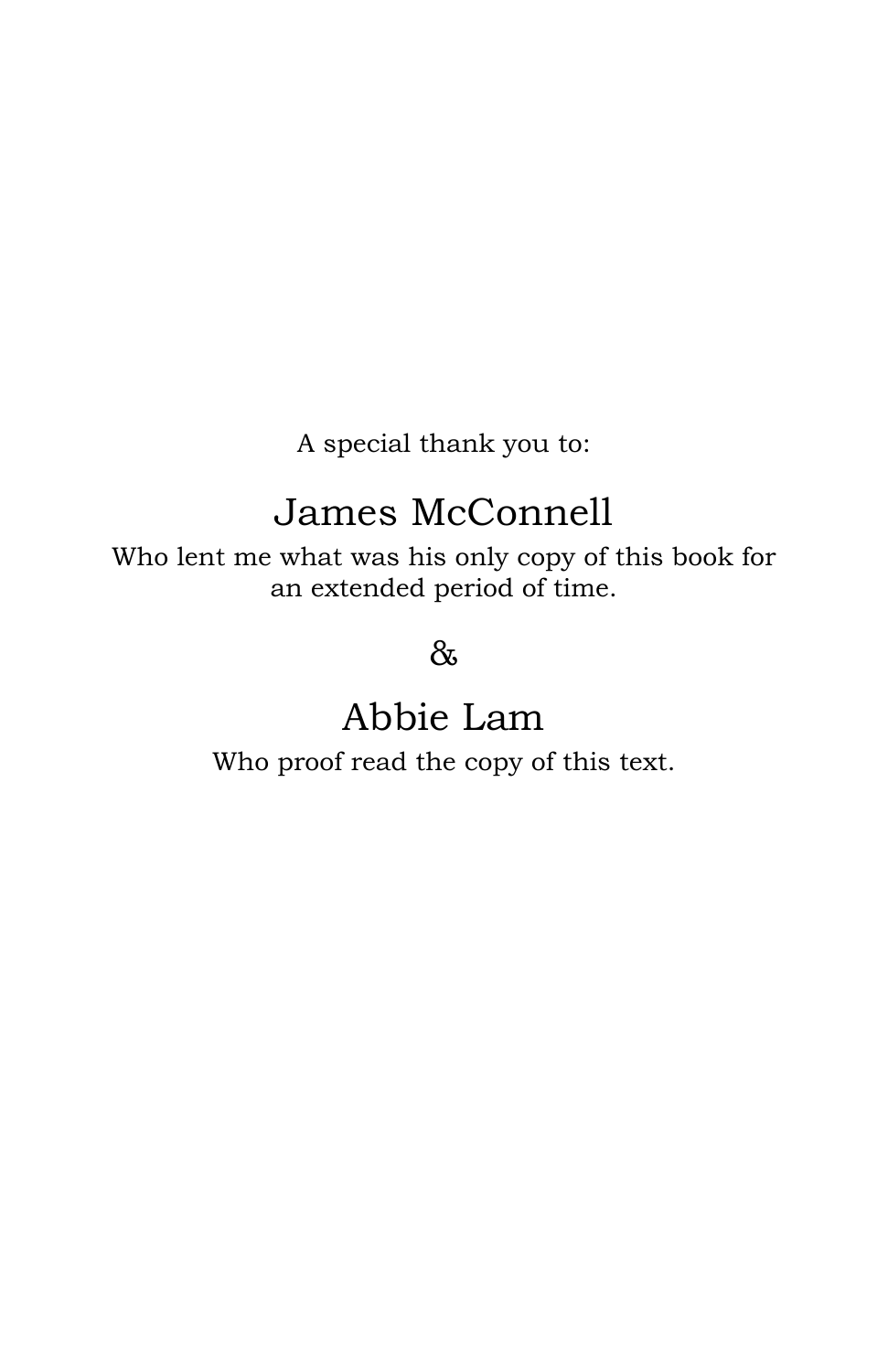A special thank you to:

## James McConnell

Who lent me what was his only copy of this book for an extended period of time.

&

## Abbie Lam

Who proof read the copy of this text.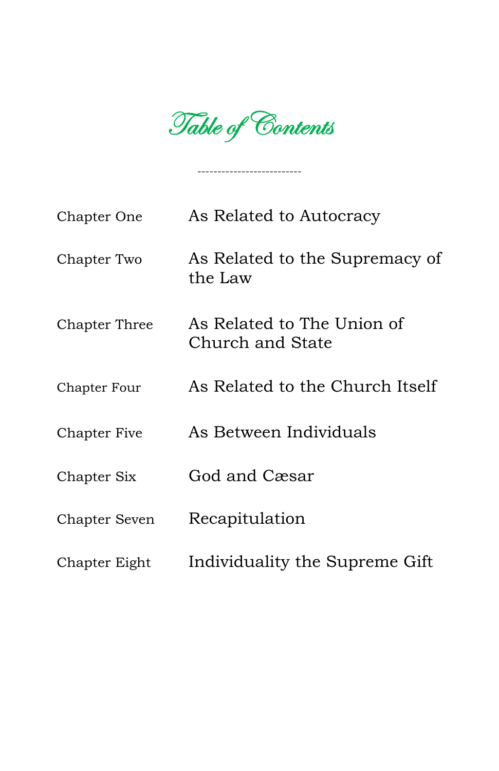# Table of Contents

---

| | |
|---|---|
| Chapter One | As Related to Autocracy |
| Chapter Two | As Related to the Supremacy of the Law |
| Chapter Three | As Related to The Union of Church and State |
| Chapter Four | As Related to the Church Itself |
| Chapter Five | As Between Individuals |
| Chapter Six | God and Cæsar |
| Chapter Seven | Recapitulation |
| Chapter Eight | Individuality the Supreme Gift |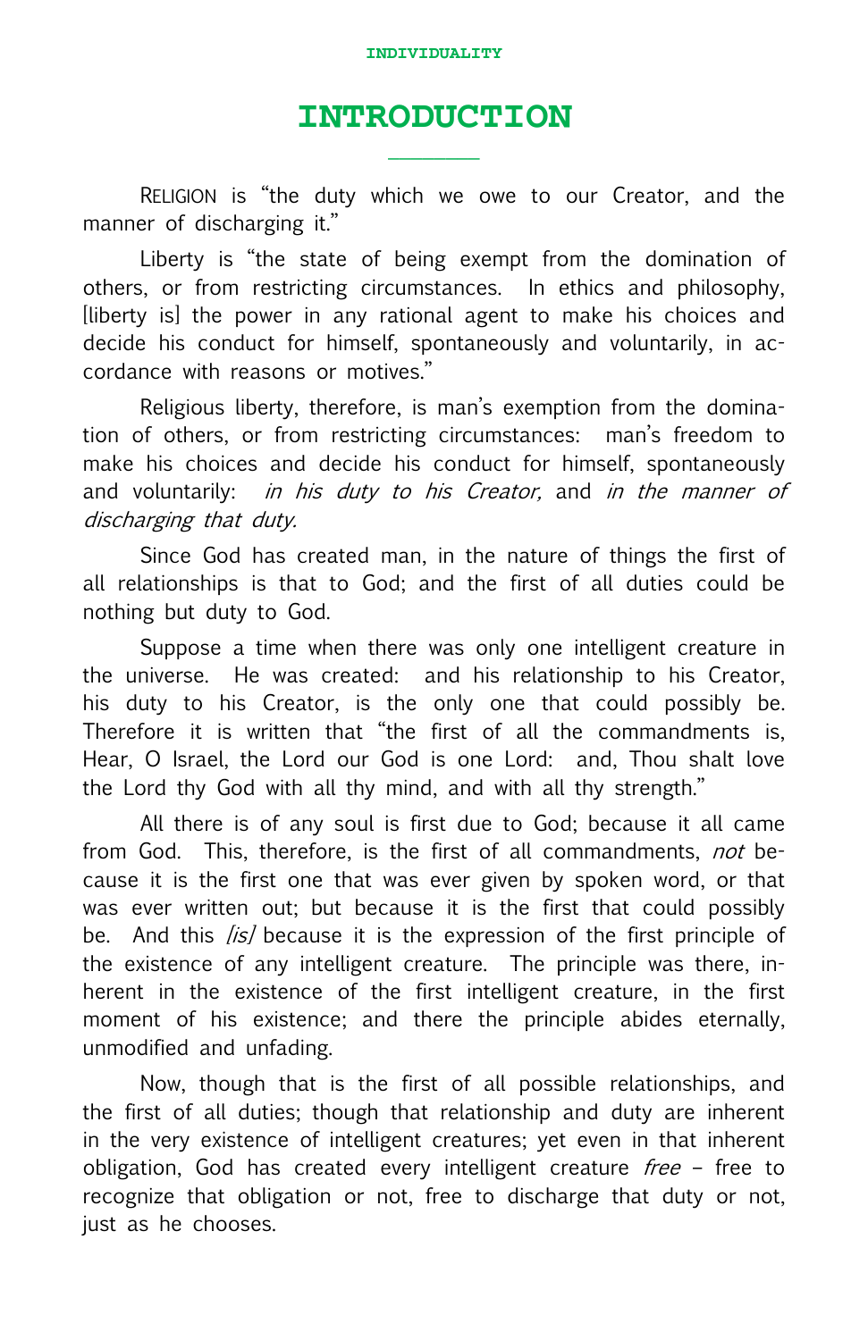# INTRODUCTION

RELIGION is "the duty which we owe to our Creator, and the manner of discharging it."

Liberty is "the state of being exempt from the domination of others, or from restricting circumstances. In ethics and philosophy, [liberty is] the power in any rational agent to make his choices and decide his conduct for himself, spontaneously and voluntarily, in accordance with reasons or motives."

Religious liberty, therefore, is man's exemption from the domination of others, or from restricting circumstances: man's freedom to make his choices and decide his conduct for himself, spontaneously and voluntarily: *in his duty to his Creator,* and *in the manner of discharging that duty.*

Since God has created man, in the nature of things the first of all relationships is that to God; and the first of all duties could be nothing but duty to God.

Suppose a time when there was only one intelligent creature in the universe. He was created: and his relationship to his Creator, his duty to his Creator, is the only one that could possibly be. Therefore it is written that "the first of all the commandments is, Hear, O Israel, the Lord our God is one Lord: and, Thou shalt love the Lord thy God with all thy mind, and with all thy strength."

All there is of any soul is first due to God; because it all came from God. This, therefore, is the first of all commandments, *not* because it is the first one that was ever given by spoken word, or that was ever written out; but because it is the first that could possibly be. And this *[is]* because it is the expression of the first principle of the existence of any intelligent creature. The principle was there, inherent in the existence of the first intelligent creature, in the first moment of his existence; and there the principle abides eternally, unmodified and unfading.

Now, though that is the first of all possible relationships, and the first of all duties; though that relationship and duty are inherent in the very existence of intelligent creatures; yet even in that inherent obligation, God has created every intelligent creature *free* – free to recognize that obligation or not, free to discharge that duty or not, just as he chooses.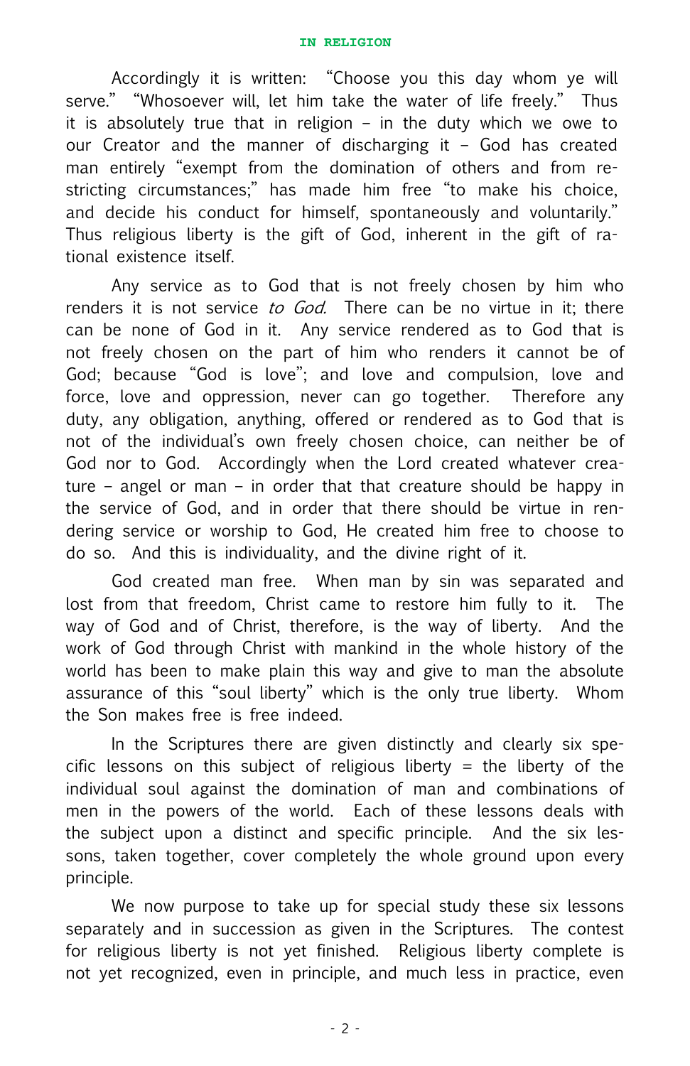Accordingly it is written: "Choose you this day whom ye will serve." "Whosoever will, let him take the water of life freely." Thus it is absolutely true that in religion – in the duty which we owe to our Creator and the manner of discharging it – God has created man entirely "exempt from the domination of others and from restricting circumstances;" has made him free "to make his choice, and decide his conduct for himself, spontaneously and voluntarily." Thus religious liberty is the gift of God, inherent in the gift of rational existence itself.

Any service as to God that is not freely chosen by him who renders it is not service *to God.* There can be no virtue in it; there can be none of God in it. Any service rendered as to God that is not freely chosen on the part of him who renders it cannot be of God; because "God is love"; and love and compulsion, love and force, love and oppression, never can go together. Therefore any duty, any obligation, anything, offered or rendered as to God that is not of the individual's own freely chosen choice, can neither be of God nor to God. Accordingly when the Lord created whatever creature – angel or man – in order that that creature should be happy in the service of God, and in order that there should be virtue in rendering service or worship to God, He created him free to choose to do so. And this is individuality, and the divine right of it.

God created man free. When man by sin was separated and lost from that freedom, Christ came to restore him fully to it. The way of God and of Christ, therefore, is the way of liberty. And the work of God through Christ with mankind in the whole history of the world has been to make plain this way and give to man the absolute assurance of this "soul liberty" which is the only true liberty. Whom the Son makes free is free indeed.

In the Scriptures there are given distinctly and clearly six specific lessons on this subject of religious liberty = the liberty of the individual soul against the domination of man and combinations of men in the powers of the world. Each of these lessons deals with the subject upon a distinct and specific principle. And the six lessons, taken together, cover completely the whole ground upon every principle.

We now purpose to take up for special study these six lessons separately and in succession as given in the Scriptures. The contest for religious liberty is not yet finished. Religious liberty complete is not yet recognized, even in principle, and much less in practice, even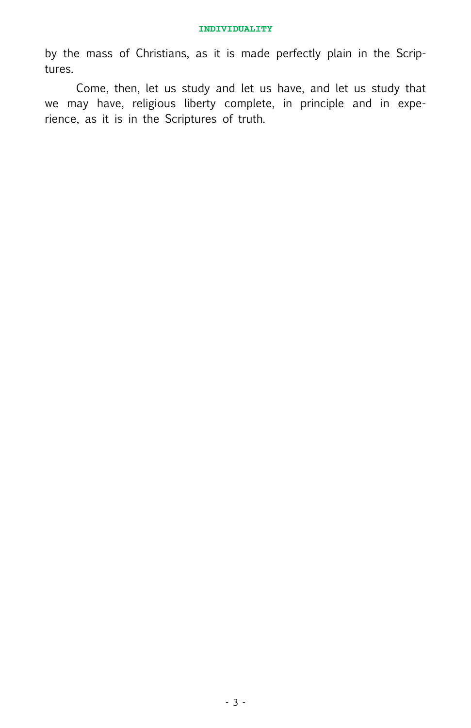by the mass of Christians, as it is made perfectly plain in the Scriptures.

Come, then, let us study and let us have, and let us study that we may have, religious liberty complete, in principle and in experience, as it is in the Scriptures of truth.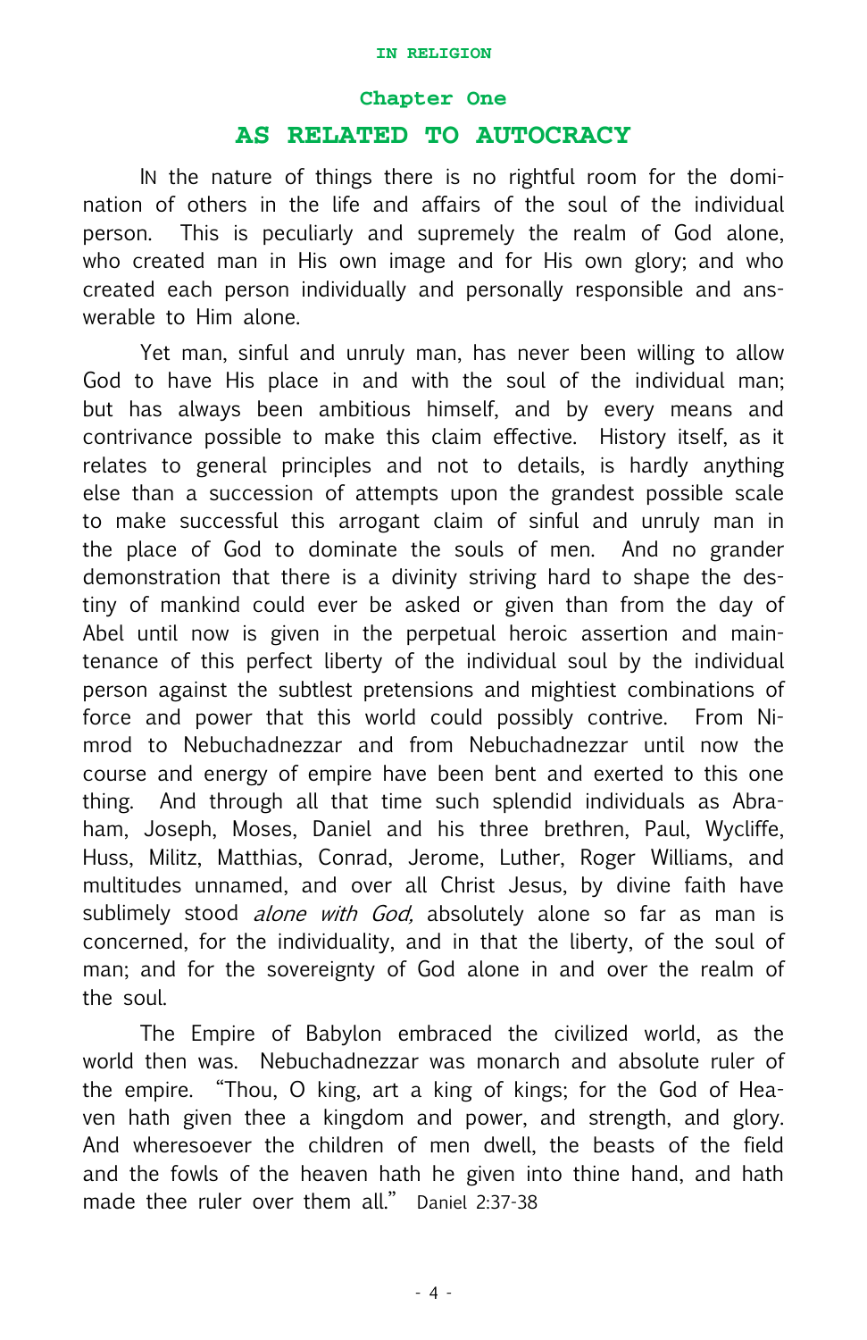## Chapter One

# AS RELATED TO AUTOCRACY

IN the nature of things there is no rightful room for the domination of others in the life and affairs of the soul of the individual person. This is peculiarly and supremely the realm of God alone, who created man in His own image and for His own glory; and who created each person individually and personally responsible and answerable to Him alone.

Yet man, sinful and unruly man, has never been willing to allow God to have His place in and with the soul of the individual man; but has always been ambitious himself, and by every means and contrivance possible to make this claim effective. History itself, as it relates to general principles and not to details, is hardly anything else than a succession of attempts upon the grandest possible scale to make successful this arrogant claim of sinful and unruly man in the place of God to dominate the souls of men. And no grander demonstration that there is a divinity striving hard to shape the destiny of mankind could ever be asked or given than from the day of Abel until now is given in the perpetual heroic assertion and maintenance of this perfect liberty of the individual soul by the individual person against the subtlest pretensions and mightiest combinations of force and power that this world could possibly contrive. From Nimrod to Nebuchadnezzar and from Nebuchadnezzar until now the course and energy of empire have been bent and exerted to this one thing. And through all that time such splendid individuals as Abraham, Joseph, Moses, Daniel and his three brethren, Paul, Wycliffe, Huss, Militz, Matthias, Conrad, Jerome, Luther, Roger Williams, and multitudes unnamed, and over all Christ Jesus, by divine faith have sublimely stood *alone with God,* absolutely alone so far as man is concerned, for the individuality, and in that the liberty, of the soul of man; and for the sovereignty of God alone in and over the realm of the soul.

The Empire of Babylon embraced the civilized world, as the world then was. Nebuchadnezzar was monarch and absolute ruler of the empire. "Thou, O king, art a king of kings; for the God of Heaven hath given thee a kingdom and power, and strength, and glory. And wheresoever the children of men dwell, the beasts of the field and the fowls of the heaven hath he given into thine hand, and hath made thee ruler over them all." Daniel 2:37-38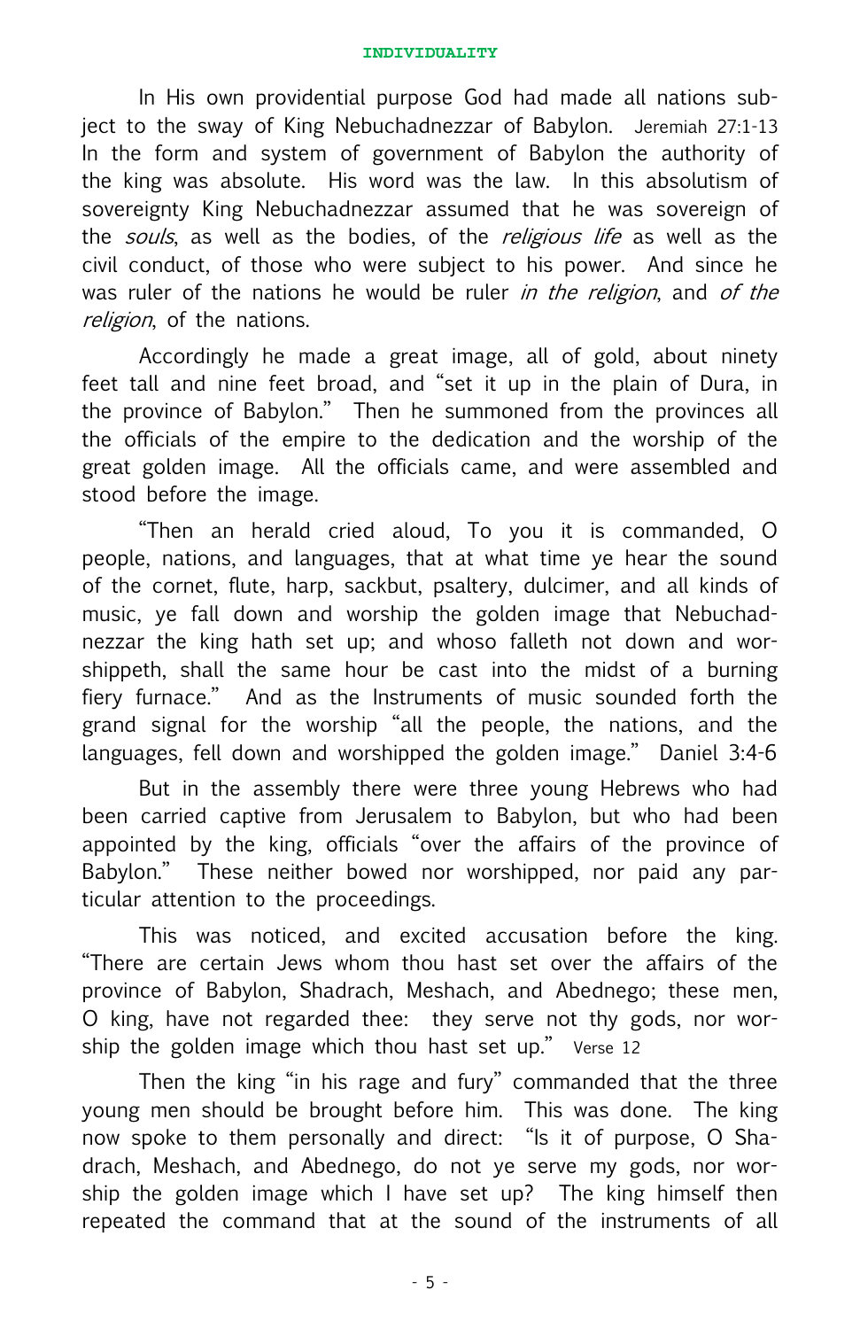In His own providential purpose God had made all nations subject to the sway of King Nebuchadnezzar of Babylon. Jeremiah 27:1-13 In the form and system of government of Babylon the authority of the king was absolute. His word was the law. In this absolutism of sovereignty King Nebuchadnezzar assumed that he was sovereign of the *souls*, as well as the bodies, of the *religious life* as well as the civil conduct, of those who were subject to his power. And since he was ruler of the nations he would be ruler *in the religion*, and *of the religion*, of the nations.

Accordingly he made a great image, all of gold, about ninety feet tall and nine feet broad, and "set it up in the plain of Dura, in the province of Babylon." Then he summoned from the provinces all the officials of the empire to the dedication and the worship of the great golden image. All the officials came, and were assembled and stood before the image.

"Then an herald cried aloud, To you it is commanded, O people, nations, and languages, that at what time ye hear the sound of the cornet, flute, harp, sackbut, psaltery, dulcimer, and all kinds of music, ye fall down and worship the golden image that Nebuchadnezzar the king hath set up; and whoso falleth not down and worshippeth, shall the same hour be cast into the midst of a burning fiery furnace." And as the Instruments of music sounded forth the grand signal for the worship "all the people, the nations, and the languages, fell down and worshipped the golden image." Daniel 3:4-6

But in the assembly there were three young Hebrews who had been carried captive from Jerusalem to Babylon, but who had been appointed by the king, officials "over the affairs of the province of Babylon." These neither bowed nor worshipped, nor paid any particular attention to the proceedings.

This was noticed, and excited accusation before the king. "There are certain Jews whom thou hast set over the affairs of the province of Babylon, Shadrach, Meshach, and Abednego; these men, O king, have not regarded thee: they serve not thy gods, nor worship the golden image which thou hast set up." Verse 12

Then the king "in his rage and fury" commanded that the three young men should be brought before him. This was done. The king now spoke to them personally and direct: "Is it of purpose, O Shadrach, Meshach, and Abednego, do not ye serve my gods, nor worship the golden image which I have set up? The king himself then repeated the command that at the sound of the instruments of all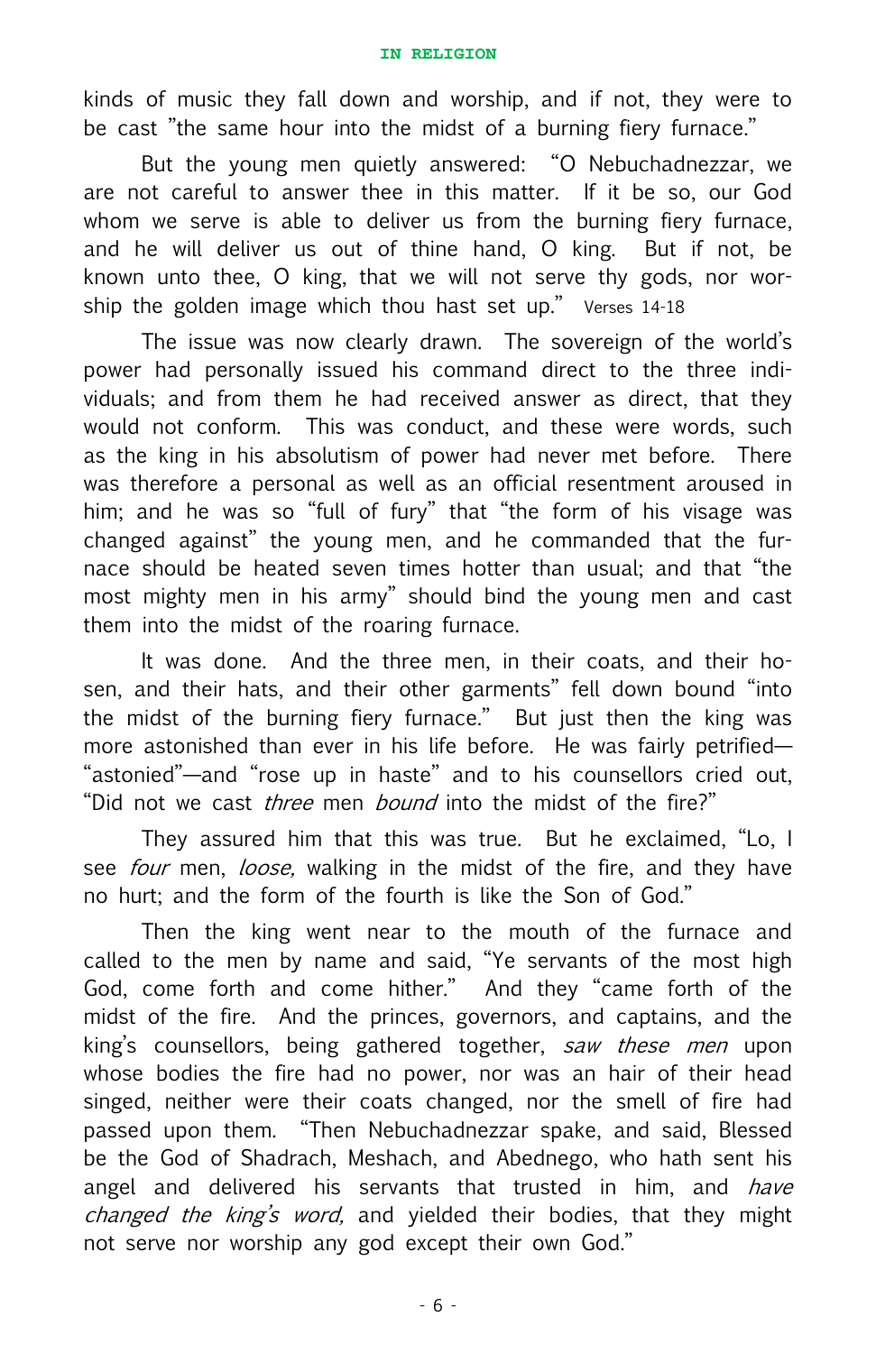kinds of music they fall down and worship, and if not, they were to be cast "the same hour into the midst of a burning fiery furnace."

But the young men quietly answered: "O Nebuchadnezzar, we are not careful to answer thee in this matter. If it be so, our God whom we serve is able to deliver us from the burning fiery furnace, and he will deliver us out of thine hand, O king. But if not, be known unto thee, O king, that we will not serve thy gods, nor worship the golden image which thou hast set up." Verses 14-18

The issue was now clearly drawn. The sovereign of the world's power had personally issued his command direct to the three individuals; and from them he had received answer as direct, that they would not conform. This was conduct, and these were words, such as the king in his absolutism of power had never met before. There was therefore a personal as well as an official resentment aroused in him; and he was so "full of fury" that "the form of his visage was changed against" the young men, and he commanded that the furnace should be heated seven times hotter than usual; and that "the most mighty men in his army" should bind the young men and cast them into the midst of the roaring furnace.

It was done. And the three men, in their coats, and their hosen, and their hats, and their other garments" fell down bound "into the midst of the burning fiery furnace." But just then the king was more astonished than ever in his life before. He was fairly petrified—"astonied"—and "rose up in haste" and to his counsellors cried out, "Did not we cast *three* men *bound* into the midst of the fire?"

They assured him that this was true. But he exclaimed, "Lo, I see *four* men, *loose,* walking in the midst of the fire, and they have no hurt; and the form of the fourth is like the Son of God."

Then the king went near to the mouth of the furnace and called to the men by name and said, "Ye servants of the most high God, come forth and come hither." And they "came forth of the midst of the fire. And the princes, governors, and captains, and the king's counsellors, being gathered together, *saw these men* upon whose bodies the fire had no power, nor was an hair of their head singed, neither were their coats changed, nor the smell of fire had passed upon them. "Then Nebuchadnezzar spake, and said, Blessed be the God of Shadrach, Meshach, and Abednego, who hath sent his angel and delivered his servants that trusted in him, and *have changed the king's word,* and yielded their bodies, that they might not serve nor worship any god except their own God."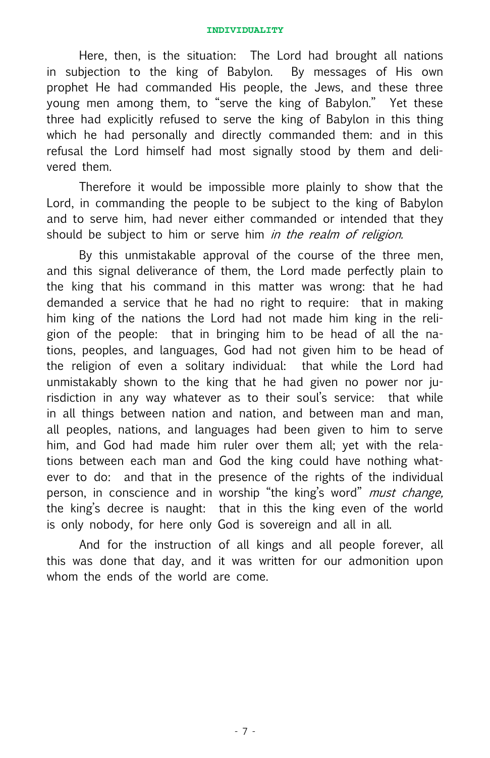Here, then, is the situation: The Lord had brought all nations in subjection to the king of Babylon. By messages of His own prophet He had commanded His people, the Jews, and these three young men among them, to "serve the king of Babylon." Yet these three had explicitly refused to serve the king of Babylon in this thing which he had personally and directly commanded them: and in this refusal the Lord himself had most signally stood by them and delivered them.

Therefore it would be impossible more plainly to show that the Lord, in commanding the people to be subject to the king of Babylon and to serve him, had never either commanded or intended that they should be subject to him or serve him *in the realm of religion.*

By this unmistakable approval of the course of the three men, and this signal deliverance of them, the Lord made perfectly plain to the king that his command in this matter was wrong: that he had demanded a service that he had no right to require: that in making him king of the nations the Lord had not made him king in the religion of the people: that in bringing him to be head of all the nations, peoples, and languages, God had not given him to be head of the religion of even a solitary individual: that while the Lord had unmistakably shown to the king that he had given no power nor jurisdiction in any way whatever as to their soul's service: that while in all things between nation and nation, and between man and man, all peoples, nations, and languages had been given to him to serve him, and God had made him ruler over them all; yet with the relations between each man and God the king could have nothing whatever to do: and that in the presence of the rights of the individual person, in conscience and in worship "the king's word" *must change,* the king's decree is naught: that in this the king even of the world is only nobody, for here only God is sovereign and all in all.

And for the instruction of all kings and all people forever, all this was done that day, and it was written for our admonition upon whom the ends of the world are come.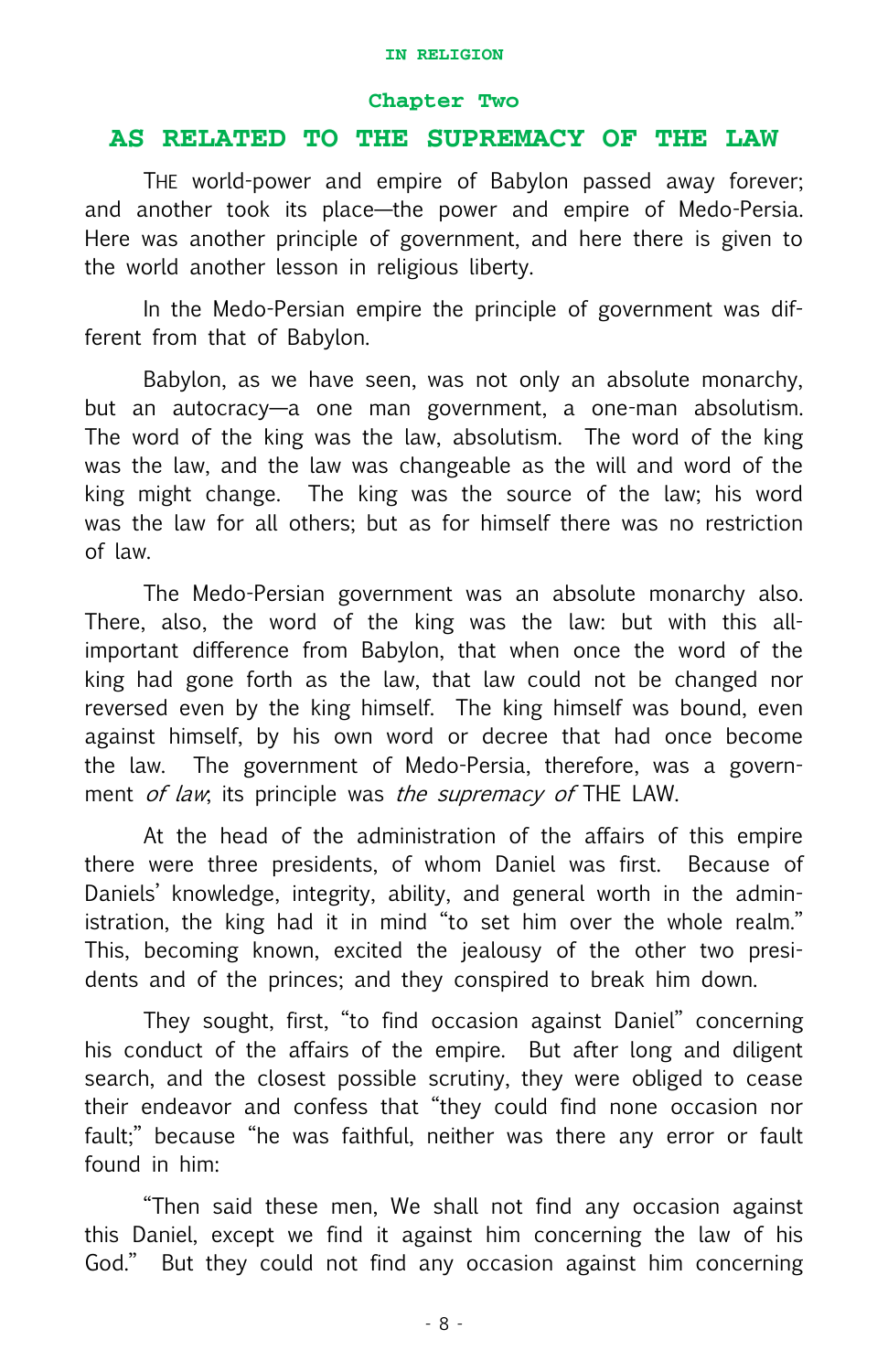## Chapter Two

## AS RELATED TO THE SUPREMACY OF THE LAW

THE world-power and empire of Babylon passed away forever; and another took its place—the power and empire of Medo-Persia. Here was another principle of government, and here there is given to the world another lesson in religious liberty.

In the Medo-Persian empire the principle of government was different from that of Babylon.

Babylon, as we have seen, was not only an absolute monarchy, but an autocracy—a one man government, a one-man absolutism. The word of the king was the law, absolutism. The word of the king was the law, and the law was changeable as the will and word of the king might change. The king was the source of the law; his word was the law for all others; but as for himself there was no restriction of law.

The Medo-Persian government was an absolute monarchy also. There, also, the word of the king was the law: but with this all-important difference from Babylon, that when once the word of the king had gone forth as the law, that law could not be changed nor reversed even by the king himself. The king himself was bound, even against himself, by his own word or decree that had once become the law. The government of Medo-Persia, therefore, was a government *of law*; its principle was *the supremacy of* THE LAW.

At the head of the administration of the affairs of this empire there were three presidents, of whom Daniel was first. Because of Daniels' knowledge, integrity, ability, and general worth in the administration, the king had it in mind "to set him over the whole realm." This, becoming known, excited the jealousy of the other two presidents and of the princes; and they conspired to break him down.

They sought, first, "to find occasion against Daniel" concerning his conduct of the affairs of the empire. But after long and diligent search, and the closest possible scrutiny, they were obliged to cease their endeavor and confess that "they could find none occasion nor fault;" because "he was faithful, neither was there any error or fault found in him:

"Then said these men, We shall not find any occasion against this Daniel, except we find it against him concerning the law of his God." But they could not find any occasion against him concerning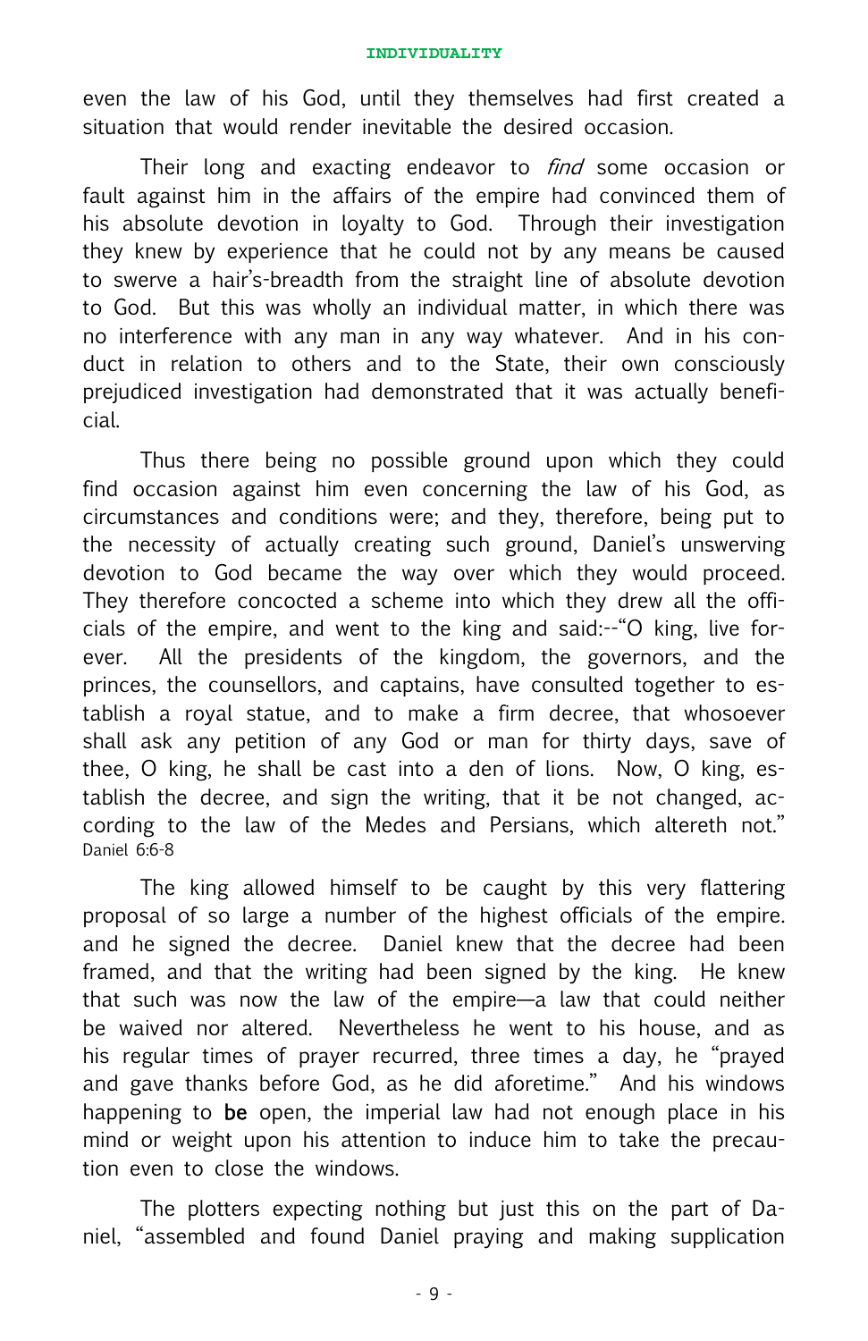even the law of his God, until they themselves had first created a situation that would render inevitable the desired occasion.

Their long and exacting endeavor to *find* some occasion or fault against him in the affairs of the empire had convinced them of his absolute devotion in loyalty to God. Through their investigation they knew by experience that he could not by any means be caused to swerve a hair's-breadth from the straight line of absolute devotion to God. But this was wholly an individual matter, in which there was no interference with any man in any way whatever. And in his conduct in relation to others and to the State, their own consciously prejudiced investigation had demonstrated that it was actually beneficial.

Thus there being no possible ground upon which they could find occasion against him even concerning the law of his God, as circumstances and conditions were; and they, therefore, being put to the necessity of actually creating such ground, Daniel's unswerving devotion to God became the way over which they would proceed. They therefore concocted a scheme into which they drew all the officials of the empire, and went to the king and said:--"O king, live forever. All the presidents of the kingdom, the governors, and the princes, the counsellors, and captains, have consulted together to establish a royal statue, and to make a firm decree, that whosoever shall ask any petition of any God or man for thirty days, save of thee, O king, he shall be cast into a den of lions. Now, O king, establish the decree, and sign the writing, that it be not changed, according to the law of the Medes and Persians, which altereth not." Daniel 6:6-8

The king allowed himself to be caught by this very flattering proposal of so large a number of the highest officials of the empire. and he signed the decree. Daniel knew that the decree had been framed, and that the writing had been signed by the king. He knew that such was now the law of the empire—a law that could neither be waived nor altered. Nevertheless he went to his house, and as his regular times of prayer recurred, three times a day, he "prayed and gave thanks before God, as he did aforetime." And his windows happening to **be** open, the imperial law had not enough place in his mind or weight upon his attention to induce him to take the precaution even to close the windows.

The plotters expecting nothing but just this on the part of Daniel, "assembled and found Daniel praying and making supplication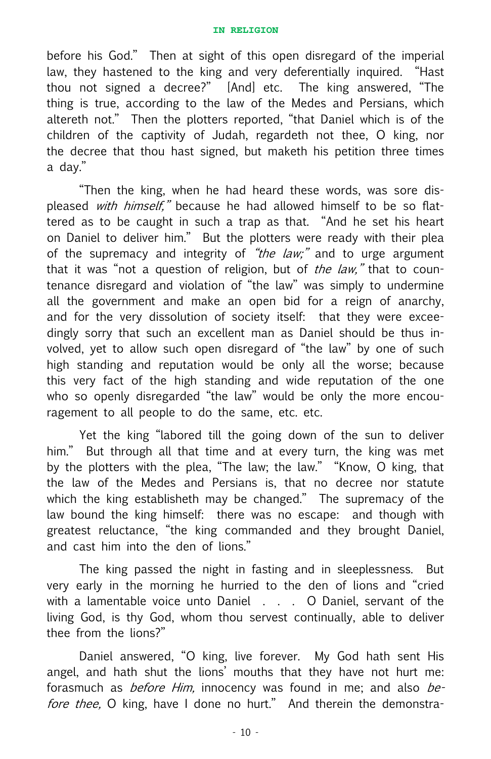before his God." Then at sight of this open disregard of the imperial law, they hastened to the king and very deferentially inquired. "Hast thou not signed a decree?" [And] etc. The king answered, "The thing is true, according to the law of the Medes and Persians, which altereth not." Then the plotters reported, "that Daniel which is of the children of the captivity of Judah, regardeth not thee, O king, nor the decree that thou hast signed, but maketh his petition three times a day."

"Then the king, when he had heard these words, was sore displeased *with himself,"* because he had allowed himself to be so flattered as to be caught in such a trap as that. "And he set his heart on Daniel to deliver him." But the plotters were ready with their plea of the supremacy and integrity of *"the law;"* and to urge argument that it was "not a question of religion, but of *the law,"* that to countenance disregard and violation of "the law" was simply to undermine all the government and make an open bid for a reign of anarchy, and for the very dissolution of society itself: that they were exceedingly sorry that such an excellent man as Daniel should be thus involved, yet to allow such open disregard of "the law" by one of such high standing and reputation would be only all the worse; because this very fact of the high standing and wide reputation of the one who so openly disregarded "the law" would be only the more encouragement to all people to do the same, etc. etc.

Yet the king "labored till the going down of the sun to deliver him." But through all that time and at every turn, the king was met by the plotters with the plea, "The law; the law." "Know, O king, that the law of the Medes and Persians is, that no decree nor statute which the king establisheth may be changed." The supremacy of the law bound the king himself: there was no escape: and though with greatest reluctance, "the king commanded and they brought Daniel, and cast him into the den of lions."

The king passed the night in fasting and in sleeplessness. But very early in the morning he hurried to the den of lions and "cried with a lamentable voice unto Daniel . . . . O Daniel, servant of the living God, is thy God, whom thou servest continually, able to deliver thee from the lions?"

Daniel answered, "O king, live forever. My God hath sent His angel, and hath shut the lions' mouths that they have not hurt me: forasmuch as *before Him,* innocency was found in me; and also *before thee,* O king, have I done no hurt." And therein the demonstra-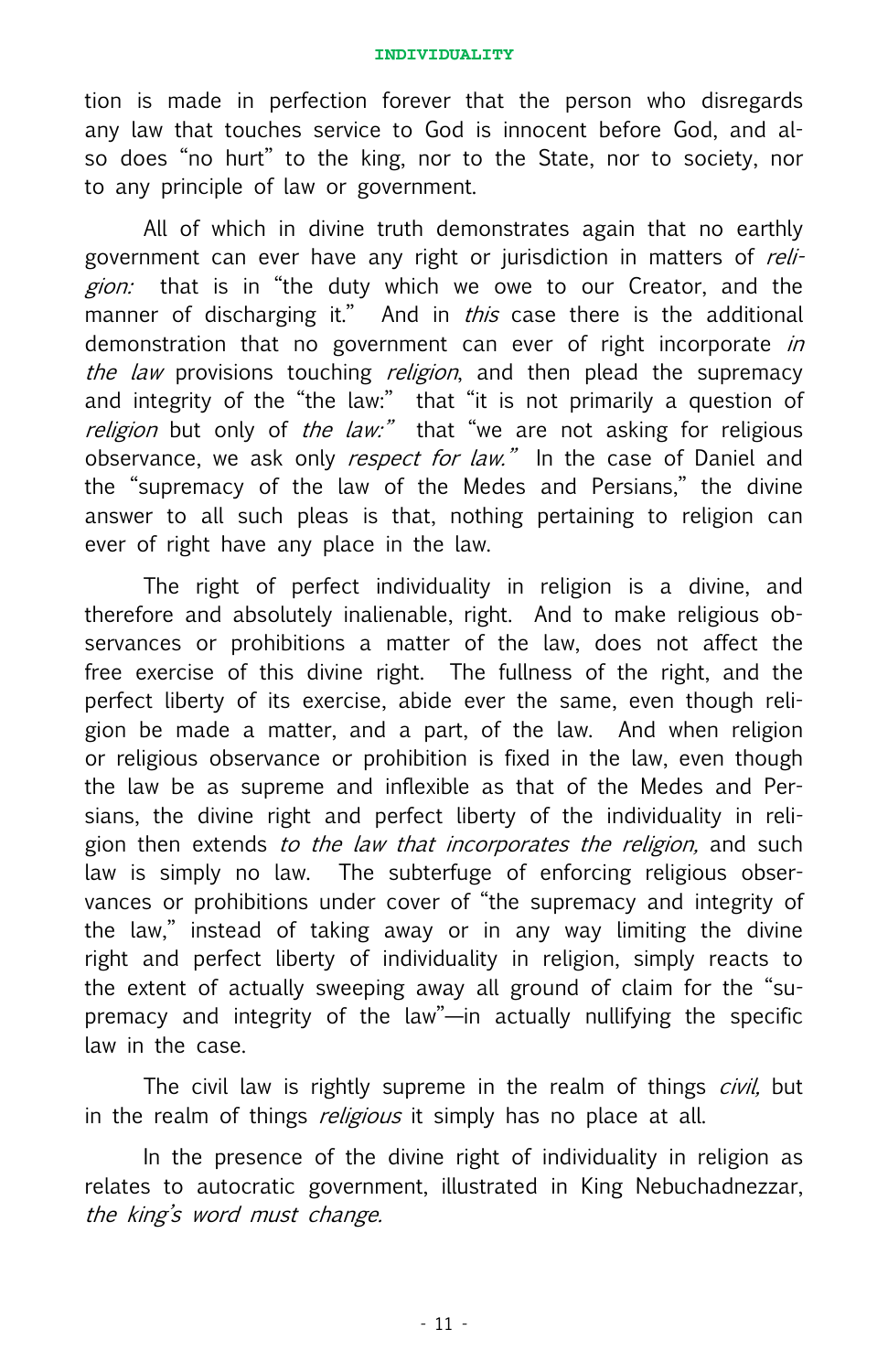tion is made in perfection forever that the person who disregards any law that touches service to God is innocent before God, and also does "no hurt" to the king, nor to the State, nor to society, nor to any principle of law or government.

All of which in divine truth demonstrates again that no earthly government can ever have any right or jurisdiction in matters of *religion:* that is in "the duty which we owe to our Creator, and the manner of discharging it." And in *this* case there is the additional demonstration that no government can ever of right incorporate *in the law* provisions touching *religion*, and then plead the supremacy and integrity of the "the law:" that "it is not primarily a question of *religion* but only of *the law:"* that "we are not asking for religious observance, we ask only *respect for law."* In the case of Daniel and the "supremacy of the law of the Medes and Persians," the divine answer to all such pleas is that, nothing pertaining to religion can ever of right have any place in the law.

The right of perfect individuality in religion is a divine, and therefore and absolutely inalienable, right. And to make religious observances or prohibitions a matter of the law, does not affect the free exercise of this divine right. The fullness of the right, and the perfect liberty of its exercise, abide ever the same, even though religion be made a matter, and a part, of the law. And when religion or religious observance or prohibition is fixed in the law, even though the law be as supreme and inflexible as that of the Medes and Persians, the divine right and perfect liberty of the individuality in religion then extends *to the law that incorporates the religion,* and such law is simply no law. The subterfuge of enforcing religious observances or prohibitions under cover of "the supremacy and integrity of the law," instead of taking away or in any way limiting the divine right and perfect liberty of individuality in religion, simply reacts to the extent of actually sweeping away all ground of claim for the "supremacy and integrity of the law"—in actually nullifying the specific law in the case.

The civil law is rightly supreme in the realm of things *civil,* but in the realm of things *religious* it simply has no place at all.

In the presence of the divine right of individuality in religion as relates to autocratic government, illustrated in King Nebuchadnezzar, *the king's word must change.*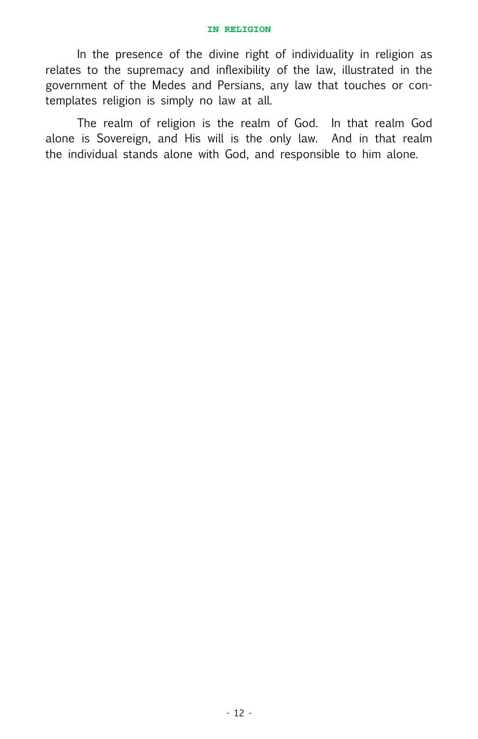In the presence of the divine right of individuality in religion as relates to the supremacy and inflexibility of the law, illustrated in the government of the Medes and Persians, any law that touches or contemplates religion is simply no law at all.

The realm of religion is the realm of God. In that realm God alone is Sovereign, and His will is the only law. And in that realm the individual stands alone with God, and responsible to him alone.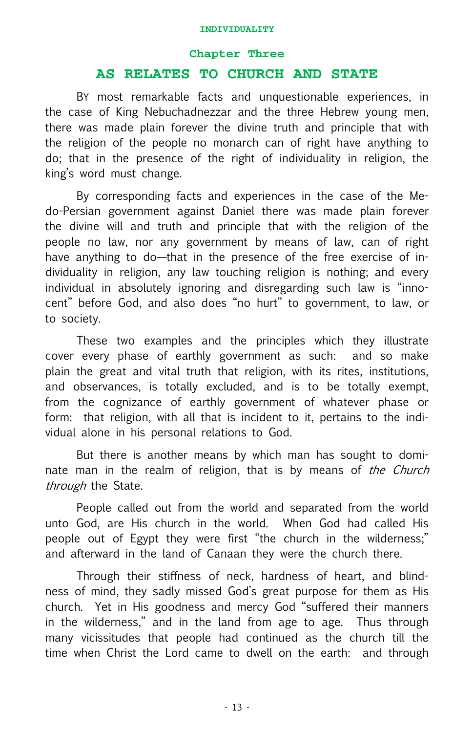## Chapter Three

# AS RELATES TO CHURCH AND STATE

BY most remarkable facts and unquestionable experiences, in the case of King Nebuchadnezzar and the three Hebrew young men, there was made plain forever the divine truth and principle that with the religion of the people no monarch can of right have anything to do; that in the presence of the right of individuality in religion, the king's word must change.

By corresponding facts and experiences in the case of the Medo-Persian government against Daniel there was made plain forever the divine will and truth and principle that with the religion of the people no law, nor any government by means of law, can of right have anything to do—that in the presence of the free exercise of individuality in religion, any law touching religion is nothing; and every individual in absolutely ignoring and disregarding such law is "innocent" before God, and also does "no hurt" to government, to law, or to society.

These two examples and the principles which they illustrate cover every phase of earthly government as such: and so make plain the great and vital truth that religion, with its rites, institutions, and observances, is totally excluded, and is to be totally exempt, from the cognizance of earthly government of whatever phase or form: that religion, with all that is incident to it, pertains to the individual alone in his personal relations to God.

But there is another means by which man has sought to dominate man in the realm of religion, that is by means of *the Church through* the State.

People called out from the world and separated from the world unto God, are His church in the world. When God had called His people out of Egypt they were first "the church in the wilderness;" and afterward in the land of Canaan they were the church there.

Through their stiffness of neck, hardness of heart, and blindness of mind, they sadly missed God's great purpose for them as His church. Yet in His goodness and mercy God "suffered their manners in the wilderness," and in the land from age to age. Thus through many vicissitudes that people had continued as the church till the time when Christ the Lord came to dwell on the earth: and through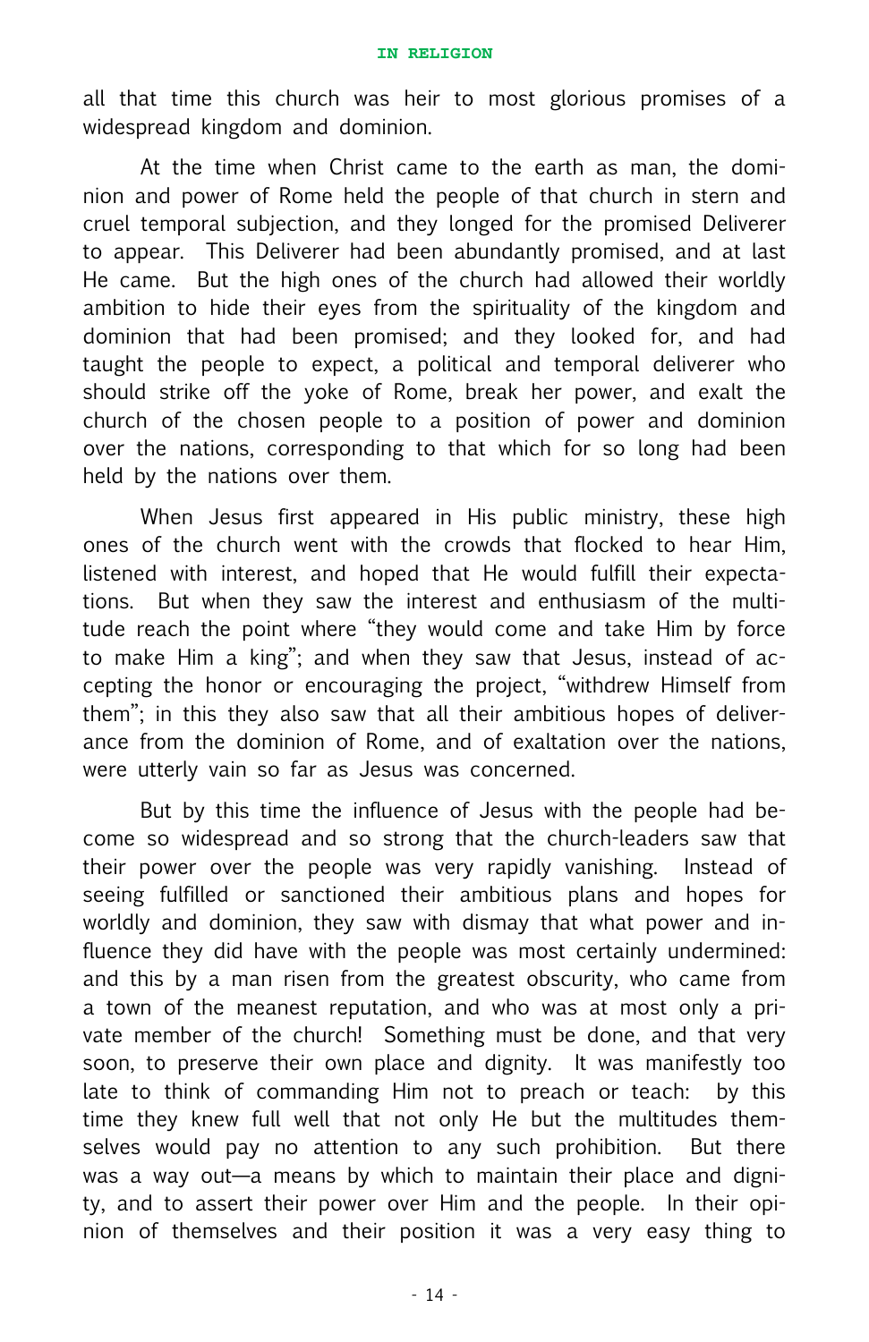all that time this church was heir to most glorious promises of a widespread kingdom and dominion.

At the time when Christ came to the earth as man, the dominion and power of Rome held the people of that church in stern and cruel temporal subjection, and they longed for the promised Deliverer to appear. This Deliverer had been abundantly promised, and at last He came. But the high ones of the church had allowed their worldly ambition to hide their eyes from the spirituality of the kingdom and dominion that had been promised; and they looked for, and had taught the people to expect, a political and temporal deliverer who should strike off the yoke of Rome, break her power, and exalt the church of the chosen people to a position of power and dominion over the nations, corresponding to that which for so long had been held by the nations over them.

When Jesus first appeared in His public ministry, these high ones of the church went with the crowds that flocked to hear Him, listened with interest, and hoped that He would fulfill their expectations. But when they saw the interest and enthusiasm of the multitude reach the point where "they would come and take Him by force to make Him a king"; and when they saw that Jesus, instead of accepting the honor or encouraging the project, "withdrew Himself from them"; in this they also saw that all their ambitious hopes of deliverance from the dominion of Rome, and of exaltation over the nations, were utterly vain so far as Jesus was concerned.

But by this time the influence of Jesus with the people had become so widespread and so strong that the church-leaders saw that their power over the people was very rapidly vanishing. Instead of seeing fulfilled or sanctioned their ambitious plans and hopes for worldly and dominion, they saw with dismay that what power and influence they did have with the people was most certainly undermined: and this by a man risen from the greatest obscurity, who came from a town of the meanest reputation, and who was at most only a private member of the church! Something must be done, and that very soon, to preserve their own place and dignity. It was manifestly too late to think of commanding Him not to preach or teach: by this time they knew full well that not only He but the multitudes themselves would pay no attention to any such prohibition. But there was a way out—a means by which to maintain their place and dignity, and to assert their power over Him and the people. In their opinion of themselves and their position it was a very easy thing to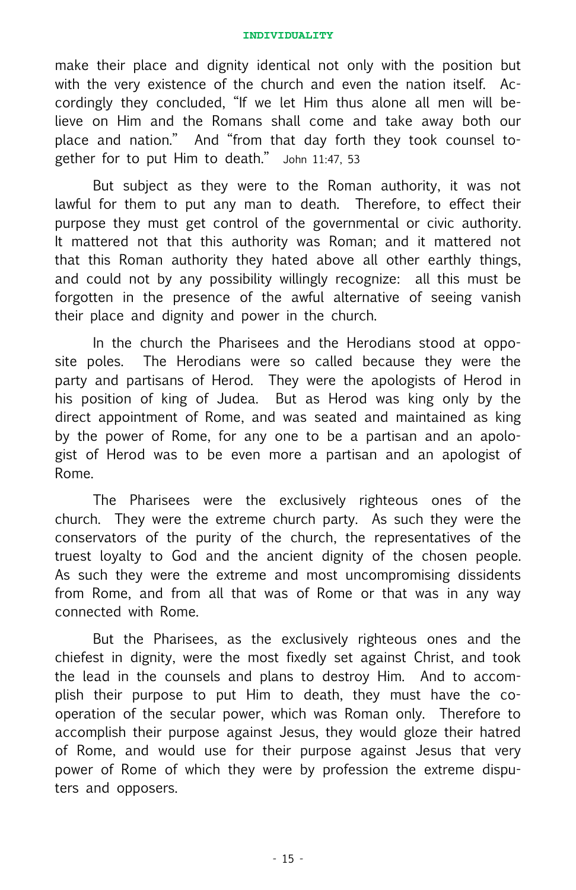make their place and dignity identical not only with the position but with the very existence of the church and even the nation itself. Accordingly they concluded, "If we let Him thus alone all men will believe on Him and the Romans shall come and take away both our place and nation." And "from that day forth they took counsel together for to put Him to death." John 11:47, 53

But subject as they were to the Roman authority, it was not lawful for them to put any man to death. Therefore, to effect their purpose they must get control of the governmental or civic authority. It mattered not that this authority was Roman; and it mattered not that this Roman authority they hated above all other earthly things, and could not by any possibility willingly recognize: all this must be forgotten in the presence of the awful alternative of seeing vanish their place and dignity and power in the church.

In the church the Pharisees and the Herodians stood at opposite poles. The Herodians were so called because they were the party and partisans of Herod. They were the apologists of Herod in his position of king of Judea. But as Herod was king only by the direct appointment of Rome, and was seated and maintained as king by the power of Rome, for any one to be a partisan and an apologist of Herod was to be even more a partisan and an apologist of Rome.

The Pharisees were the exclusively righteous ones of the church. They were the extreme church party. As such they were the conservators of the purity of the church, the representatives of the truest loyalty to God and the ancient dignity of the chosen people. As such they were the extreme and most uncompromising dissidents from Rome, and from all that was of Rome or that was in any way connected with Rome.

But the Pharisees, as the exclusively righteous ones and the chiefest in dignity, were the most fixedly set against Christ, and took the lead in the counsels and plans to destroy Him. And to accomplish their purpose to put Him to death, they must have the cooperation of the secular power, which was Roman only. Therefore to accomplish their purpose against Jesus, they would gloze their hatred of Rome, and would use for their purpose against Jesus that very power of Rome of which they were by profession the extreme disputers and opposers.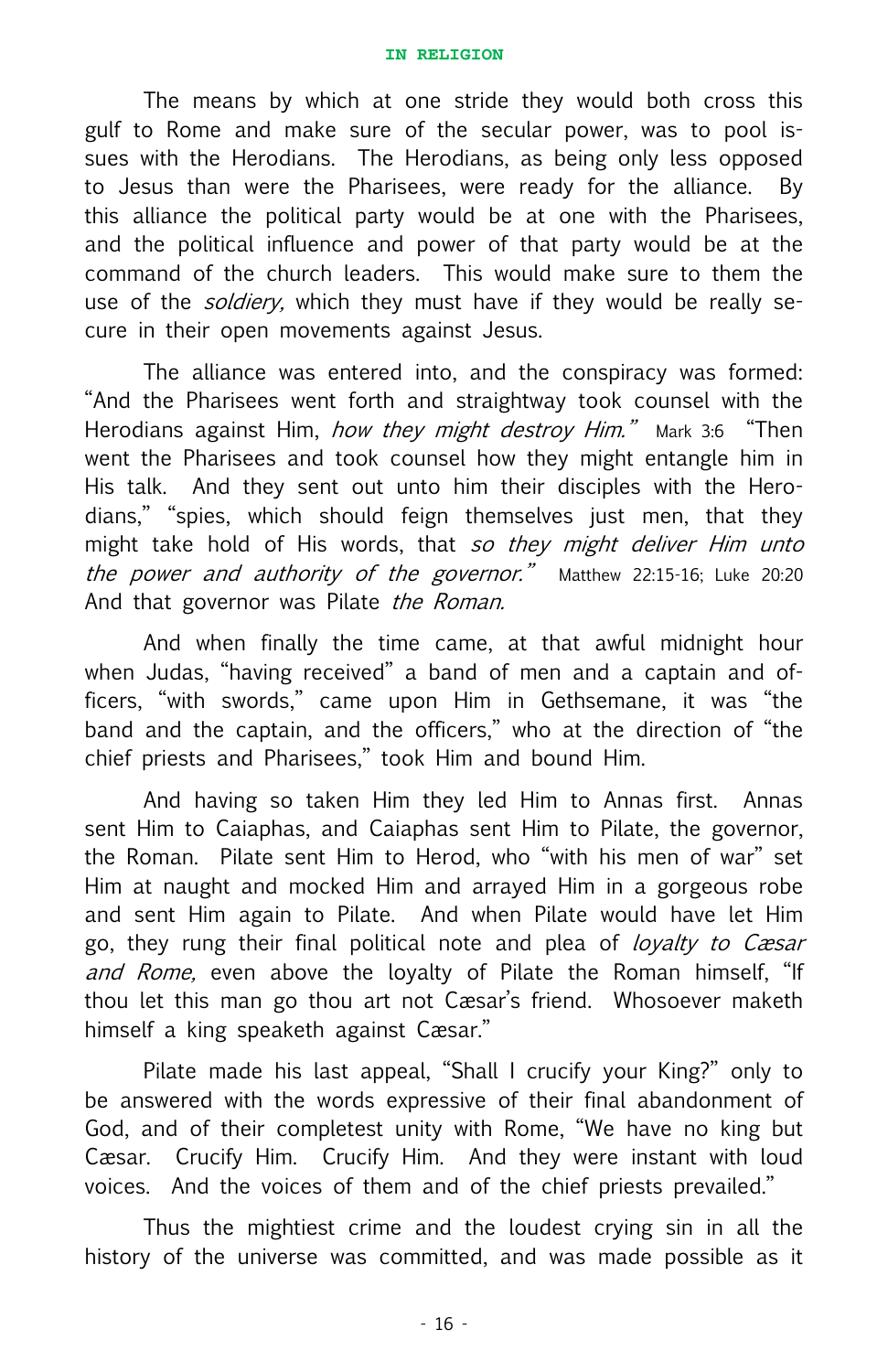The means by which at one stride they would both cross this gulf to Rome and make sure of the secular power, was to pool issues with the Herodians. The Herodians, as being only less opposed to Jesus than were the Pharisees, were ready for the alliance. By this alliance the political party would be at one with the Pharisees, and the political influence and power of that party would be at the command of the church leaders. This would make sure to them the use of the *soldiery,* which they must have if they would be really secure in their open movements against Jesus.

The alliance was entered into, and the conspiracy was formed: "And the Pharisees went forth and straightway took counsel with the Herodians against Him, *how they might destroy Him."* Mark 3:6 "Then went the Pharisees and took counsel how they might entangle him in His talk. And they sent out unto him their disciples with the Herodians," "spies, which should feign themselves just men, that they might take hold of His words, that *so they might deliver Him unto the power and authority of the governor."* Matthew 22:15-16; Luke 20:20 And that governor was Pilate *the Roman.*

And when finally the time came, at that awful midnight hour when Judas, "having received" a band of men and a captain and officers, "with swords," came upon Him in Gethsemane, it was "the band and the captain, and the officers," who at the direction of "the chief priests and Pharisees," took Him and bound Him.

And having so taken Him they led Him to Annas first. Annas sent Him to Caiaphas, and Caiaphas sent Him to Pilate, the governor, the Roman. Pilate sent Him to Herod, who "with his men of war" set Him at naught and mocked Him and arrayed Him in a gorgeous robe and sent Him again to Pilate. And when Pilate would have let Him go, they rung their final political note and plea of *loyalty to Cæsar and Rome,* even above the loyalty of Pilate the Roman himself, "If thou let this man go thou art not Cæsar's friend. Whosoever maketh himself a king speaketh against Cæsar."

Pilate made his last appeal, "Shall I crucify your King?" only to be answered with the words expressive of their final abandonment of God, and of their completest unity with Rome, "We have no king but Cæsar. Crucify Him. Crucify Him. And they were instant with loud voices. And the voices of them and of the chief priests prevailed."

Thus the mightiest crime and the loudest crying sin in all the history of the universe was committed, and was made possible as it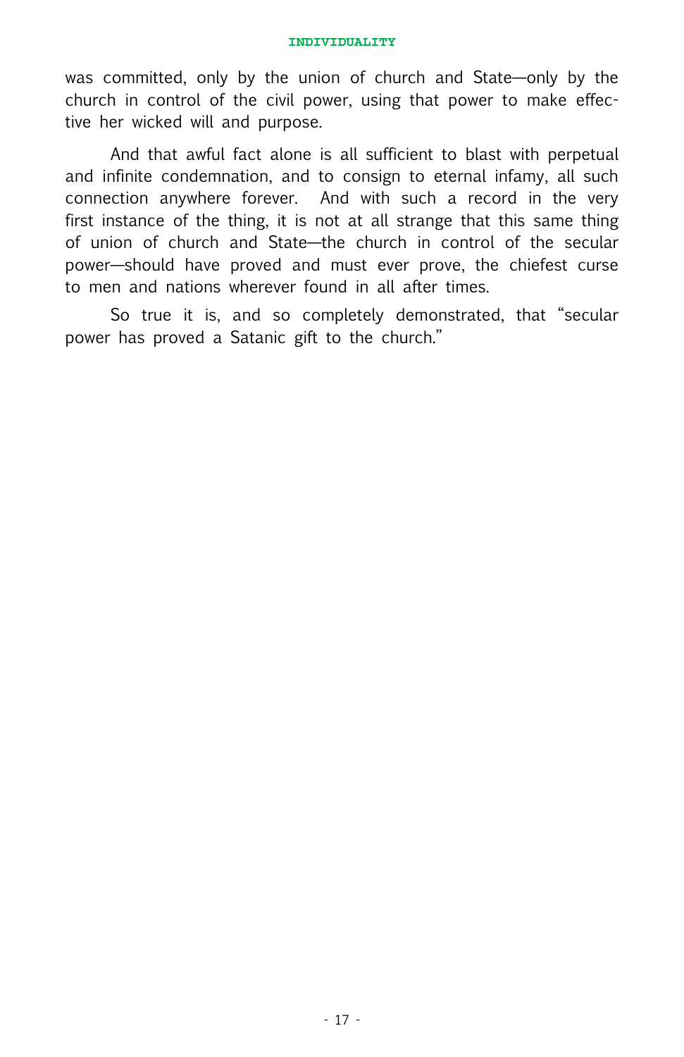was committed, only by the union of church and State—only by the church in control of the civil power, using that power to make effective her wicked will and purpose.

And that awful fact alone is all sufficient to blast with perpetual and infinite condemnation, and to consign to eternal infamy, all such connection anywhere forever. And with such a record in the very first instance of the thing, it is not at all strange that this same thing of union of church and State—the church in control of the secular power—should have proved and must ever prove, the chiefest curse to men and nations wherever found in all after times.

So true it is, and so completely demonstrated, that "secular power has proved a Satanic gift to the church."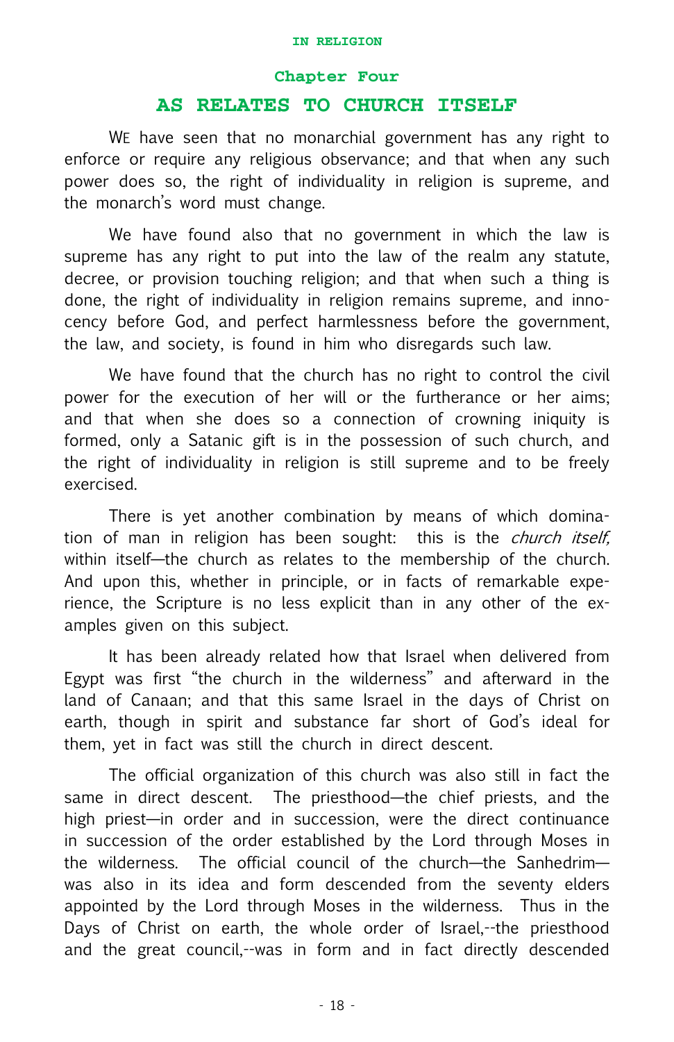## Chapter Four

# AS RELATES TO CHURCH ITSELF

WE have seen that no monarchial government has any right to enforce or require any religious observance; and that when any such power does so, the right of individuality in religion is supreme, and the monarch's word must change.

We have found also that no government in which the law is supreme has any right to put into the law of the realm any statute, decree, or provision touching religion; and that when such a thing is done, the right of individuality in religion remains supreme, and innocency before God, and perfect harmlessness before the government, the law, and society, is found in him who disregards such law.

We have found that the church has no right to control the civil power for the execution of her will or the furtherance or her aims; and that when she does so a connection of crowning iniquity is formed, only a Satanic gift is in the possession of such church, and the right of individuality in religion is still supreme and to be freely exercised.

There is yet another combination by means of which domination of man in religion has been sought: this is the *church itself,* within itself—the church as relates to the membership of the church. And upon this, whether in principle, or in facts of remarkable experience, the Scripture is no less explicit than in any other of the examples given on this subject.

It has been already related how that Israel when delivered from Egypt was first "the church in the wilderness" and afterward in the land of Canaan; and that this same Israel in the days of Christ on earth, though in spirit and substance far short of God's ideal for them, yet in fact was still the church in direct descent.

The official organization of this church was also still in fact the same in direct descent. The priesthood—the chief priests, and the high priest—in order and in succession, were the direct continuance in succession of the order established by the Lord through Moses in the wilderness. The official council of the church—the Sanhedrim—was also in its idea and form descended from the seventy elders appointed by the Lord through Moses in the wilderness. Thus in the Days of Christ on earth, the whole order of Israel,--the priesthood and the great council,--was in form and in fact directly descended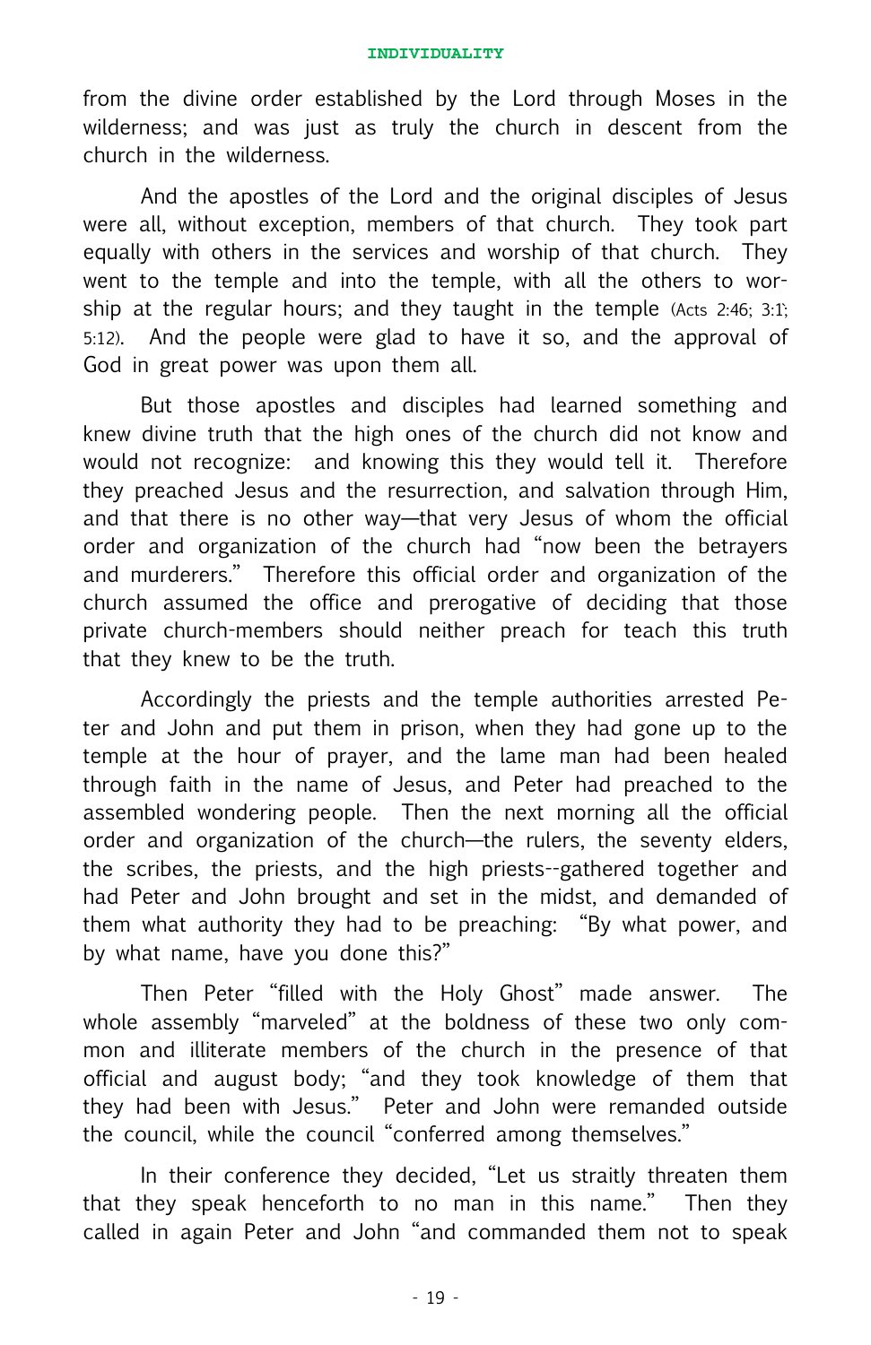from the divine order established by the Lord through Moses in the wilderness; and was just as truly the church in descent from the church in the wilderness.

And the apostles of the Lord and the original disciples of Jesus were all, without exception, members of that church. They took part equally with others in the services and worship of that church. They went to the temple and into the temple, with all the others to worship at the regular hours; and they taught in the temple (Acts 2:46; 3:1; 5:12). And the people were glad to have it so, and the approval of God in great power was upon them all.

But those apostles and disciples had learned something and knew divine truth that the high ones of the church did not know and would not recognize: and knowing this they would tell it. Therefore they preached Jesus and the resurrection, and salvation through Him, and that there is no other way—that very Jesus of whom the official order and organization of the church had "now been the betrayers and murderers." Therefore this official order and organization of the church assumed the office and prerogative of deciding that those private church-members should neither preach for teach this truth that they knew to be the truth.

Accordingly the priests and the temple authorities arrested Peter and John and put them in prison, when they had gone up to the temple at the hour of prayer, and the lame man had been healed through faith in the name of Jesus, and Peter had preached to the assembled wondering people. Then the next morning all the official order and organization of the church—the rulers, the seventy elders, the scribes, the priests, and the high priests--gathered together and had Peter and John brought and set in the midst, and demanded of them what authority they had to be preaching: "By what power, and by what name, have you done this?"

Then Peter "filled with the Holy Ghost" made answer. The whole assembly "marveled" at the boldness of these two only common and illiterate members of the church in the presence of that official and august body; "and they took knowledge of them that they had been with Jesus." Peter and John were remanded outside the council, while the council "conferred among themselves."

In their conference they decided, "Let us straitly threaten them that they speak henceforth to no man in this name." Then they called in again Peter and John "and commanded them not to speak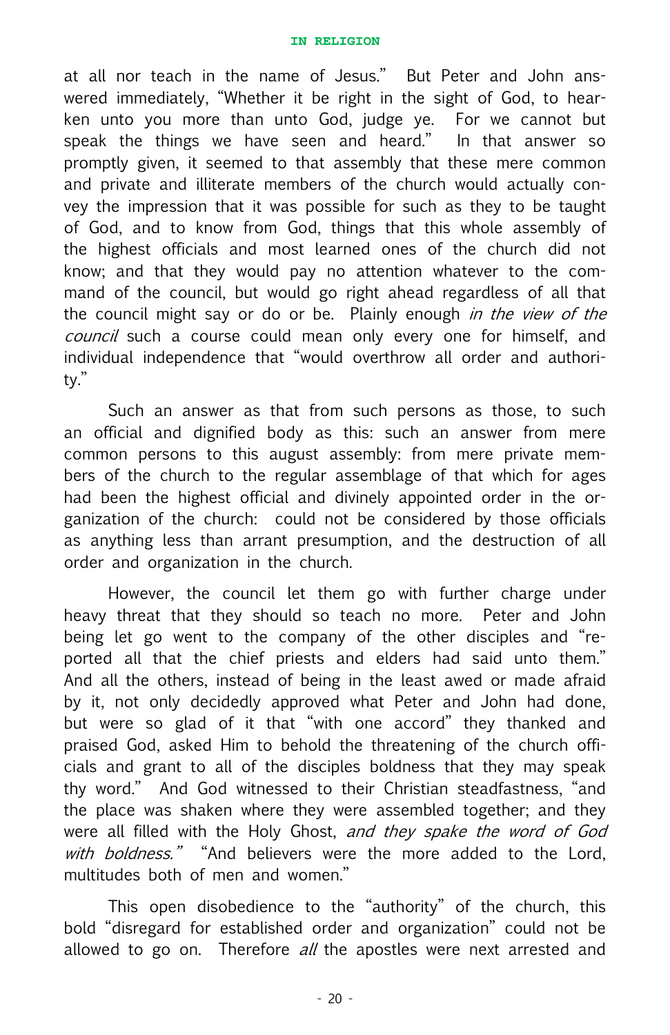at all nor teach in the name of Jesus." But Peter and John answered immediately, "Whether it be right in the sight of God, to hearken unto you more than unto God, judge ye. For we cannot but speak the things we have seen and heard." In that answer so promptly given, it seemed to that assembly that these mere common and private and illiterate members of the church would actually convey the impression that it was possible for such as they to be taught of God, and to know from God, things that this whole assembly of the highest officials and most learned ones of the church did not know; and that they would pay no attention whatever to the command of the council, but would go right ahead regardless of all that the council might say or do or be. Plainly enough *in the view of the council* such a course could mean only every one for himself, and individual independence that "would overthrow all order and authority."

Such an answer as that from such persons as those, to such an official and dignified body as this: such an answer from mere common persons to this august assembly: from mere private members of the church to the regular assemblage of that which for ages had been the highest official and divinely appointed order in the organization of the church: could not be considered by those officials as anything less than arrant presumption, and the destruction of all order and organization in the church.

However, the council let them go with further charge under heavy threat that they should so teach no more. Peter and John being let go went to the company of the other disciples and "reported all that the chief priests and elders had said unto them." And all the others, instead of being in the least awed or made afraid by it, not only decidedly approved what Peter and John had done, but were so glad of it that "with one accord" they thanked and praised God, asked Him to behold the threatening of the church officials and grant to all of the disciples boldness that they may speak thy word." And God witnessed to their Christian steadfastness, "and the place was shaken where they were assembled together; and they were all filled with the Holy Ghost, *and they spake the word of God with boldness.*" "And believers were the more added to the Lord, multitudes both of men and women."

This open disobedience to the "authority" of the church, this bold "disregard for established order and organization" could not be allowed to go on. Therefore *all* the apostles were next arrested and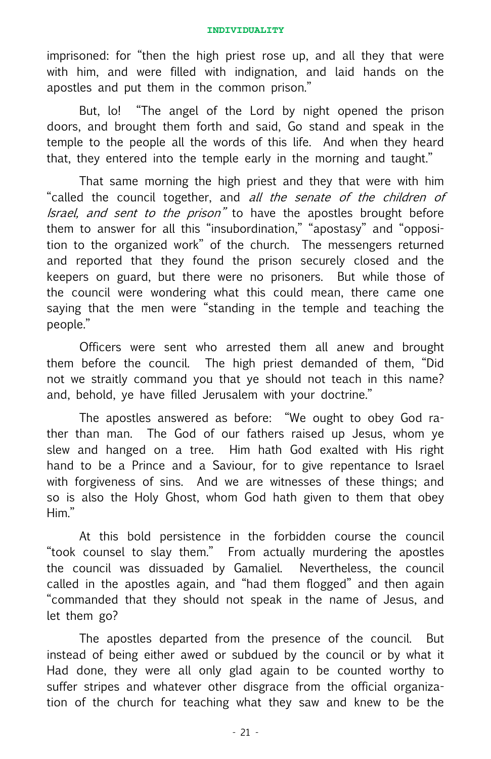imprisoned: for "then the high priest rose up, and all they that were with him, and were filled with indignation, and laid hands on the apostles and put them in the common prison."

But, lo! "The angel of the Lord by night opened the prison doors, and brought them forth and said, Go stand and speak in the temple to the people all the words of this life. And when they heard that, they entered into the temple early in the morning and taught."

That same morning the high priest and they that were with him "called the council together, and *all the senate of the children of Israel, and sent to the prison"* to have the apostles brought before them to answer for all this "insubordination," "apostasy" and "opposition to the organized work" of the church. The messengers returned and reported that they found the prison securely closed and the keepers on guard, but there were no prisoners. But while those of the council were wondering what this could mean, there came one saying that the men were "standing in the temple and teaching the people."

Officers were sent who arrested them all anew and brought them before the council. The high priest demanded of them, "Did not we straitly command you that ye should not teach in this name? and, behold, ye have filled Jerusalem with your doctrine."

The apostles answered as before: "We ought to obey God rather than man. The God of our fathers raised up Jesus, whom ye slew and hanged on a tree. Him hath God exalted with His right hand to be a Prince and a Saviour, for to give repentance to Israel with forgiveness of sins. And we are witnesses of these things; and so is also the Holy Ghost, whom God hath given to them that obey Him."

At this bold persistence in the forbidden course the council "took counsel to slay them." From actually murdering the apostles the council was dissuaded by Gamaliel. Nevertheless, the council called in the apostles again, and "had them flogged" and then again "commanded that they should not speak in the name of Jesus, and let them go?

The apostles departed from the presence of the council. But instead of being either awed or subdued by the council or by what it Had done, they were all only glad again to be counted worthy to suffer stripes and whatever other disgrace from the official organization of the church for teaching what they saw and knew to be the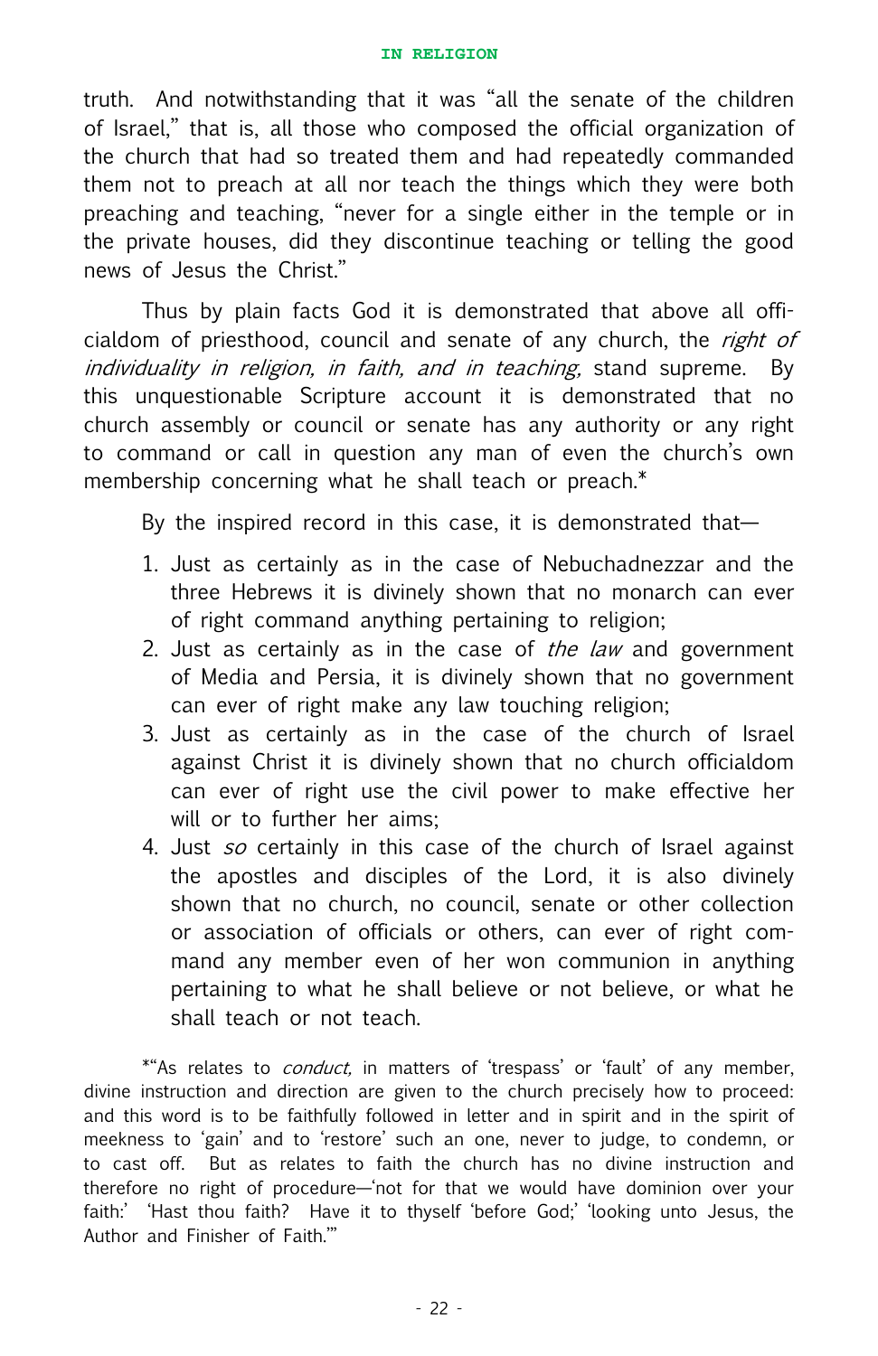truth. And notwithstanding that it was "all the senate of the children of Israel," that is, all those who composed the official organization of the church that had so treated them and had repeatedly commanded them not to preach at all nor teach the things which they were both preaching and teaching, "never for a single either in the temple or in the private houses, did they discontinue teaching or telling the good news of Jesus the Christ."

Thus by plain facts God it is demonstrated that above all officialdom of priesthood, council and senate of any church, the *right of individuality in religion, in faith, and in teaching,* stand supreme. By this unquestionable Scripture account it is demonstrated that no church assembly or council or senate has any authority or any right to command or call in question any man of even the church's own membership concerning what he shall teach or preach.*

By the inspired record in this case, it is demonstrated that—

1. Just as certainly as in the case of Nebuchadnezzar and the three Hebrews it is divinely shown that no monarch can ever of right command anything pertaining to religion;
2. Just as certainly as in the case of *the law* and government of Media and Persia, it is divinely shown that no government can ever of right make any law touching religion;
3. Just as certainly as in the case of the church of Israel against Christ it is divinely shown that no church officialdom can ever of right use the civil power to make effective her will or to further her aims;
4. Just *so* certainly in this case of the church of Israel against the apostles and disciples of the Lord, it is also divinely shown that no church, no council, senate or other collection or association of officials or others, can ever of right command any member even of her won communion in anything pertaining to what he shall believe or not believe, or what he shall teach or not teach.

*"As relates to *conduct,* in matters of 'trespass' or 'fault' of any member, divine instruction and direction are given to the church precisely how to proceed: and this word is to be faithfully followed in letter and in spirit and in the spirit of meekness to 'gain' and to 'restore' such an one, never to judge, to condemn, or to cast off. But as relates to faith the church has no divine instruction and therefore no right of procedure—'not for that we would have dominion over your faith:' 'Hast thou faith? Have it to thyself 'before God;' 'looking unto Jesus, the Author and Finisher of Faith.'"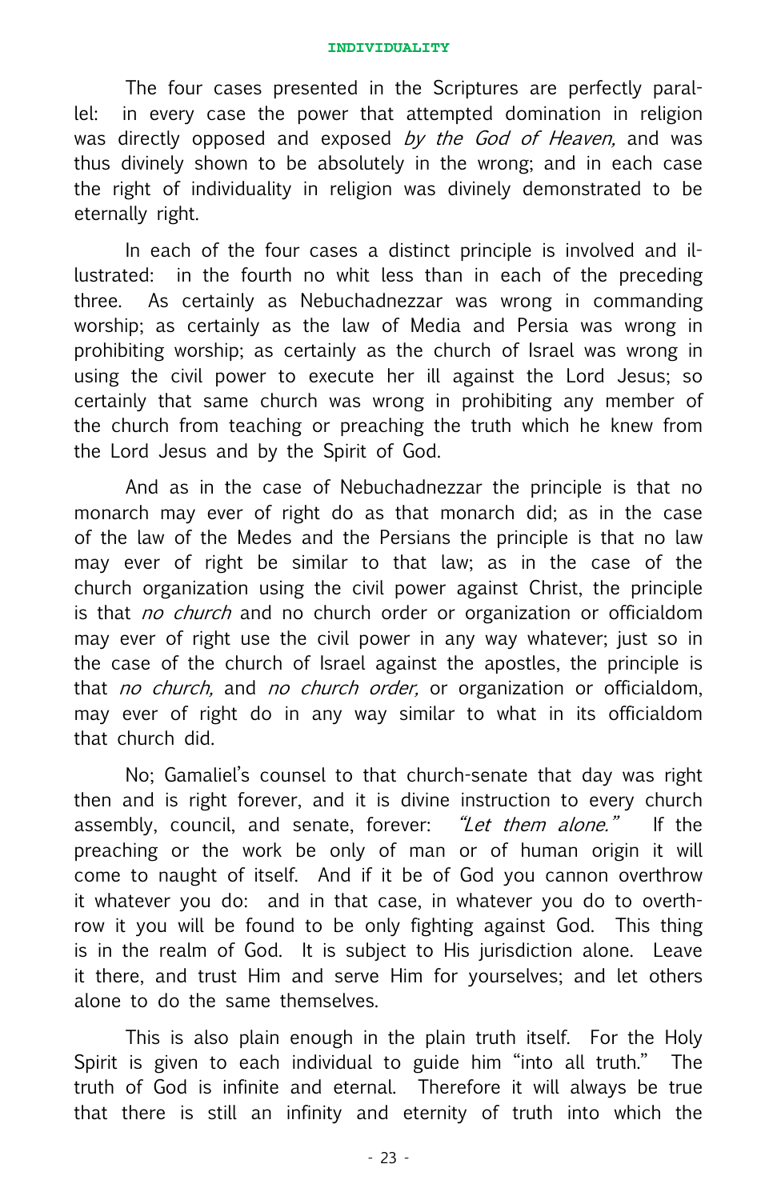The four cases presented in the Scriptures are perfectly parallel: in every case the power that attempted domination in religion was directly opposed and exposed *by the God of Heaven,* and was thus divinely shown to be absolutely in the wrong; and in each case the right of individuality in religion was divinely demonstrated to be eternally right.

In each of the four cases a distinct principle is involved and illustrated: in the fourth no whit less than in each of the preceding three. As certainly as Nebuchadnezzar was wrong in commanding worship; as certainly as the law of Media and Persia was wrong in prohibiting worship; as certainly as the church of Israel was wrong in using the civil power to execute her ill against the Lord Jesus; so certainly that same church was wrong in prohibiting any member of the church from teaching or preaching the truth which he knew from the Lord Jesus and by the Spirit of God.

And as in the case of Nebuchadnezzar the principle is that no monarch may ever of right do as that monarch did; as in the case of the law of the Medes and the Persians the principle is that no law may ever of right be similar to that law; as in the case of the church organization using the civil power against Christ, the principle is that *no church* and no church order or organization or officialdom may ever of right use the civil power in any way whatever; just so in the case of the church of Israel against the apostles, the principle is that *no church,* and *no church order,* or organization or officialdom, may ever of right do in any way similar to what in its officialdom that church did.

No; Gamaliel's counsel to that church-senate that day was right then and is right forever, and it is divine instruction to every church assembly, council, and senate, forever: *"Let them alone."* If the preaching or the work be only of man or of human origin it will come to naught of itself. And if it be of God you cannon overthrow it whatever you do: and in that case, in whatever you do to overthrow it you will be found to be only fighting against God. This thing is in the realm of God. It is subject to His jurisdiction alone. Leave it there, and trust Him and serve Him for yourselves; and let others alone to do the same themselves.

This is also plain enough in the plain truth itself. For the Holy Spirit is given to each individual to guide him "into all truth." The truth of God is infinite and eternal. Therefore it will always be true that there is still an infinity and eternity of truth into which the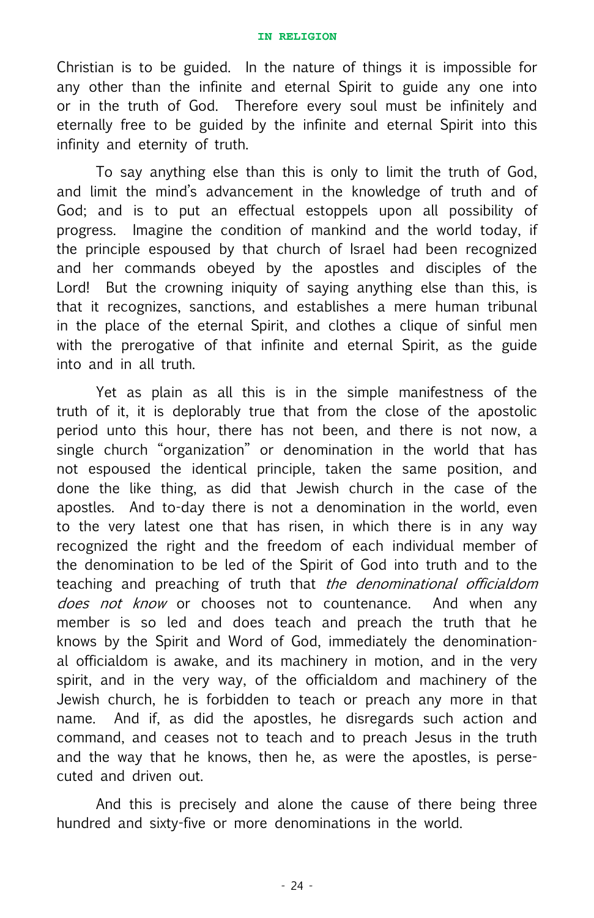Christian is to be guided. In the nature of things it is impossible for any other than the infinite and eternal Spirit to guide any one into or in the truth of God. Therefore every soul must be infinitely and eternally free to be guided by the infinite and eternal Spirit into this infinity and eternity of truth.

To say anything else than this is only to limit the truth of God, and limit the mind's advancement in the knowledge of truth and of God; and is to put an effectual estoppels upon all possibility of progress. Imagine the condition of mankind and the world today, if the principle espoused by that church of Israel had been recognized and her commands obeyed by the apostles and disciples of the Lord! But the crowning iniquity of saying anything else than this, is that it recognizes, sanctions, and establishes a mere human tribunal in the place of the eternal Spirit, and clothes a clique of sinful men with the prerogative of that infinite and eternal Spirit, as the guide into and in all truth.

Yet as plain as all this is in the simple manifestness of the truth of it, it is deplorably true that from the close of the apostolic period unto this hour, there has not been, and there is not now, a single church "organization" or denomination in the world that has not espoused the identical principle, taken the same position, and done the like thing, as did that Jewish church in the case of the apostles. And to-day there is not a denomination in the world, even to the very latest one that has risen, in which there is in any way recognized the right and the freedom of each individual member of the denomination to be led of the Spirit of God into truth and to the teaching and preaching of truth that *the denominational officialdom does not know* or chooses not to countenance. And when any member is so led and does teach and preach the truth that he knows by the Spirit and Word of God, immediately the denominational officialdom is awake, and its machinery in motion, and in the very spirit, and in the very way, of the officialdom and machinery of the Jewish church, he is forbidden to teach or preach any more in that name. And if, as did the apostles, he disregards such action and command, and ceases not to teach and to preach Jesus in the truth and the way that he knows, then he, as were the apostles, is persecuted and driven out.

And this is precisely and alone the cause of there being three hundred and sixty-five or more denominations in the world.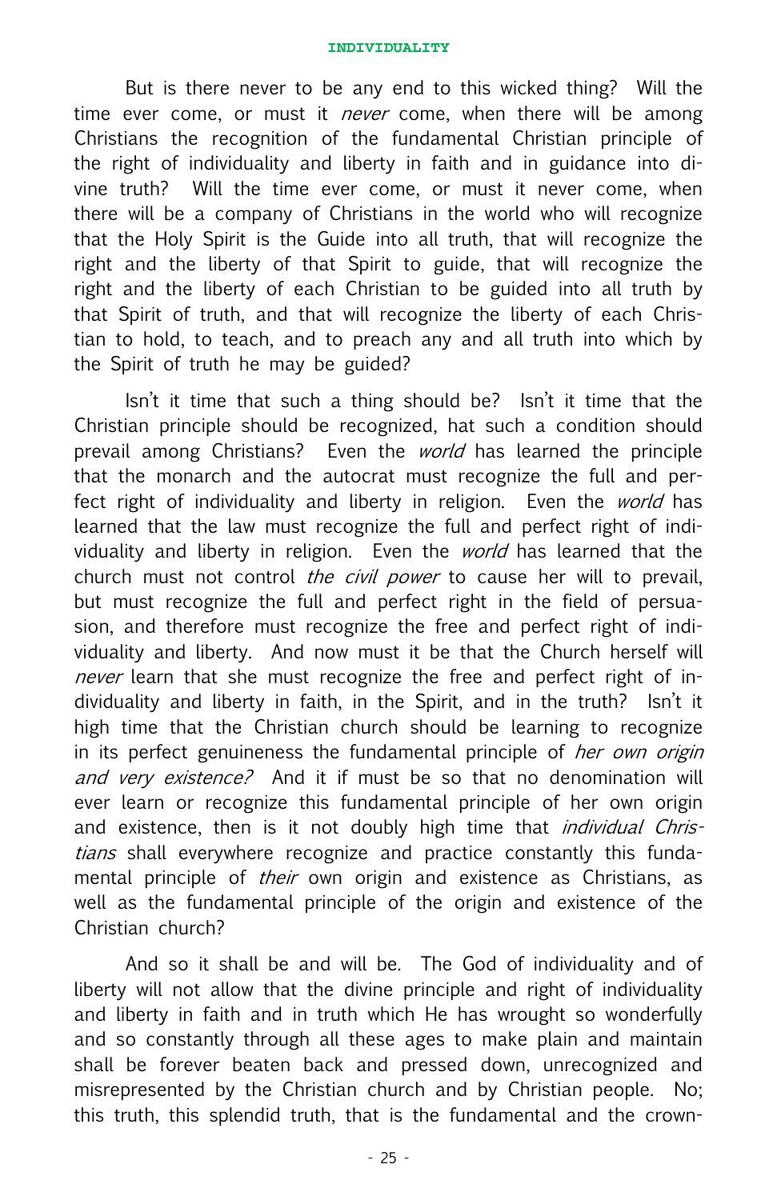But is there never to be any end to this wicked thing? Will the time ever come, or must it *never* come, when there will be among Christians the recognition of the fundamental Christian principle of the right of individuality and liberty in faith and in guidance into divine truth? Will the time ever come, or must it never come, when there will be a company of Christians in the world who will recognize that the Holy Spirit is the Guide into all truth, that will recognize the right and the liberty of that Spirit to guide, that will recognize the right and the liberty of each Christian to be guided into all truth by that Spirit of truth, and that will recognize the liberty of each Christian to hold, to teach, and to preach any and all truth into which by the Spirit of truth he may be guided?

Isn't it time that such a thing should be? Isn't it time that the Christian principle should be recognized, hat such a condition should prevail among Christians? Even the *world* has learned the principle that the monarch and the autocrat must recognize the full and perfect right of individuality and liberty in religion. Even the *world* has learned that the law must recognize the full and perfect right of individuality and liberty in religion. Even the *world* has learned that the church must not control *the civil power* to cause her will to prevail, but must recognize the full and perfect right in the field of persuasion, and therefore must recognize the free and perfect right of individuality and liberty. And now must it be that the Church herself will *never* learn that she must recognize the free and perfect right of individuality and liberty in faith, in the Spirit, and in the truth? Isn't it high time that the Christian church should be learning to recognize in its perfect genuineness the fundamental principle of *her own origin and very existence?* And it if must be so that no denomination will ever learn or recognize this fundamental principle of her own origin and existence, then is it not doubly high time that *individual Christians* shall everywhere recognize and practice constantly this fundamental principle of *their* own origin and existence as Christians, as well as the fundamental principle of the origin and existence of the Christian church?

And so it shall be and will be. The God of individuality and of liberty will not allow that the divine principle and right of individuality and liberty in faith and in truth which He has wrought so wonderfully and so constantly through all these ages to make plain and maintain shall be forever beaten back and pressed down, unrecognized and misrepresented by the Christian church and by Christian people. No; this truth, this splendid truth, that is the fundamental and the crown-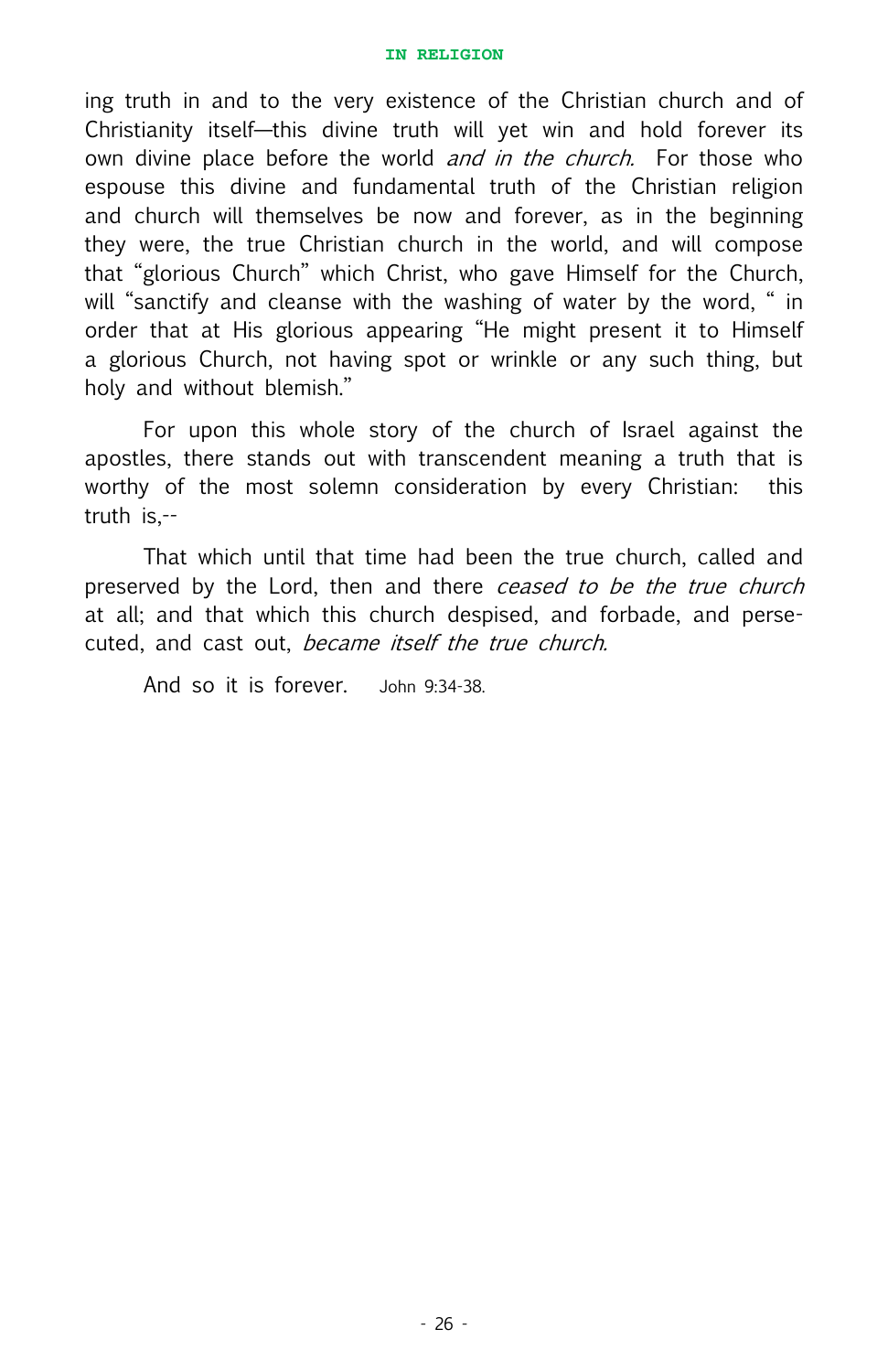ing truth in and to the very existence of the Christian church and of Christianity itself—this divine truth will yet win and hold forever its own divine place before the world *and in the church*. For those who espouse this divine and fundamental truth of the Christian religion and church will themselves be now and forever, as in the beginning they were, the true Christian church in the world, and will compose that "glorious Church" which Christ, who gave Himself for the Church, will "sanctify and cleanse with the washing of water by the word, " in order that at His glorious appearing "He might present it to Himself a glorious Church, not having spot or wrinkle or any such thing, but holy and without blemish."

For upon this whole story of the church of Israel against the apostles, there stands out with transcendent meaning a truth that is worthy of the most solemn consideration by every Christian: this truth is,--

That which until that time had been the true church, called and preserved by the Lord, then and there *ceased to be the true church* at all; and that which this church despised, and forbade, and persecuted, and cast out, *became itself the true church*.

And so it is forever. John 9:34-38.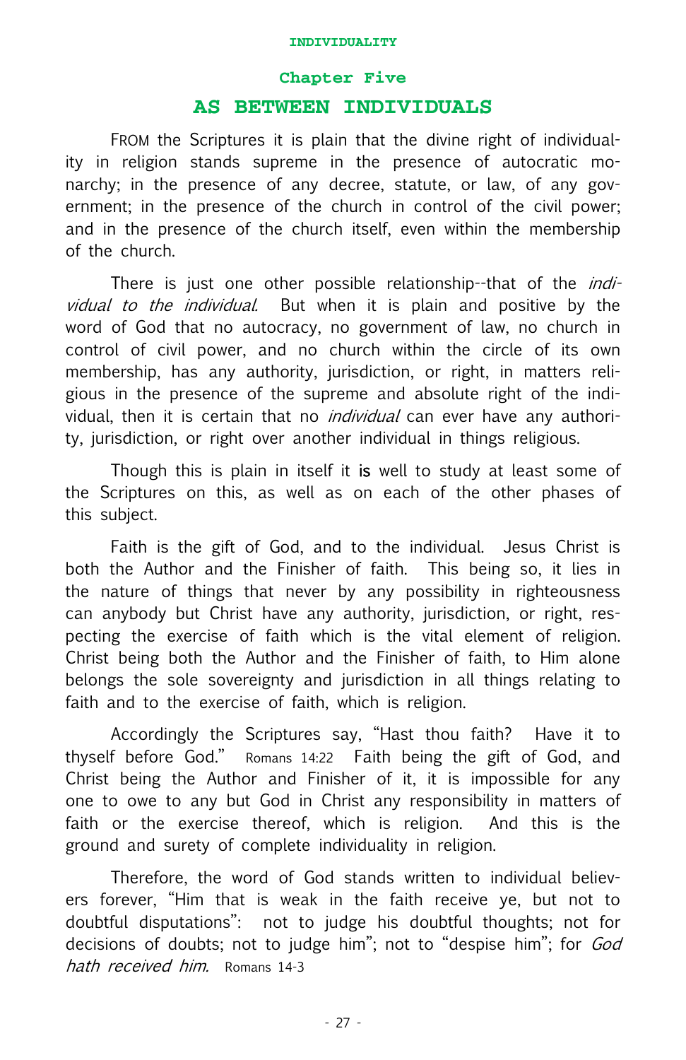## Chapter Five

# AS BETWEEN INDIVIDUALS

FROM the Scriptures it is plain that the divine right of individuality in religion stands supreme in the presence of autocratic monarchy; in the presence of any decree, statute, or law, of any government; in the presence of the church in control of the civil power; and in the presence of the church itself, even within the membership of the church.

There is just one other possible relationship--that of the *individual to the individual.* But when it is plain and positive by the word of God that no autocracy, no government of law, no church in control of civil power, and no church within the circle of its own membership, has any authority, jurisdiction, or right, in matters religious in the presence of the supreme and absolute right of the individual, then it is certain that no *individual* can ever have any authority, jurisdiction, or right over another individual in things religious.

Though this is plain in itself it is well to study at least some of the Scriptures on this, as well as on each of the other phases of this subject.

Faith is the gift of God, and to the individual. Jesus Christ is both the Author and the Finisher of faith. This being so, it lies in the nature of things that never by any possibility in righteousness can anybody but Christ have any authority, jurisdiction, or right, respecting the exercise of faith which is the vital element of religion. Christ being both the Author and the Finisher of faith, to Him alone belongs the sole sovereignty and jurisdiction in all things relating to faith and to the exercise of faith, which is religion.

Accordingly the Scriptures say, "Hast thou faith? Have it to thyself before God." Romans 14:22 Faith being the gift of God, and Christ being the Author and Finisher of it, it is impossible for any one to owe to any but God in Christ any responsibility in matters of faith or the exercise thereof, which is religion. And this is the ground and surety of complete individuality in religion.

Therefore, the word of God stands written to individual believers forever, "Him that is weak in the faith receive ye, but not to doubtful disputations": not to judge his doubtful thoughts; not for decisions of doubts; not to judge him"; not to "despise him"; for *God hath received him.* Romans 14-3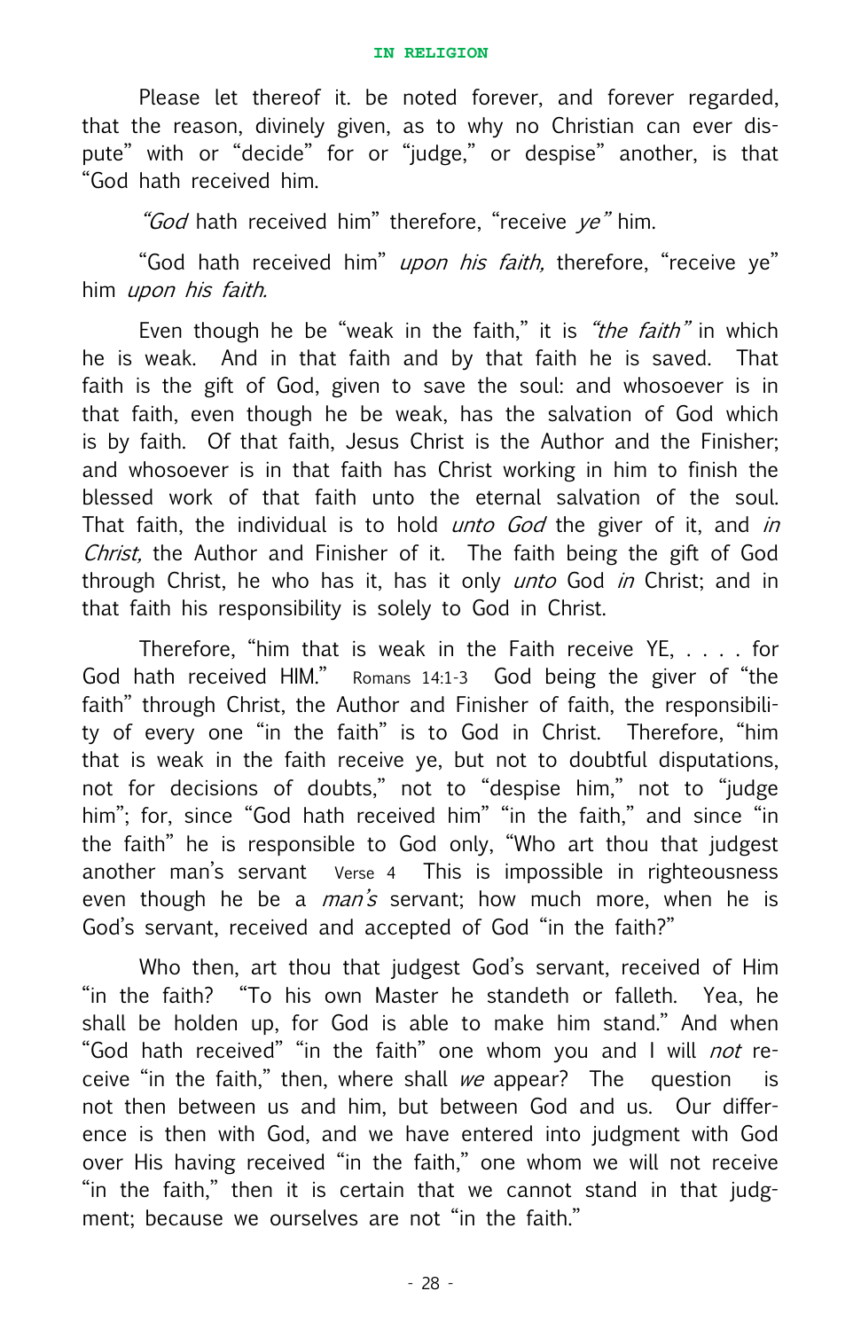Please let thereof it. be noted forever, and forever regarded, that the reason, divinely given, as to why no Christian can ever dispute" with or "decide" for or "judge," or despise" another, is that "God hath received him.

*"God* hath received him" therefore, "receive *ye"* him.

"God hath received him" *upon his faith,* therefore, "receive ye" him *upon his faith.*

Even though he be "weak in the faith," it is *"the faith"* in which he is weak. And in that faith and by that faith he is saved. That faith is the gift of God, given to save the soul: and whosoever is in that faith, even though he be weak, has the salvation of God which is by faith. Of that faith, Jesus Christ is the Author and the Finisher; and whosoever is in that faith has Christ working in him to finish the blessed work of that faith unto the eternal salvation of the soul. That faith, the individual is to hold *unto God* the giver of it, and *in Christ,* the Author and Finisher of it. The faith being the gift of God through Christ, he who has it, has it only *unto* God *in* Christ; and in that faith his responsibility is solely to God in Christ.

Therefore, "him that is weak in the Faith receive YE, . . . . for God hath received HIM." Romans 14:1-3 God being the giver of "the faith" through Christ, the Author and Finisher of faith, the responsibility of every one "in the faith" is to God in Christ. Therefore, "him that is weak in the faith receive ye, but not to doubtful disputations, not for decisions of doubts," not to "despise him," not to "judge him"; for, since "God hath received him" "in the faith," and since "in the faith" he is responsible to God only, "Who art thou that judgest another man's servant Verse 4 This is impossible in righteousness even though he be a *man's* servant; how much more, when he is God's servant, received and accepted of God "in the faith?"

Who then, art thou that judgest God's servant, received of Him "in the faith? "To his own Master he standeth or falleth. Yea, he shall be holden up, for God is able to make him stand." And when "God hath received" "in the faith" one whom you and I will *not* receive "in the faith," then, where shall *we* appear? The question is not then between us and him, but between God and us. Our difference is then with God, and we have entered into judgment with God over His having received "in the faith," one whom we will not receive "in the faith," then it is certain that we cannot stand in that judgment; because we ourselves are not "in the faith."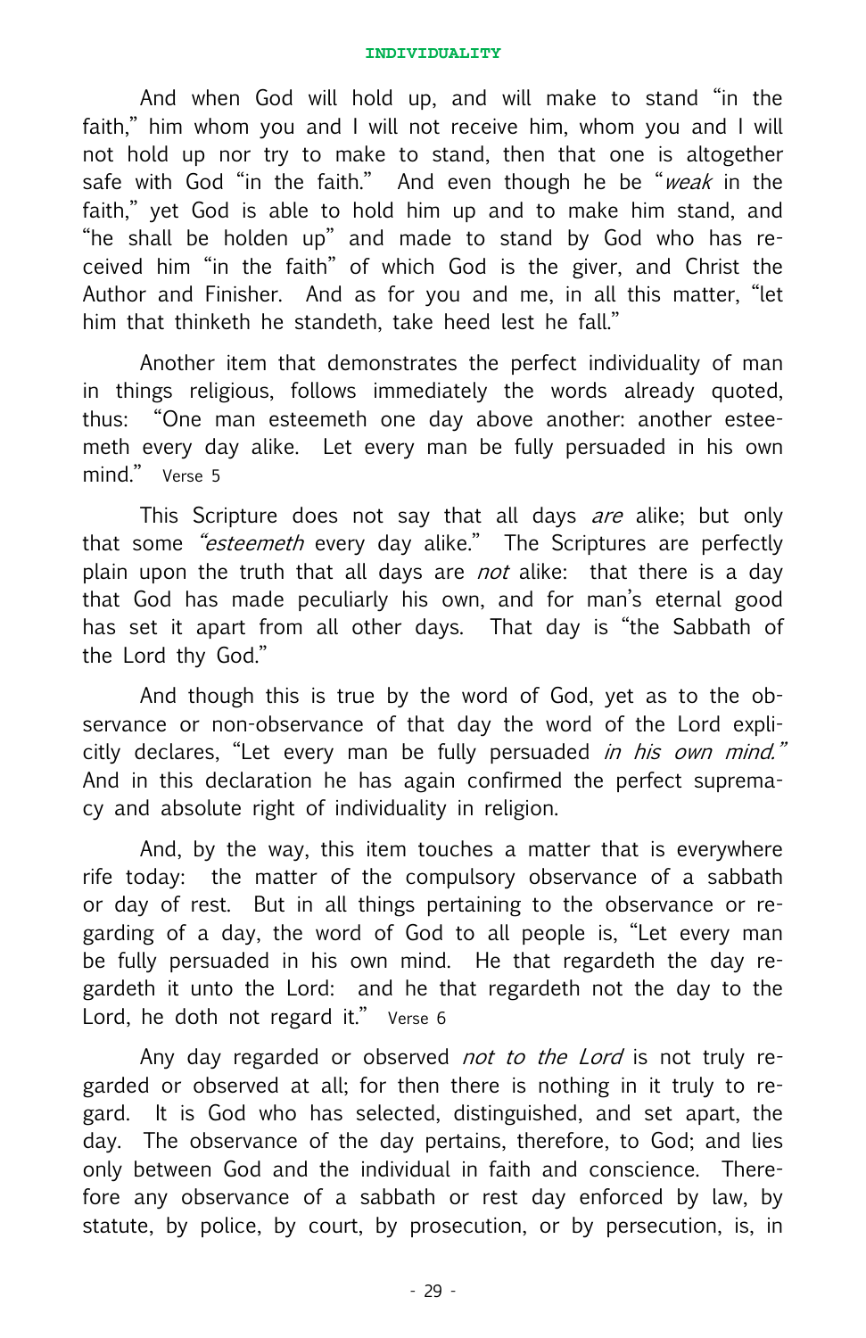And when God will hold up, and will make to stand "in the faith," him whom you and I will not receive him, whom you and I will not hold up nor try to make to stand, then that one is altogether safe with God "in the faith." And even though he be "*weak* in the faith," yet God is able to hold him up and to make him stand, and "he shall be holden up" and made to stand by God who has received him "in the faith" of which God is the giver, and Christ the Author and Finisher. And as for you and me, in all this matter, "let him that thinketh he standeth, take heed lest he fall."

Another item that demonstrates the perfect individuality of man in things religious, follows immediately the words already quoted, thus: "One man esteemeth one day above another: another esteemeth every day alike. Let every man be fully persuaded in his own mind." Verse 5

This Scripture does not say that all days *are* alike; but only that some *"esteemeth* every day alike." The Scriptures are perfectly plain upon the truth that all days are *not* alike: that there is a day that God has made peculiarly his own, and for man's eternal good has set it apart from all other days. That day is "the Sabbath of the Lord thy God."

And though this is true by the word of God, yet as to the observance or non-observance of that day the word of the Lord explicitly declares, "Let every man be fully persuaded *in his own mind."* And in this declaration he has again confirmed the perfect supremacy and absolute right of individuality in religion.

And, by the way, this item touches a matter that is everywhere rife today: the matter of the compulsory observance of a sabbath or day of rest. But in all things pertaining to the observance or regarding of a day, the word of God to all people is, "Let every man be fully persuaded in his own mind. He that regardeth the day regardeth it unto the Lord: and he that regardeth not the day to the Lord, he doth not regard it." Verse 6

Any day regarded or observed *not to the Lord* is not truly regarded or observed at all; for then there is nothing in it truly to regard. It is God who has selected, distinguished, and set apart, the day. The observance of the day pertains, therefore, to God; and lies only between God and the individual in faith and conscience. Therefore any observance of a sabbath or rest day enforced by law, by statute, by police, by court, by prosecution, or by persecution, is, in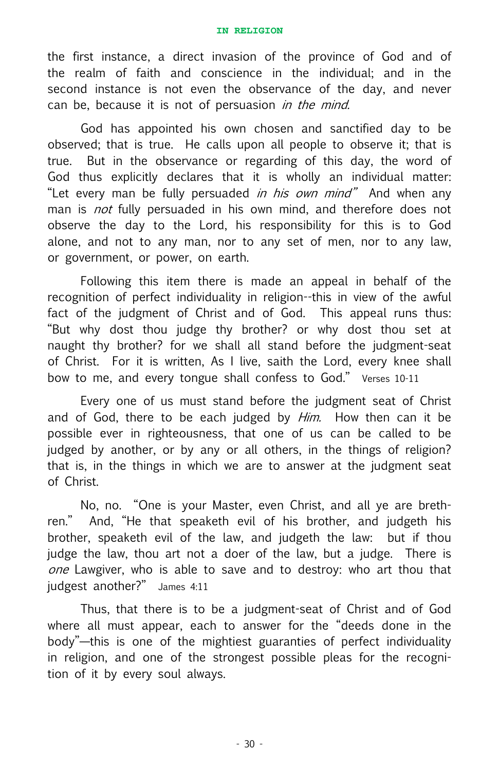the first instance, a direct invasion of the province of God and of the realm of faith and conscience in the individual; and in the second instance is not even the observance of the day, and never can be, because it is not of persuasion *in the mind.*

God has appointed his own chosen and sanctified day to be observed; that is true. He calls upon all people to observe it; that is true. But in the observance or regarding of this day, the word of God thus explicitly declares that it is wholly an individual matter: "Let every man be fully persuaded *in his own mind"* And when any man is *not* fully persuaded in his own mind, and therefore does not observe the day to the Lord, his responsibility for this is to God alone, and not to any man, nor to any set of men, nor to any law, or government, or power, on earth.

Following this item there is made an appeal in behalf of the recognition of perfect individuality in religion--this in view of the awful fact of the judgment of Christ and of God. This appeal runs thus: "But why dost thou judge thy brother? or why dost thou set at naught thy brother? for we shall all stand before the judgment-seat of Christ. For it is written, As I live, saith the Lord, every knee shall bow to me, and every tongue shall confess to God." Verses 10-11

Every one of us must stand before the judgment seat of Christ and of God, there to be each judged by *Him.* How then can it be possible ever in righteousness, that one of us can be called to be judged by another, or by any or all others, in the things of religion? that is, in the things in which we are to answer at the judgment seat of Christ.

No, no. "One is your Master, even Christ, and all ye are brethren." And, "He that speaketh evil of his brother, and judgeth his brother, speaketh evil of the law, and judgeth the law: but if thou judge the law, thou art not a doer of the law, but a judge. There is *one* Lawgiver, who is able to save and to destroy: who art thou that judgest another?" James 4:11

Thus, that there is to be a judgment-seat of Christ and of God where all must appear, each to answer for the "deeds done in the body"—this is one of the mightiest guaranties of perfect individuality in religion, and one of the strongest possible pleas for the recognition of it by every soul always.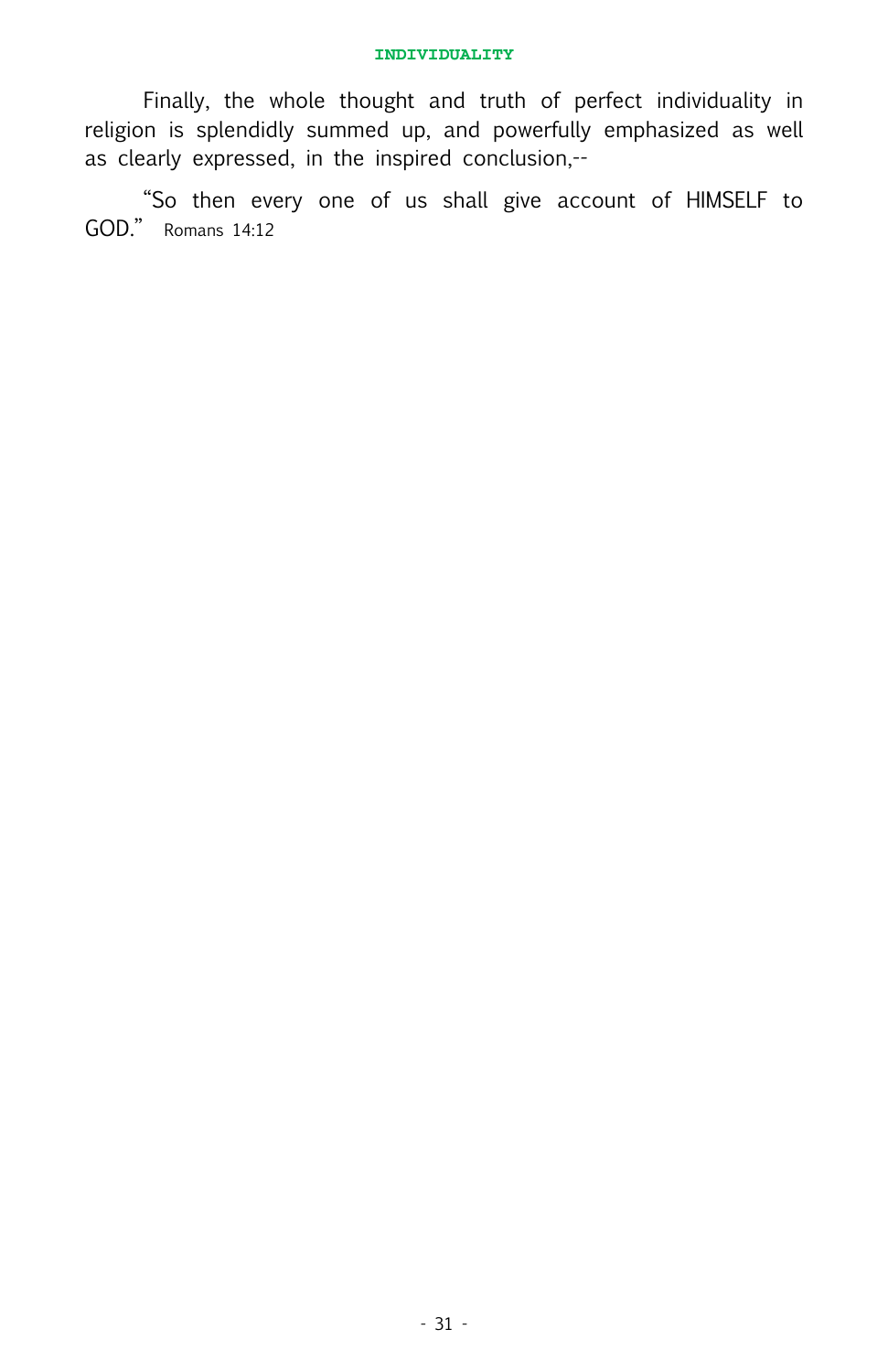Finally, the whole thought and truth of perfect individuality in religion is splendidly summed up, and powerfully emphasized as well as clearly expressed, in the inspired conclusion,--

"So then every one of us shall give account of HIMSELF to GOD." Romans 14:12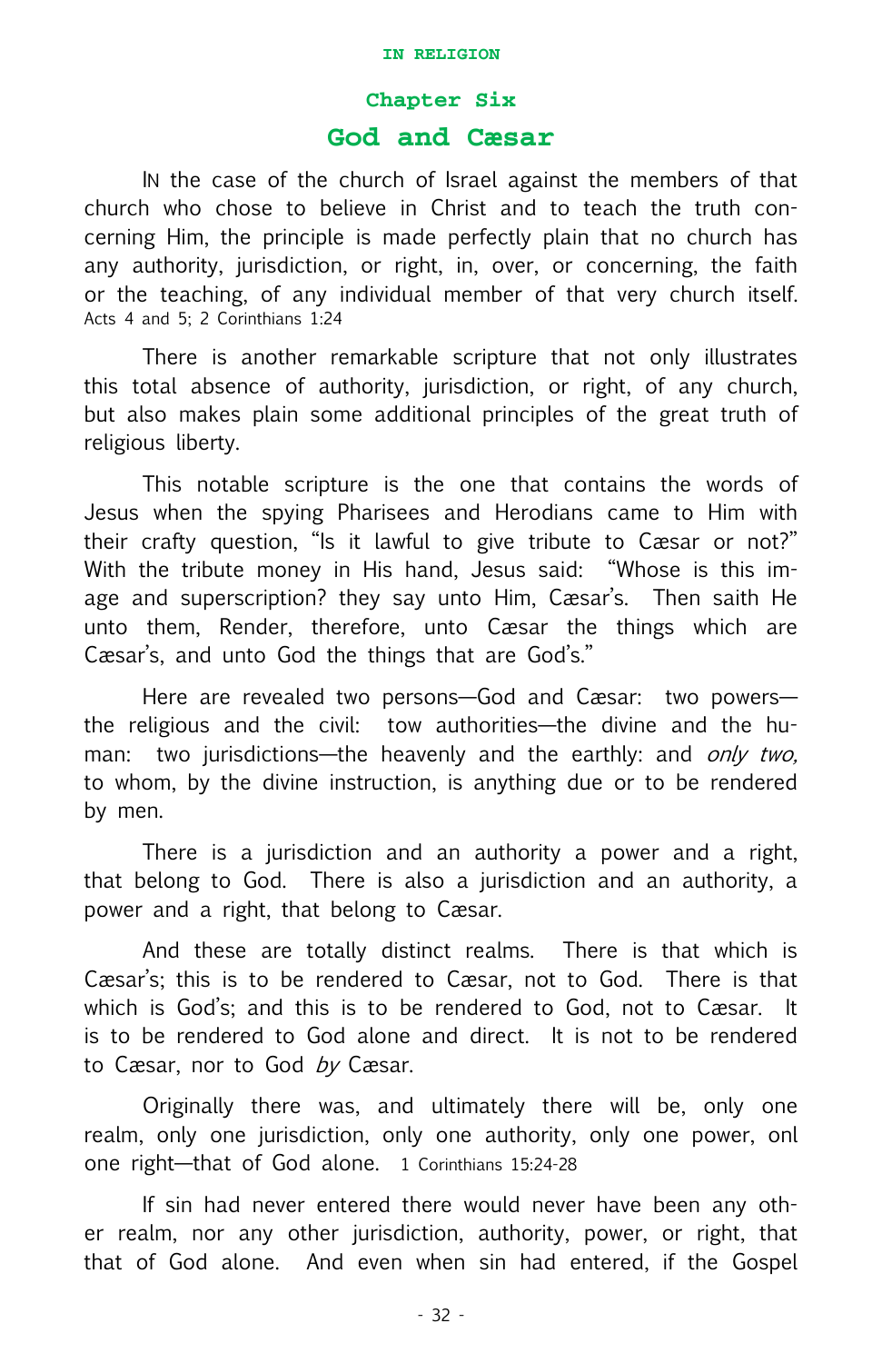## Chapter Six

## God and Cæsar

IN the case of the church of Israel against the members of that church who chose to believe in Christ and to teach the truth concerning Him, the principle is made perfectly plain that no church has any authority, jurisdiction, or right, in, over, or concerning, the faith or the teaching, of any individual member of that very church itself. Acts 4 and 5; 2 Corinthians 1:24

There is another remarkable scripture that not only illustrates this total absence of authority, jurisdiction, or right, of any church, but also makes plain some additional principles of the great truth of religious liberty.

This notable scripture is the one that contains the words of Jesus when the spying Pharisees and Herodians came to Him with their crafty question, "Is it lawful to give tribute to Cæsar or not?" With the tribute money in His hand, Jesus said: "Whose is this image and superscription? they say unto Him, Cæsar's. Then saith He unto them, Render, therefore, unto Cæsar the things which are Cæsar's, and unto God the things that are God's."

Here are revealed two persons—God and Cæsar: two powers—the religious and the civil: tow authorities—the divine and the human: two jurisdictions—the heavenly and the earthly: and *only two,* to whom, by the divine instruction, is anything due or to be rendered by men.

There is a jurisdiction and an authority a power and a right, that belong to God. There is also a jurisdiction and an authority, a power and a right, that belong to Cæsar.

And these are totally distinct realms. There is that which is Cæsar's; this is to be rendered to Cæsar, not to God. There is that which is God's; and this is to be rendered to God, not to Cæsar. It is to be rendered to God alone and direct. It is not to be rendered to Cæsar, nor to God *by* Cæsar.

Originally there was, and ultimately there will be, only one realm, only one jurisdiction, only one authority, only one power, onl one right—that of God alone. 1 Corinthians 15:24-28

If sin had never entered there would never have been any other realm, nor any other jurisdiction, authority, power, or right, that that of God alone. And even when sin had entered, if the Gospel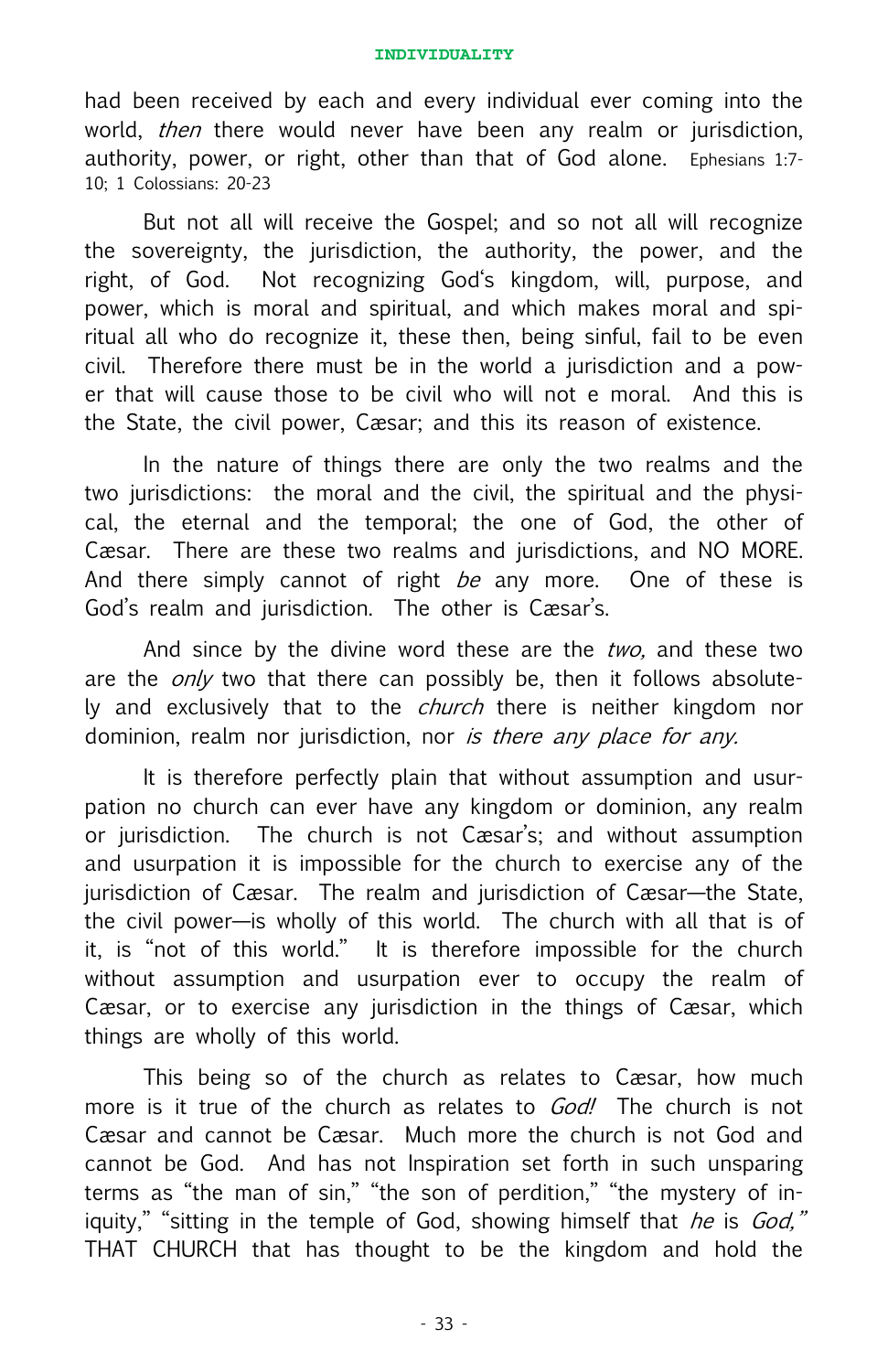had been received by each and every individual ever coming into the world, *then* there would never have been any realm or jurisdiction, authority, power, or right, other than that of God alone. Ephesians 1:7-10; 1 Colossians: 20-23

But not all will receive the Gospel; and so not all will recognize the sovereignty, the jurisdiction, the authority, the power, and the right, of God. Not recognizing God's kingdom, will, purpose, and power, which is moral and spiritual, and which makes moral and spiritual all who do recognize it, these then, being sinful, fail to be even civil. Therefore there must be in the world a jurisdiction and a power that will cause those to be civil who will not e moral. And this is the State, the civil power, Cæsar; and this its reason of existence.

In the nature of things there are only the two realms and the two jurisdictions: the moral and the civil, the spiritual and the physical, the eternal and the temporal; the one of God, the other of Cæsar. There are these two realms and jurisdictions, and NO MORE. And there simply cannot of right *be* any more. One of these is God's realm and jurisdiction. The other is Cæsar's.

And since by the divine word these are the *two,* and these two are the *only* two that there can possibly be, then it follows absolutely and exclusively that to the *church* there is neither kingdom nor dominion, realm nor jurisdiction, nor *is there any place for any.*

It is therefore perfectly plain that without assumption and usurpation no church can ever have any kingdom or dominion, any realm or jurisdiction. The church is not Cæsar's; and without assumption and usurpation it is impossible for the church to exercise any of the jurisdiction of Cæsar. The realm and jurisdiction of Cæsar—the State, the civil power—is wholly of this world. The church with all that is of it, is "not of this world." It is therefore impossible for the church without assumption and usurpation ever to occupy the realm of Cæsar, or to exercise any jurisdiction in the things of Cæsar, which things are wholly of this world.

This being so of the church as relates to Cæsar, how much more is it true of the church as relates to *God!* The church is not Cæsar and cannot be Cæsar. Much more the church is not God and cannot be God. And has not Inspiration set forth in such unsparing terms as "the man of sin," "the son of perdition," "the mystery of iniquity," "sitting in the temple of God, showing himself that *he* is *God,"* THAT CHURCH that has thought to be the kingdom and hold the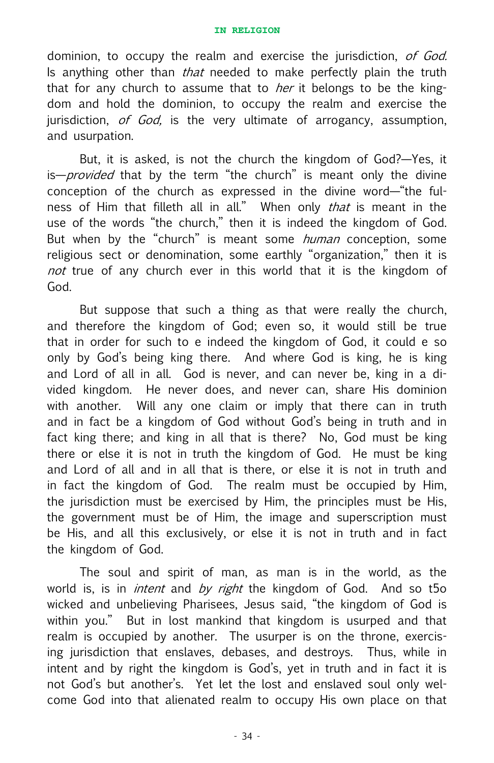dominion, to occupy the realm and exercise the jurisdiction, *of God.* Is anything other than *that* needed to make perfectly plain the truth that for any church to assume that to *her* it belongs to be the kingdom and hold the dominion, to occupy the realm and exercise the jurisdiction, *of God,* is the very ultimate of arrogancy, assumption, and usurpation.

But, it is asked, is not the church the kingdom of God?—Yes, it is—*provided* that by the term "the church" is meant only the divine conception of the church as expressed in the divine word—"the fulness of Him that filleth all in all." When only *that* is meant in the use of the words "the church," then it is indeed the kingdom of God. But when by the "church" is meant some *human* conception, some religious sect or denomination, some earthly "organization," then it is *not* true of any church ever in this world that it is the kingdom of God.

But suppose that such a thing as that were really the church, and therefore the kingdom of God; even so, it would still be true that in order for such to e indeed the kingdom of God, it could e so only by God's being king there. And where God is king, he is king and Lord of all in all. God is never, and can never be, king in a divided kingdom. He never does, and never can, share His dominion with another. Will any one claim or imply that there can in truth and in fact be a kingdom of God without God's being in truth and in fact king there; and king in all that is there? No, God must be king there or else it is not in truth the kingdom of God. He must be king and Lord of all and in all that is there, or else it is not in truth and in fact the kingdom of God. The realm must be occupied by Him, the jurisdiction must be exercised by Him, the principles must be His, the government must be of Him, the image and superscription must be His, and all this exclusively, or else it is not in truth and in fact the kingdom of God.

The soul and spirit of man, as man is in the world, as the world is, is in *intent* and *by right* the kingdom of God. And so t5o wicked and unbelieving Pharisees, Jesus said, "the kingdom of God is within you." But in lost mankind that kingdom is usurped and that realm is occupied by another. The usurper is on the throne, exercising jurisdiction that enslaves, debases, and destroys. Thus, while in intent and by right the kingdom is God's, yet in truth and in fact it is not God's but another's. Yet let the lost and enslaved soul only welcome God into that alienated realm to occupy His own place on that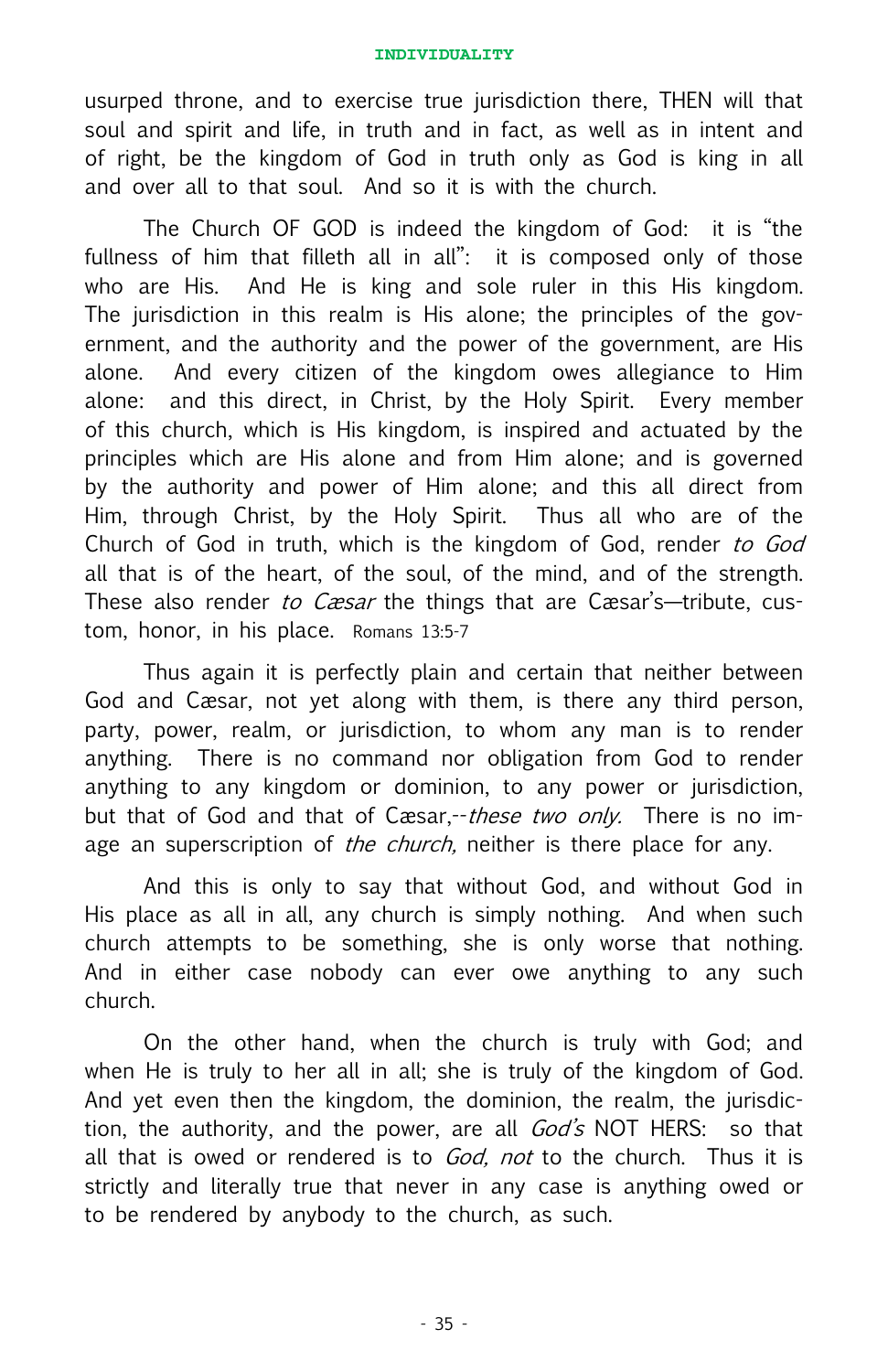usurped throne, and to exercise true jurisdiction there, THEN will that soul and spirit and life, in truth and in fact, as well as in intent and of right, be the kingdom of God in truth only as God is king in all and over all to that soul. And so it is with the church.

The Church OF GOD is indeed the kingdom of God: it is "the fullness of him that filleth all in all": it is composed only of those who are His. And He is king and sole ruler in this His kingdom. The jurisdiction in this realm is His alone; the principles of the government, and the authority and the power of the government, are His alone. And every citizen of the kingdom owes allegiance to Him alone: and this direct, in Christ, by the Holy Spirit. Every member of this church, which is His kingdom, is inspired and actuated by the principles which are His alone and from Him alone; and is governed by the authority and power of Him alone; and this all direct from Him, through Christ, by the Holy Spirit. Thus all who are of the Church of God in truth, which is the kingdom of God, render *to God* all that is of the heart, of the soul, of the mind, and of the strength. These also render *to Cæsar* the things that are Cæsar's—tribute, custom, honor, in his place. Romans 13:5-7

Thus again it is perfectly plain and certain that neither between God and Cæsar, not yet along with them, is there any third person, party, power, realm, or jurisdiction, to whom any man is to render anything. There is no command nor obligation from God to render anything to any kingdom or dominion, to any power or jurisdiction, but that of God and that of Cæsar,--*these two only.* There is no image an superscription of *the church,* neither is there place for any.

And this is only to say that without God, and without God in His place as all in all, any church is simply nothing. And when such church attempts to be something, she is only worse that nothing. And in either case nobody can ever owe anything to any such church.

On the other hand, when the church is truly with God; and when He is truly to her all in all; she is truly of the kingdom of God. And yet even then the kingdom, the dominion, the realm, the jurisdiction, the authority, and the power, are all *God's* NOT HERS: so that all that is owed or rendered is to *God, not* to the church. Thus it is strictly and literally true that never in any case is anything owed or to be rendered by anybody to the church, as such.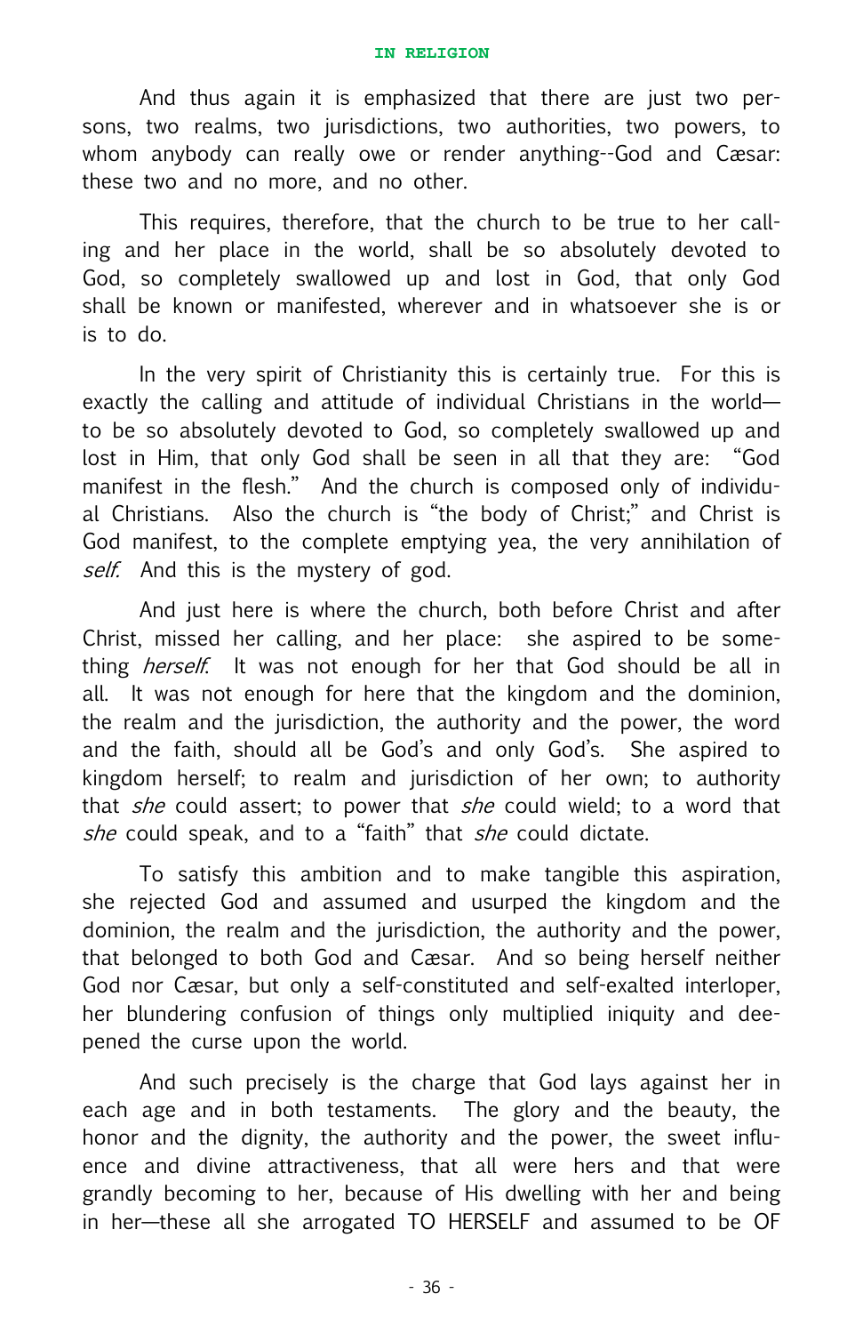And thus again it is emphasized that there are just two persons, two realms, two jurisdictions, two authorities, two powers, to whom anybody can really owe or render anything--God and Cæsar: these two and no more, and no other.

This requires, therefore, that the church to be true to her calling and her place in the world, shall be so absolutely devoted to God, so completely swallowed up and lost in God, that only God shall be known or manifested, wherever and in whatsoever she is or is to do.

In the very spirit of Christianity this is certainly true. For this is exactly the calling and attitude of individual Christians in the world—to be so absolutely devoted to God, so completely swallowed up and lost in Him, that only God shall be seen in all that they are: "God manifest in the flesh." And the church is composed only of individual Christians. Also the church is "the body of Christ;" and Christ is God manifest, to the complete emptying yea, the very annihilation of *self.* And this is the mystery of god.

And just here is where the church, both before Christ and after Christ, missed her calling, and her place: she aspired to be something *herself.* It was not enough for her that God should be all in all. It was not enough for here that the kingdom and the dominion, the realm and the jurisdiction, the authority and the power, the word and the faith, should all be God's and only God's. She aspired to kingdom herself; to realm and jurisdiction of her own; to authority that *she* could assert; to power that *she* could wield; to a word that *she* could speak, and to a "faith" that *she* could dictate.

To satisfy this ambition and to make tangible this aspiration, she rejected God and assumed and usurped the kingdom and the dominion, the realm and the jurisdiction, the authority and the power, that belonged to both God and Cæsar. And so being herself neither God nor Cæsar, but only a self-constituted and self-exalted interloper, her blundering confusion of things only multiplied iniquity and deepened the curse upon the world.

And such precisely is the charge that God lays against her in each age and in both testaments. The glory and the beauty, the honor and the dignity, the authority and the power, the sweet influence and divine attractiveness, that all were hers and that were grandly becoming to her, because of His dwelling with her and being in her—these all she arrogated TO HERSELF and assumed to be OF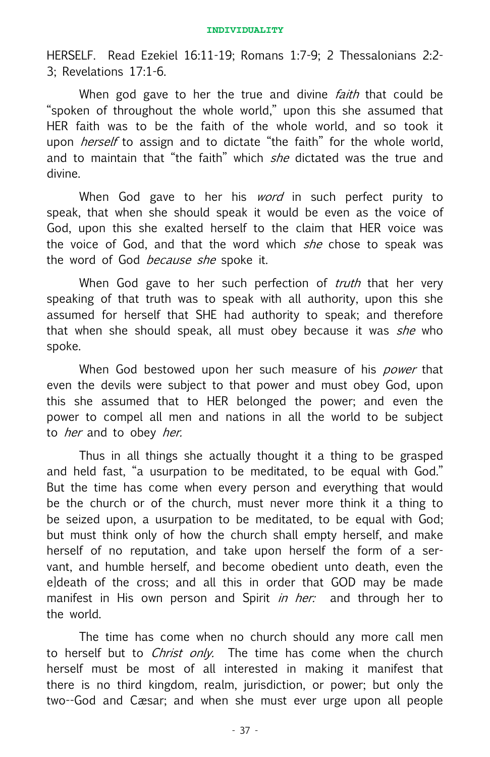HERSELF. Read Ezekiel 16:11-19; Romans 1:7-9; 2 Thessalonians 2:2-3; Revelations 17:1-6.

When god gave to her the true and divine *faith* that could be "spoken of throughout the whole world," upon this she assumed that HER faith was to be the faith of the whole world, and so took it upon *herself* to assign and to dictate "the faith" for the whole world, and to maintain that "the faith" which *she* dictated was the true and divine.

When God gave to her his *word* in such perfect purity to speak, that when she should speak it would be even as the voice of God, upon this she exalted herself to the claim that HER voice was the voice of God, and that the word which *she* chose to speak was the word of God *because she* spoke it.

When God gave to her such perfection of *truth* that her very speaking of that truth was to speak with all authority, upon this she assumed for herself that SHE had authority to speak; and therefore that when she should speak, all must obey because it was *she* who spoke.

When God bestowed upon her such measure of his *power* that even the devils were subject to that power and must obey God, upon this she assumed that to HER belonged the power; and even the power to compel all men and nations in all the world to be subject to *her* and to obey *her.*

Thus in all things she actually thought it a thing to be grasped and held fast, "a usurpation to be meditated, to be equal with God." But the time has come when every person and everything that would be the church or of the church, must never more think it a thing to be seized upon, a usurpation to be meditated, to be equal with God; but must think only of how the church shall empty herself, and make herself of no reputation, and take upon herself the form of a servant, and humble herself, and become obedient unto death, even the e]death of the cross; and all this in order that GOD may be made manifest in His own person and Spirit *in her:* and through her to the world.

The time has come when no church should any more call men to herself but to *Christ only.* The time has come when the church herself must be most of all interested in making it manifest that there is no third kingdom, realm, jurisdiction, or power; but only the two--God and Cæsar; and when she must ever urge upon all people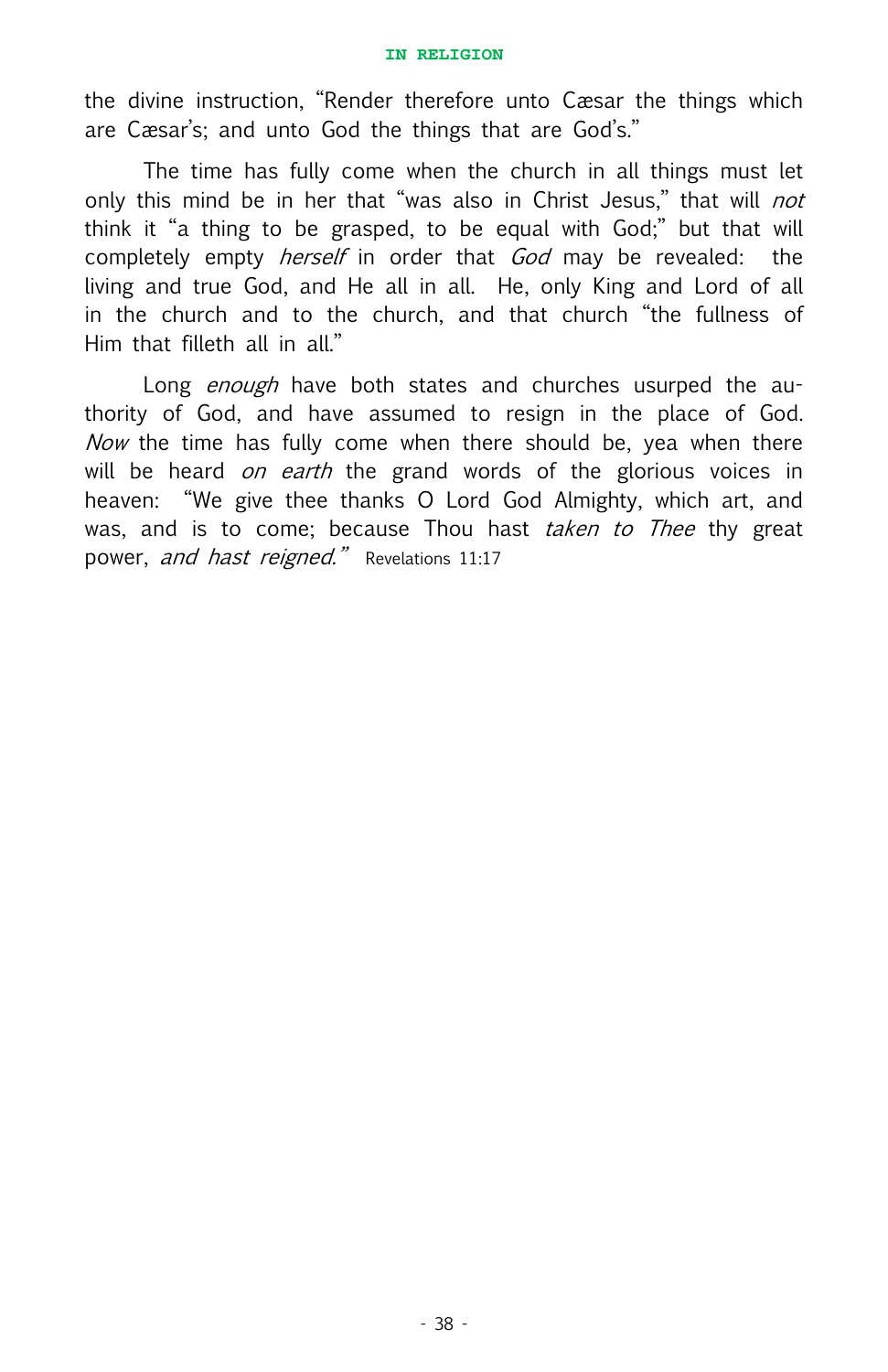the divine instruction, "Render therefore unto Cæsar the things which are Cæsar's; and unto God the things that are God's."

The time has fully come when the church in all things must let only this mind be in her that "was also in Christ Jesus," that will *not* think it "a thing to be grasped, to be equal with God;" but that will completely empty *herself* in order that *God* may be revealed: the living and true God, and He all in all. He, only King and Lord of all in the church and to the church, and that church "the fullness of Him that filleth all in all."

Long *enough* have both states and churches usurped the authority of God, and have assumed to resign in the place of God. *Now* the time has fully come when there should be, yea when there will be heard *on earth* the grand words of the glorious voices in heaven: "We give thee thanks O Lord God Almighty, which art, and was, and is to come; because Thou hast *taken to Thee* thy great power, *and hast reigned."* Revelations 11:17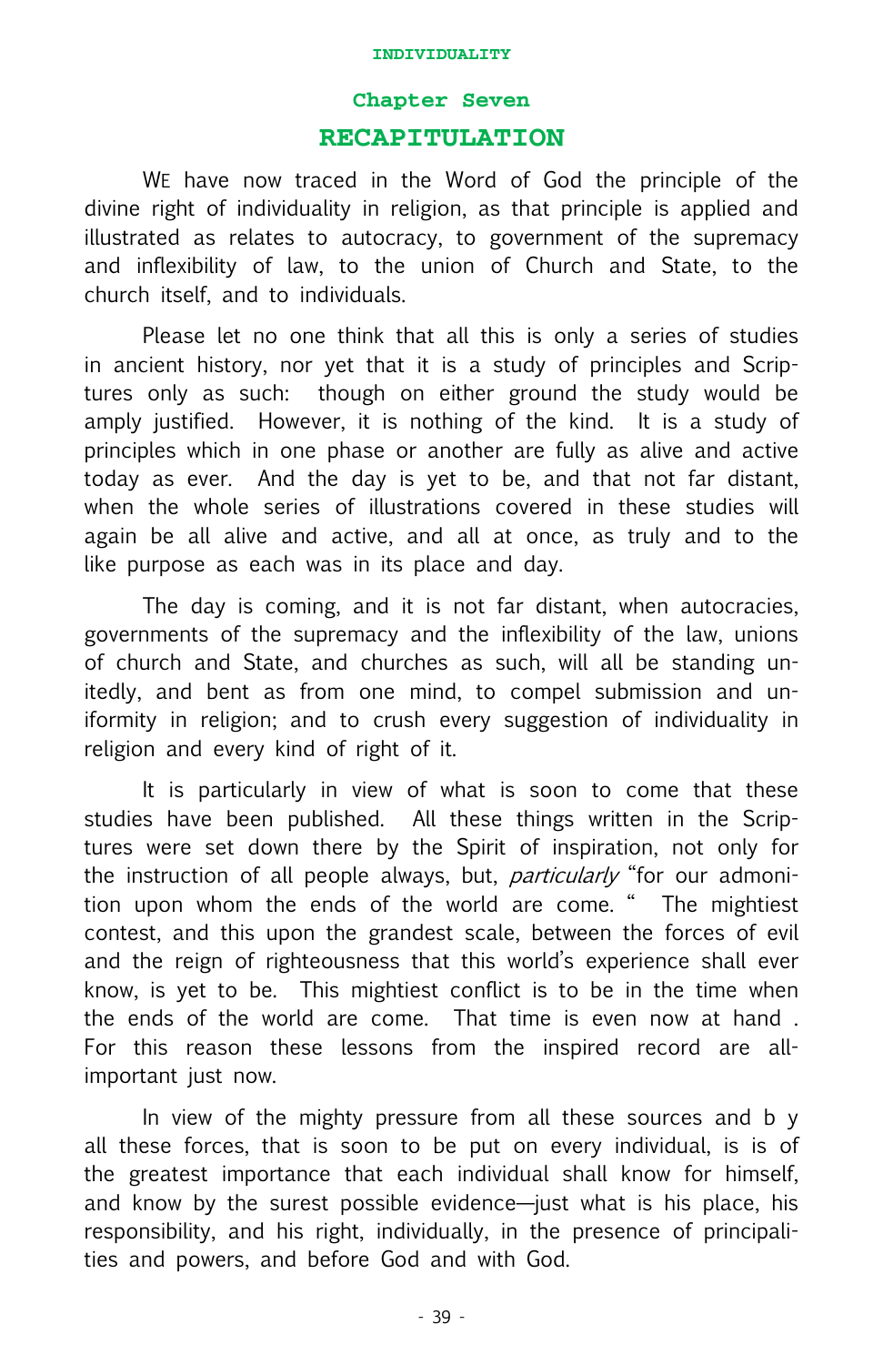## Chapter Seven

# RECAPITULATION

WE have now traced in the Word of God the principle of the divine right of individuality in religion, as that principle is applied and illustrated as relates to autocracy, to government of the supremacy and inflexibility of law, to the union of Church and State, to the church itself, and to individuals.

Please let no one think that all this is only a series of studies in ancient history, nor yet that it is a study of principles and Scriptures only as such: though on either ground the study would be amply justified. However, it is nothing of the kind. It is a study of principles which in one phase or another are fully as alive and active today as ever. And the day is yet to be, and that not far distant, when the whole series of illustrations covered in these studies will again be all alive and active, and all at once, as truly and to the like purpose as each was in its place and day.

The day is coming, and it is not far distant, when autocracies, governments of the supremacy and the inflexibility of the law, unions of church and State, and churches as such, will all be standing unitedly, and bent as from one mind, to compel submission and uniformity in religion; and to crush every suggestion of individuality in religion and every kind of right of it.

It is particularly in view of what is soon to come that these studies have been published. All these things written in the Scriptures were set down there by the Spirit of inspiration, not only for the instruction of all people always, but, *particularly* "for our admonition upon whom the ends of the world are come. " The mightiest contest, and this upon the grandest scale, between the forces of evil and the reign of righteousness that this world's experience shall ever know, is yet to be. This mightiest conflict is to be in the time when the ends of the world are come. That time is even now at hand . For this reason these lessons from the inspired record are all-important just now.

In view of the mighty pressure from all these sources and b y all these forces, that is soon to be put on every individual, is is of the greatest importance that each individual shall know for himself, and know by the surest possible evidence—just what is his place, his responsibility, and his right, individually, in the presence of principalities and powers, and before God and with God.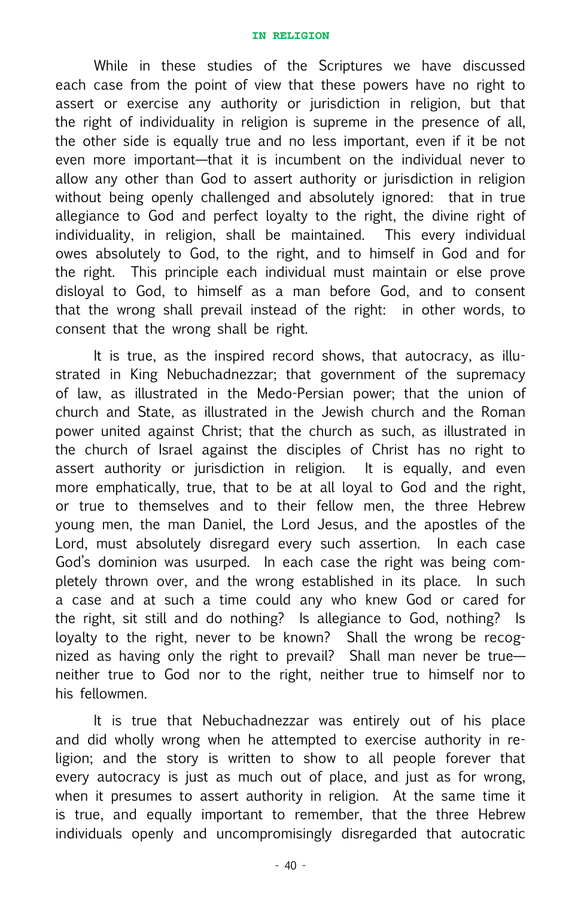While in these studies of the Scriptures we have discussed each case from the point of view that these powers have no right to assert or exercise any authority or jurisdiction in religion, but that the right of individuality in religion is supreme in the presence of all, the other side is equally true and no less important, even if it be not even more important—that it is incumbent on the individual never to allow any other than God to assert authority or jurisdiction in religion without being openly challenged and absolutely ignored: that in true allegiance to God and perfect loyalty to the right, the divine right of individuality, in religion, shall be maintained. This every individual owes absolutely to God, to the right, and to himself in God and for the right. This principle each individual must maintain or else prove disloyal to God, to himself as a man before God, and to consent that the wrong shall prevail instead of the right: in other words, to consent that the wrong shall be right.

It is true, as the inspired record shows, that autocracy, as illustrated in King Nebuchadnezzar; that government of the supremacy of law, as illustrated in the Medo-Persian power; that the union of church and State, as illustrated in the Jewish church and the Roman power united against Christ; that the church as such, as illustrated in the church of Israel against the disciples of Christ has no right to assert authority or jurisdiction in religion. It is equally, and even more emphatically, true, that to be at all loyal to God and the right, or true to themselves and to their fellow men, the three Hebrew young men, the man Daniel, the Lord Jesus, and the apostles of the Lord, must absolutely disregard every such assertion. In each case God's dominion was usurped. In each case the right was being completely thrown over, and the wrong established in its place. In such a case and at such a time could any who knew God or cared for the right, sit still and do nothing? Is allegiance to God, nothing? Is loyalty to the right, never to be known? Shall the wrong be recognized as having only the right to prevail? Shall man never be true—neither true to God nor to the right, neither true to himself nor to his fellowmen.

It is true that Nebuchadnezzar was entirely out of his place and did wholly wrong when he attempted to exercise authority in religion; and the story is written to show to all people forever that every autocracy is just as much out of place, and just as for wrong, when it presumes to assert authority in religion. At the same time it is true, and equally important to remember, that the three Hebrew individuals openly and uncompromisingly disregarded that autocratic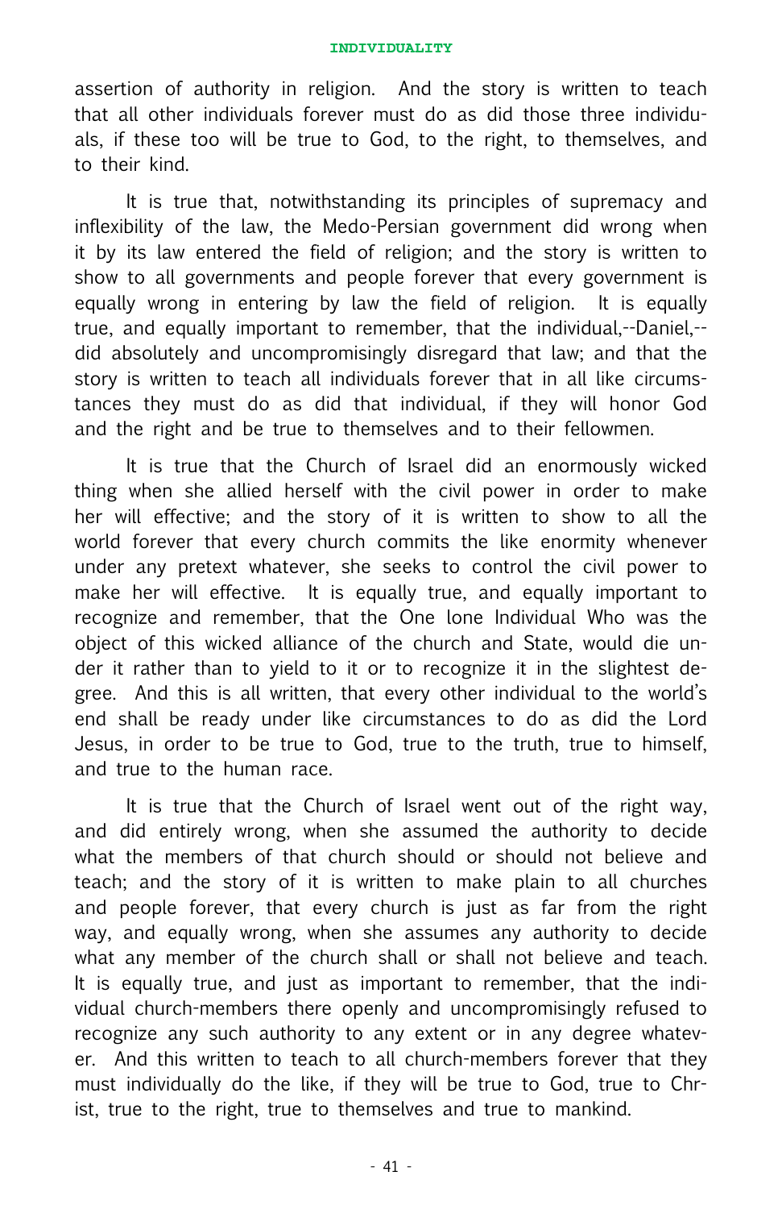assertion of authority in religion. And the story is written to teach that all other individuals forever must do as did those three individuals, if these too will be true to God, to the right, to themselves, and to their kind.

It is true that, notwithstanding its principles of supremacy and inflexibility of the law, the Medo-Persian government did wrong when it by its law entered the field of religion; and the story is written to show to all governments and people forever that every government is equally wrong in entering by law the field of religion. It is equally true, and equally important to remember, that the individual,--Daniel,--did absolutely and uncompromisingly disregard that law; and that the story is written to teach all individuals forever that in all like circumstances they must do as did that individual, if they will honor God and the right and be true to themselves and to their fellowmen.

It is true that the Church of Israel did an enormously wicked thing when she allied herself with the civil power in order to make her will effective; and the story of it is written to show to all the world forever that every church commits the like enormity whenever under any pretext whatever, she seeks to control the civil power to make her will effective. It is equally true, and equally important to recognize and remember, that the One lone Individual Who was the object of this wicked alliance of the church and State, would die under it rather than to yield to it or to recognize it in the slightest degree. And this is all written, that every other individual to the world's end shall be ready under like circumstances to do as did the Lord Jesus, in order to be true to God, true to the truth, true to himself, and true to the human race.

It is true that the Church of Israel went out of the right way, and did entirely wrong, when she assumed the authority to decide what the members of that church should or should not believe and teach; and the story of it is written to make plain to all churches and people forever, that every church is just as far from the right way, and equally wrong, when she assumes any authority to decide what any member of the church shall or shall not believe and teach. It is equally true, and just as important to remember, that the individual church-members there openly and uncompromisingly refused to recognize any such authority to any extent or in any degree whatever. And this written to teach to all church-members forever that they must individually do the like, if they will be true to God, true to Christ, true to the right, true to themselves and true to mankind.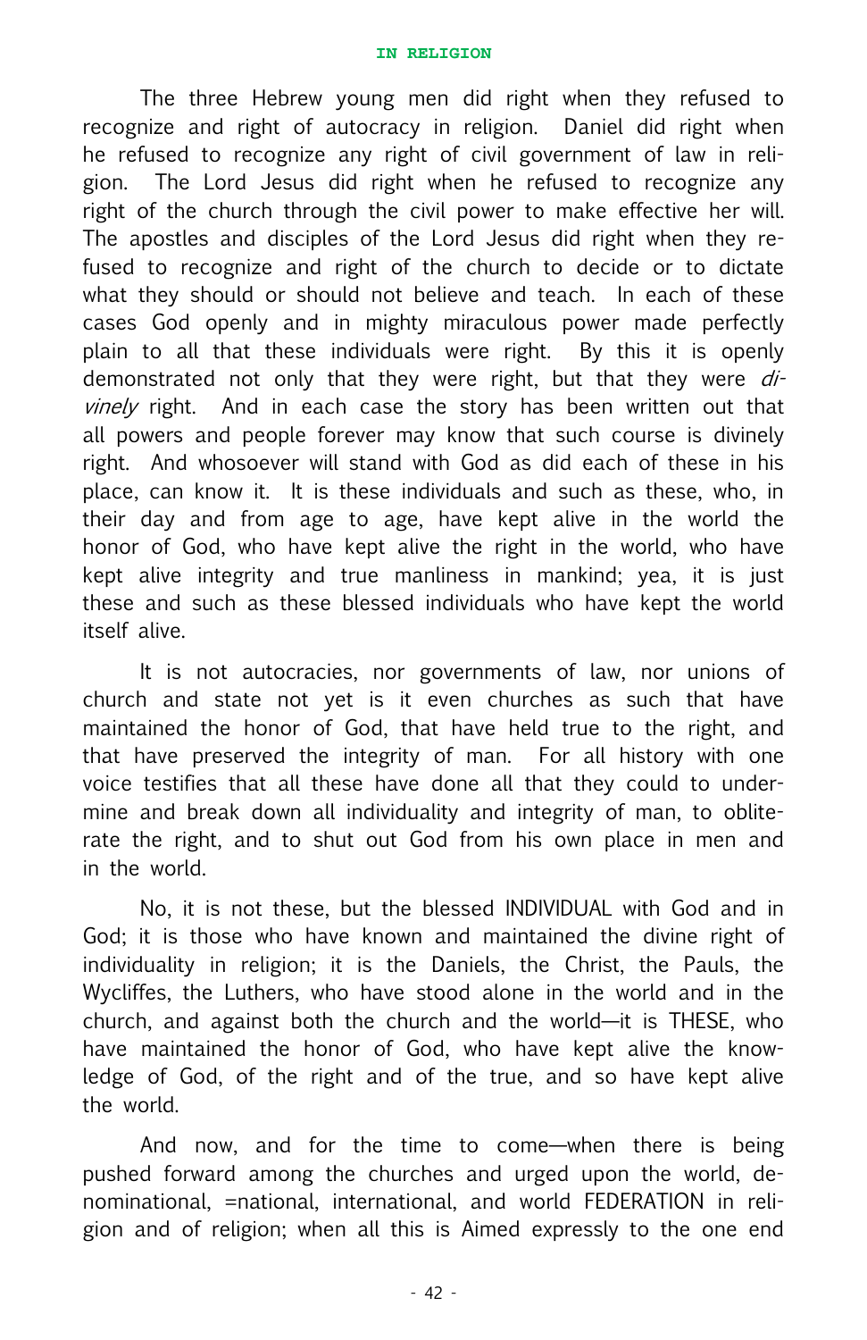The three Hebrew young men did right when they refused to recognize and right of autocracy in religion. Daniel did right when he refused to recognize any right of civil government of law in religion. The Lord Jesus did right when he refused to recognize any right of the church through the civil power to make effective her will. The apostles and disciples of the Lord Jesus did right when they refused to recognize and right of the church to decide or to dictate what they should or should not believe and teach. In each of these cases God openly and in mighty miraculous power made perfectly plain to all that these individuals were right. By this it is openly demonstrated not only that they were right, but that they were *divinely* right. And in each case the story has been written out that all powers and people forever may know that such course is divinely right. And whosoever will stand with God as did each of these in his place, can know it. It is these individuals and such as these, who, in their day and from age to age, have kept alive in the world the honor of God, who have kept alive the right in the world, who have kept alive integrity and true manliness in mankind; yea, it is just these and such as these blessed individuals who have kept the world itself alive.

It is not autocracies, nor governments of law, nor unions of church and state not yet is it even churches as such that have maintained the honor of God, that have held true to the right, and that have preserved the integrity of man. For all history with one voice testifies that all these have done all that they could to undermine and break down all individuality and integrity of man, to obliterate the right, and to shut out God from his own place in men and in the world.

No, it is not these, but the blessed INDIVIDUAL with God and in God; it is those who have known and maintained the divine right of individuality in religion; it is the Daniels, the Christ, the Pauls, the Wycliffes, the Luthers, who have stood alone in the world and in the church, and against both the church and the world—it is THESE, who have maintained the honor of God, who have kept alive the knowledge of God, of the right and of the true, and so have kept alive the world.

And now, and for the time to come—when there is being pushed forward among the churches and urged upon the world, denominational, =national, international, and world FEDERATION in religion and of religion; when all this is Aimed expressly to the one end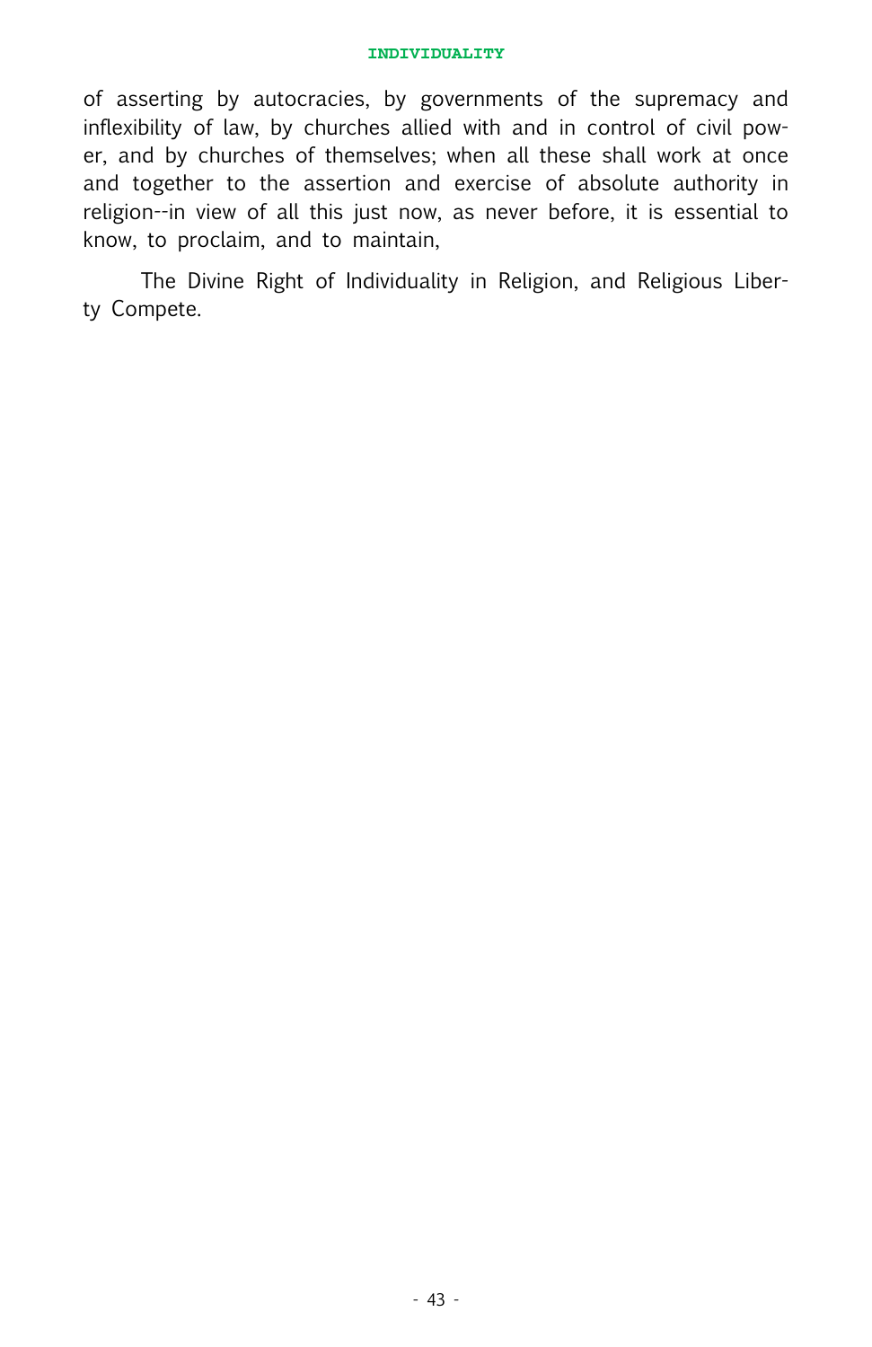of asserting by autocracies, by governments of the supremacy and inflexibility of law, by churches allied with and in control of civil power, and by churches of themselves; when all these shall work at once and together to the assertion and exercise of absolute authority in religion--in view of all this just now, as never before, it is essential to know, to proclaim, and to maintain,

The Divine Right of Individuality in Religion, and Religious Liberty Compete.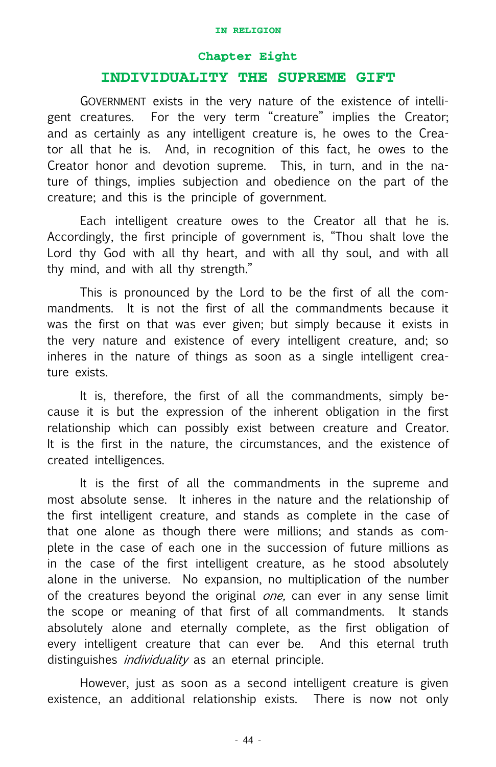## Chapter Eight

# INDIVIDUALITY THE SUPREME GIFT

GOVERNMENT exists in the very nature of the existence of intelligent creatures. For the very term "creature" implies the Creator; and as certainly as any intelligent creature is, he owes to the Creator all that he is. And, in recognition of this fact, he owes to the Creator honor and devotion supreme. This, in turn, and in the nature of things, implies subjection and obedience on the part of the creature; and this is the principle of government.

Each intelligent creature owes to the Creator all that he is. Accordingly, the first principle of government is, "Thou shalt love the Lord thy God with all thy heart, and with all thy soul, and with all thy mind, and with all thy strength."

This is pronounced by the Lord to be the first of all the commandments. It is not the first of all the commandments because it was the first on that was ever given; but simply because it exists in the very nature and existence of every intelligent creature, and; so inheres in the nature of things as soon as a single intelligent creature exists.

It is, therefore, the first of all the commandments, simply because it is but the expression of the inherent obligation in the first relationship which can possibly exist between creature and Creator. It is the first in the nature, the circumstances, and the existence of created intelligences.

It is the first of all the commandments in the supreme and most absolute sense. It inheres in the nature and the relationship of the first intelligent creature, and stands as complete in the case of that one alone as though there were millions; and stands as complete in the case of each one in the succession of future millions as in the case of the first intelligent creature, as he stood absolutely alone in the universe. No expansion, no multiplication of the number of the creatures beyond the original *one,* can ever in any sense limit the scope or meaning of that first of all commandments. It stands absolutely alone and eternally complete, as the first obligation of every intelligent creature that can ever be. And this eternal truth distinguishes *individuality* as an eternal principle.

However, just as soon as a second intelligent creature is given existence, an additional relationship exists. There is now not only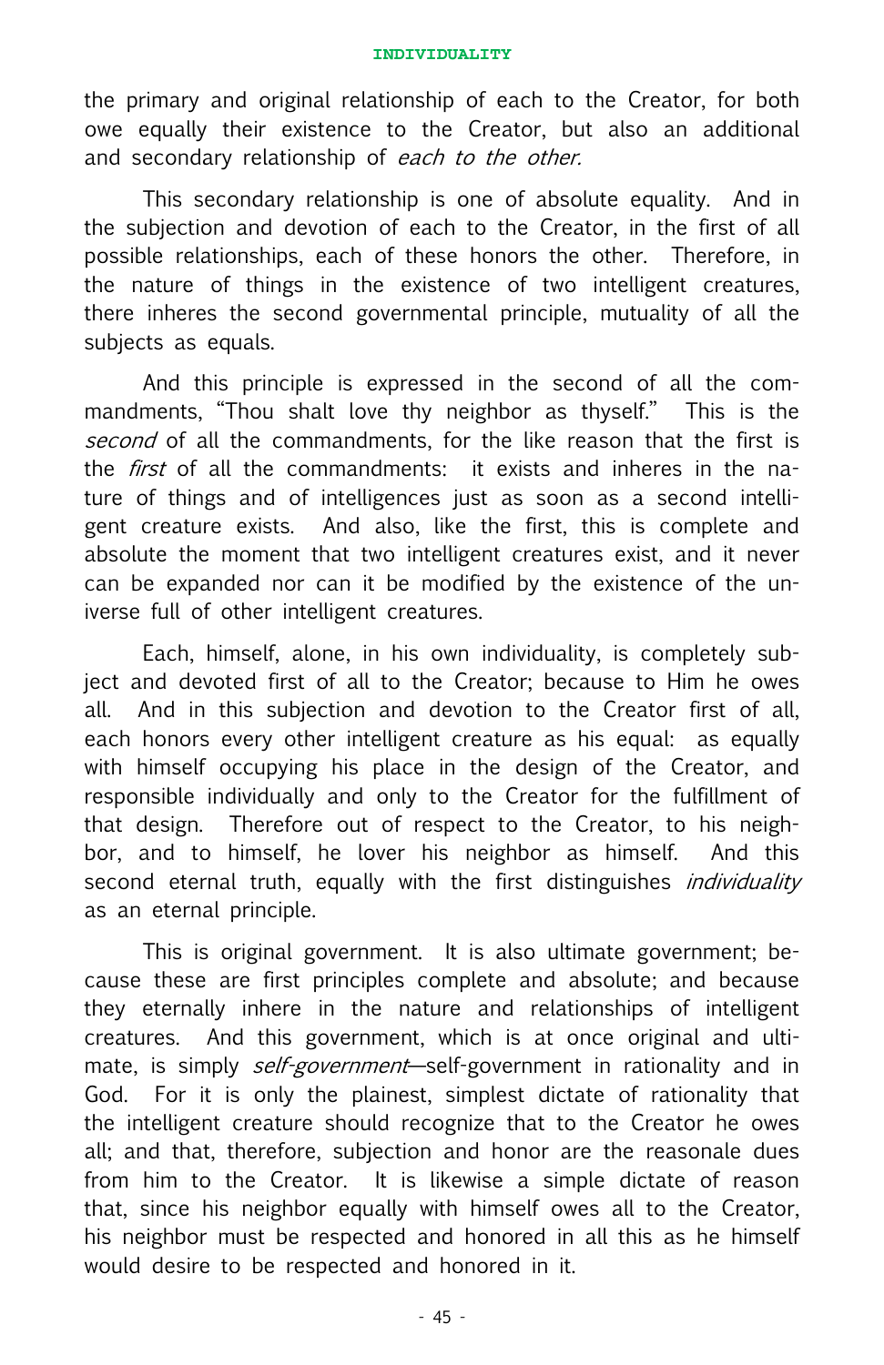the primary and original relationship of each to the Creator, for both owe equally their existence to the Creator, but also an additional and secondary relationship of *each to the other.*

This secondary relationship is one of absolute equality. And in the subjection and devotion of each to the Creator, in the first of all possible relationships, each of these honors the other. Therefore, in the nature of things in the existence of two intelligent creatures, there inheres the second governmental principle, mutuality of all the subjects as equals.

And this principle is expressed in the second of all the commandments, "Thou shalt love thy neighbor as thyself." This is the *second* of all the commandments, for the like reason that the first is the *first* of all the commandments: it exists and inheres in the nature of things and of intelligences just as soon as a second intelligent creature exists. And also, like the first, this is complete and absolute the moment that two intelligent creatures exist, and it never can be expanded nor can it be modified by the existence of the universe full of other intelligent creatures.

Each, himself, alone, in his own individuality, is completely subject and devoted first of all to the Creator; because to Him he owes all. And in this subjection and devotion to the Creator first of all, each honors every other intelligent creature as his equal: as equally with himself occupying his place in the design of the Creator, and responsible individually and only to the Creator for the fulfillment of that design. Therefore out of respect to the Creator, to his neighbor, and to himself, he lover his neighbor as himself. And this second eternal truth, equally with the first distinguishes *individuality* as an eternal principle.

This is original government. It is also ultimate government; because these are first principles complete and absolute; and because they eternally inhere in the nature and relationships of intelligent creatures. And this government, which is at once original and ultimate, is simply *self-government*—self-government in rationality and in God. For it is only the plainest, simplest dictate of rationality that the intelligent creature should recognize that to the Creator he owes all; and that, therefore, subjection and honor are the reasonale dues from him to the Creator. It is likewise a simple dictate of reason that, since his neighbor equally with himself owes all to the Creator, his neighbor must be respected and honored in all this as he himself would desire to be respected and honored in it.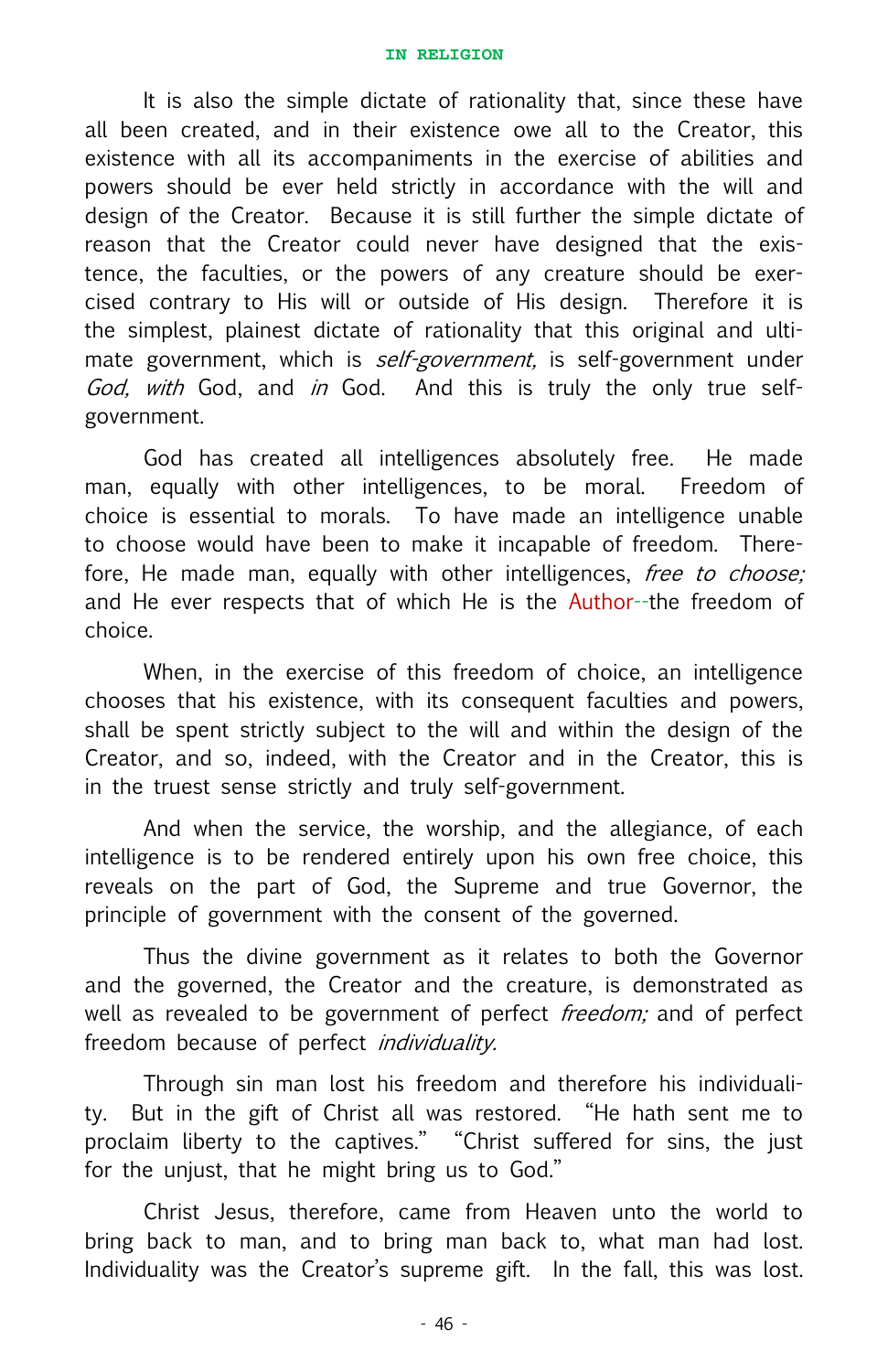It is also the simple dictate of rationality that, since these have all been created, and in their existence owe all to the Creator, this existence with all its accompaniments in the exercise of abilities and powers should be ever held strictly in accordance with the will and design of the Creator. Because it is still further the simple dictate of reason that the Creator could never have designed that the existence, the faculties, or the powers of any creature should be exercised contrary to His will or outside of His design. Therefore it is the simplest, plainest dictate of rationality that this original and ultimate government, which is *self-government,* is self-government under *God, with* God, and *in* God. And this is truly the only true self-government.

God has created all intelligences absolutely free. He made man, equally with other intelligences, to be moral. Freedom of choice is essential to morals. To have made an intelligence unable to choose would have been to make it incapable of freedom. Therefore, He made man, equally with other intelligences, *free to choose;* and He ever respects that of which He is the Author--the freedom of choice.

When, in the exercise of this freedom of choice, an intelligence chooses that his existence, with its consequent faculties and powers, shall be spent strictly subject to the will and within the design of the Creator, and so, indeed, with the Creator and in the Creator, this is in the truest sense strictly and truly self-government.

And when the service, the worship, and the allegiance, of each intelligence is to be rendered entirely upon his own free choice, this reveals on the part of God, the Supreme and true Governor, the principle of government with the consent of the governed.

Thus the divine government as it relates to both the Governor and the governed, the Creator and the creature, is demonstrated as well as revealed to be government of perfect *freedom;* and of perfect freedom because of perfect *individuality.*

Through sin man lost his freedom and therefore his individuality. But in the gift of Christ all was restored. "He hath sent me to proclaim liberty to the captives." "Christ suffered for sins, the just for the unjust, that he might bring us to God."

Christ Jesus, therefore, came from Heaven unto the world to bring back to man, and to bring man back to, what man had lost. Individuality was the Creator's supreme gift. In the fall, this was lost.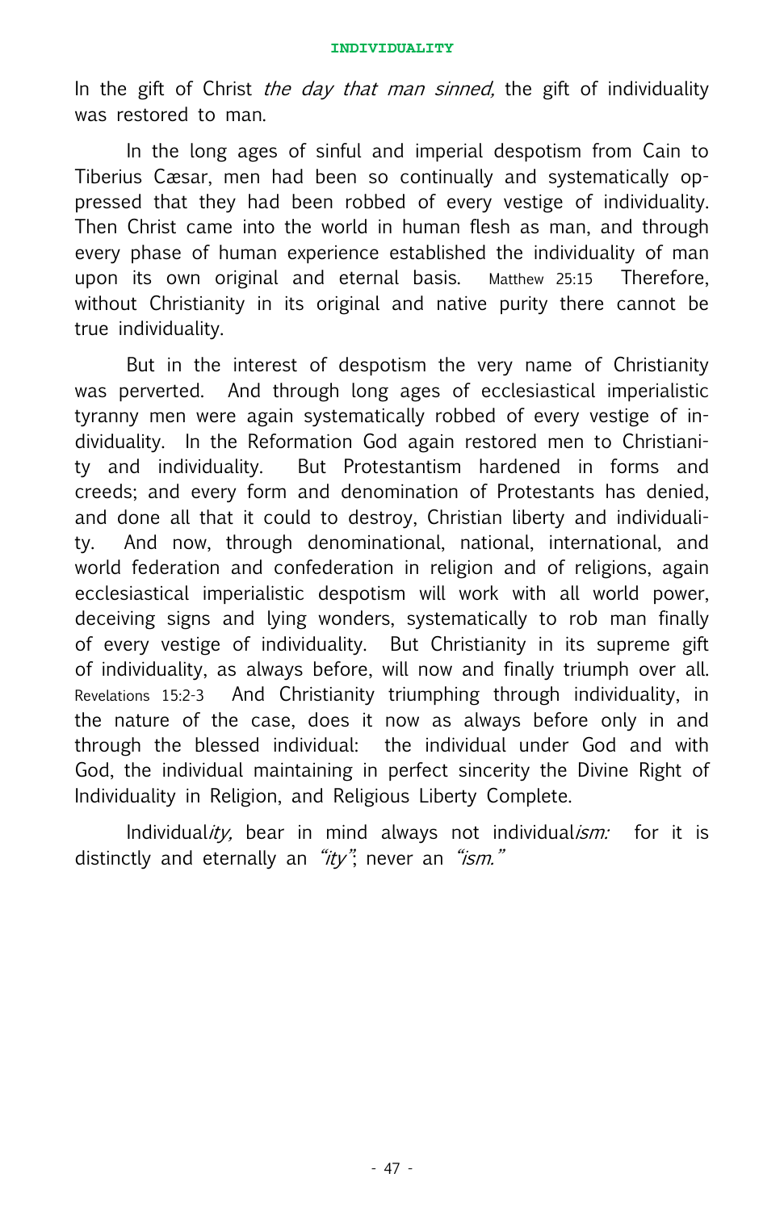In the gift of Christ *the day that man sinned,* the gift of individuality was restored to man.

In the long ages of sinful and imperial despotism from Cain to Tiberius Cæsar, men had been so continually and systematically oppressed that they had been robbed of every vestige of individuality. Then Christ came into the world in human flesh as man, and through every phase of human experience established the individuality of man upon its own original and eternal basis. Matthew 25:15 Therefore, without Christianity in its original and native purity there cannot be true individuality.

But in the interest of despotism the very name of Christianity was perverted. And through long ages of ecclesiastical imperialistic tyranny men were again systematically robbed of every vestige of individuality. In the Reformation God again restored men to Christianity and individuality. But Protestantism hardened in forms and creeds; and every form and denomination of Protestants has denied, and done all that it could to destroy, Christian liberty and individuality. And now, through denominational, national, international, and world federation and confederation in religion and of religions, again ecclesiastical imperialistic despotism will work with all world power, deceiving signs and lying wonders, systematically to rob man finally of every vestige of individuality. But Christianity in its supreme gift of individuality, as always before, will now and finally triumph over all. Revelations 15:2-3 And Christianity triumphing through individuality, in the nature of the case, does it now as always before only in and through the blessed individual: the individual under God and with God, the individual maintaining in perfect sincerity the Divine Right of Individuality in Religion, and Religious Liberty Complete.

Individual*ity,* bear in mind always not individual*ism:* for it is distinctly and eternally an *"ity"*; never an *"ism."*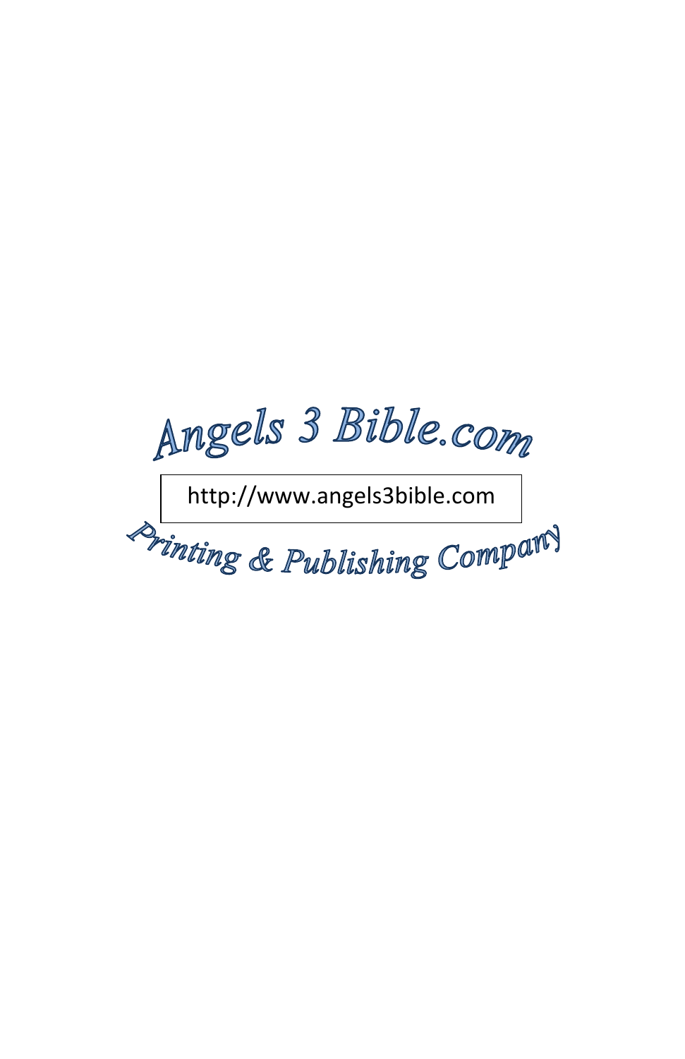Angels 3 Bible.com

http://www.angels3bible.com

Printing & Publishing Company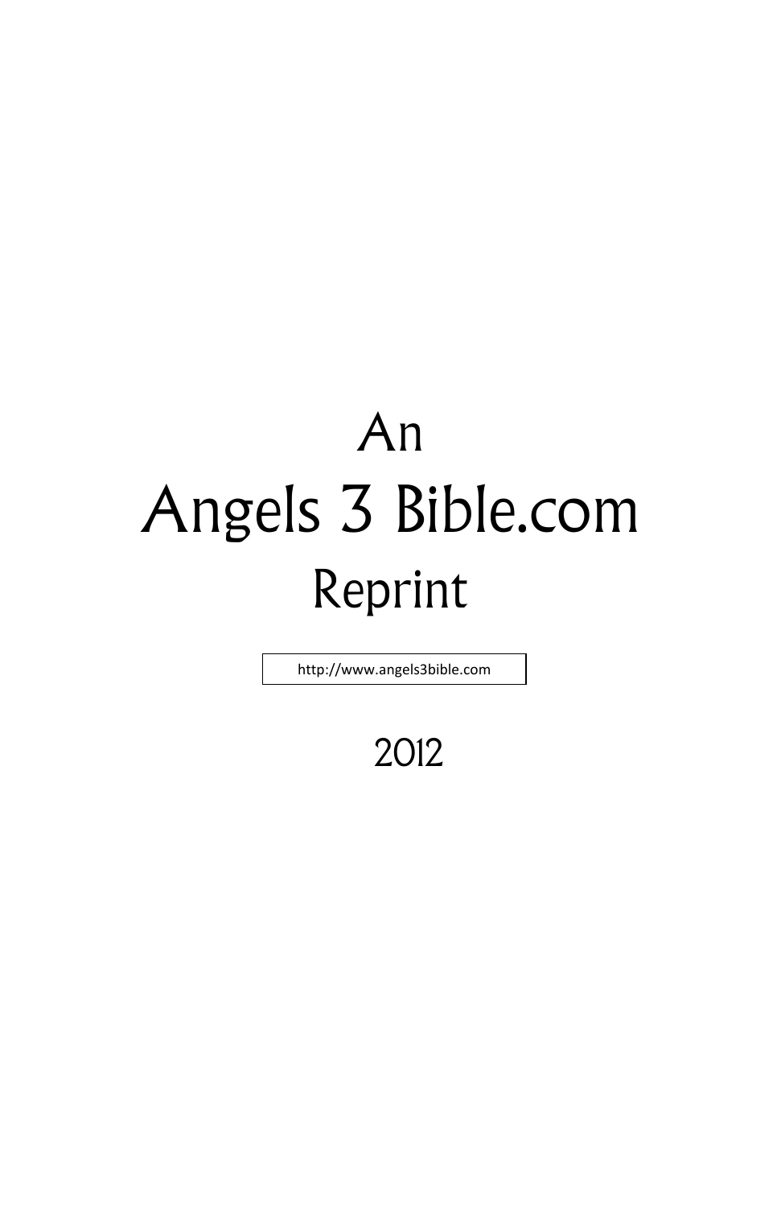# An
# Angels 3 Bible.com
# Reprint

http://www.angels3bible.com

2012